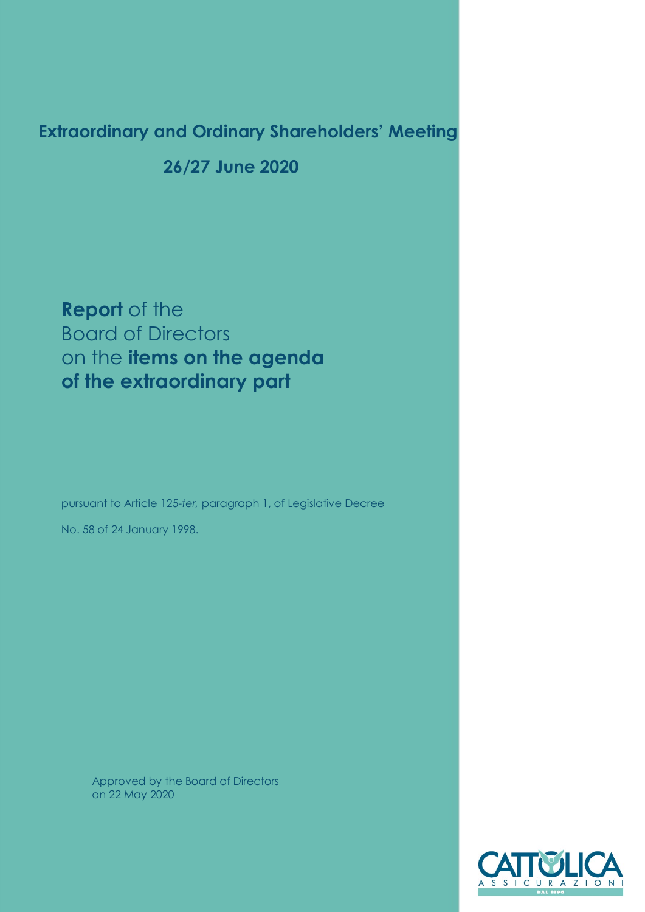# Extraordinary and Ordinary Shareholders' Meeting

## 26/27 June 2020

**Report** of the
Board of Directors
on the **items on the agenda of the extraordinary part**

pursuant to Article 125-*ter,* paragraph 1, of Legislative Decree No. 58 of 24 January 1998.

Approved by the Board of Directors on 22 May 2020

CATTOLICA ASSICURAZIONI DAL 1896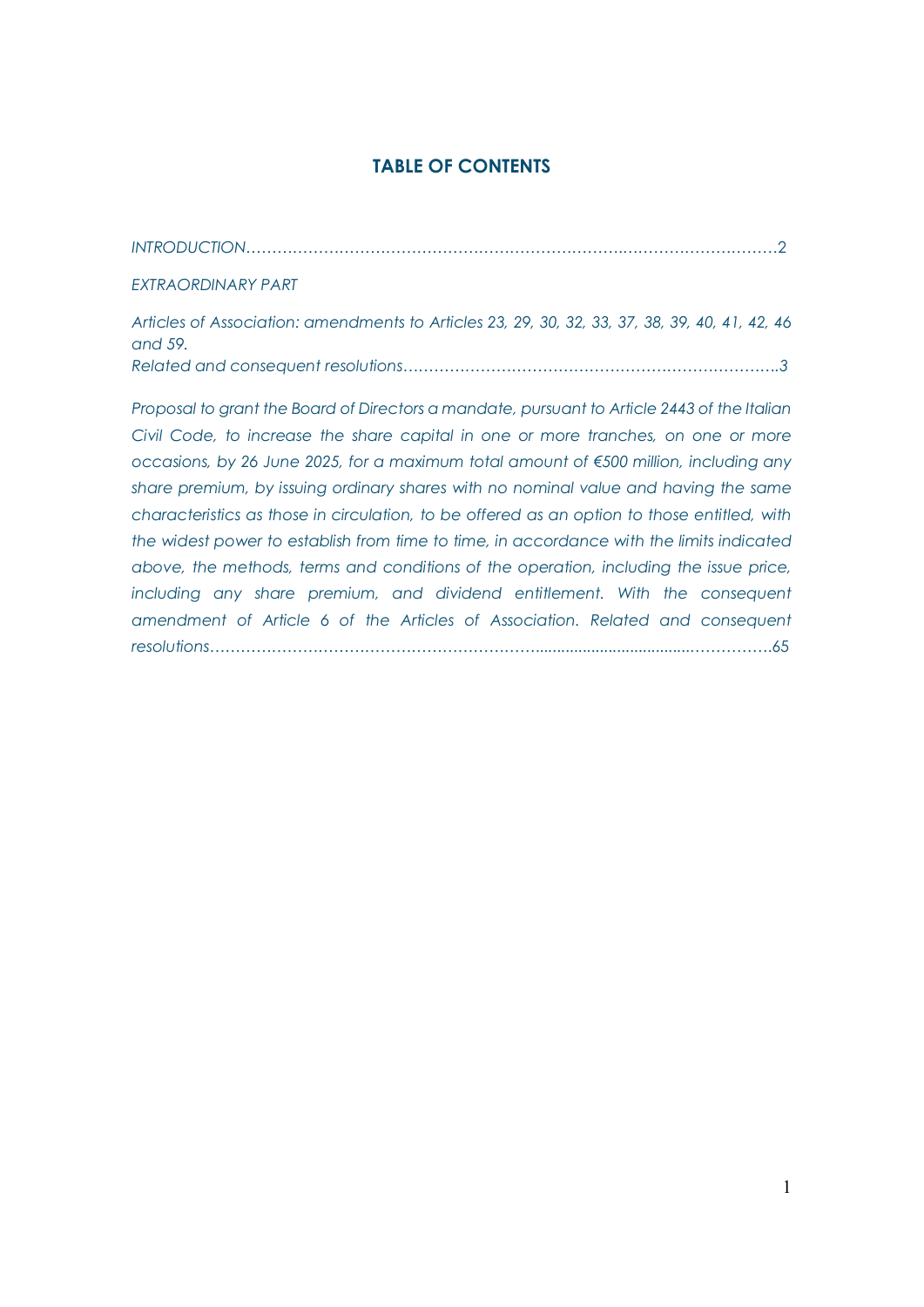# TABLE OF CONTENTS

*INTRODUCTION*……………………………………………………………………………………………2

*EXTRAORDINARY PART*

*Articles of Association: amendments to Articles 23, 29, 30, 32, 33, 37, 38, 39, 40, 41, 42, 46 and 59.*
*Related and consequent resolutions*………………………………………………………………..3

*Proposal to grant the Board of Directors a mandate, pursuant to Article 2443 of the Italian Civil Code, to increase the share capital in one or more tranches, on one or more occasions, by 26 June 2025, for a maximum total amount of €500 million, including any share premium, by issuing ordinary shares with no nominal value and having the same characteristics as those in circulation, to be offered as an option to those entitled, with the widest power to establish from time to time, in accordance with the limits indicated above, the methods, terms and conditions of the operation, including the issue price, including any share premium, and dividend entitlement. With the consequent amendment of Article 6 of the Articles of Association. Related and consequent resolutions*…………………………………………………………………………………………….65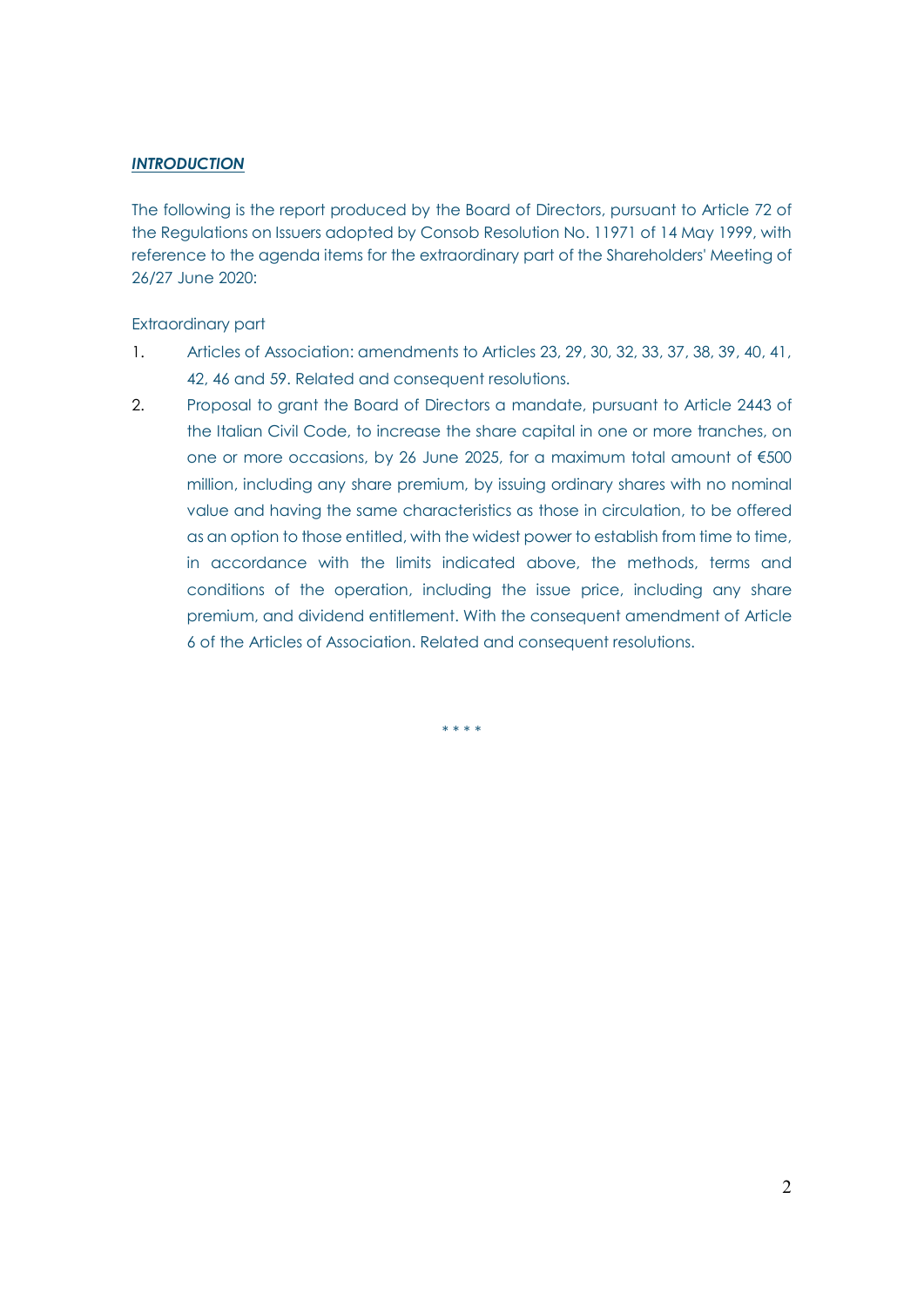***INTRODUCTION***

The following is the report produced by the Board of Directors, pursuant to Article 72 of the Regulations on Issuers adopted by Consob Resolution No. 11971 of 14 May 1999, with reference to the agenda items for the extraordinary part of the Shareholders' Meeting of 26/27 June 2020:

Extraordinary part

1. Articles of Association: amendments to Articles 23, 29, 30, 32, 33, 37, 38, 39, 40, 41, 42, 46 and 59. Related and consequent resolutions.
2. Proposal to grant the Board of Directors a mandate, pursuant to Article 2443 of the Italian Civil Code, to increase the share capital in one or more tranches, on one or more occasions, by 26 June 2025, for a maximum total amount of €500 million, including any share premium, by issuing ordinary shares with no nominal value and having the same characteristics as those in circulation, to be offered as an option to those entitled, with the widest power to establish from time to time, in accordance with the limits indicated above, the methods, terms and conditions of the operation, including the issue price, including any share premium, and dividend entitlement. With the consequent amendment of Article 6 of the Articles of Association. Related and consequent resolutions.

\* \* \* \*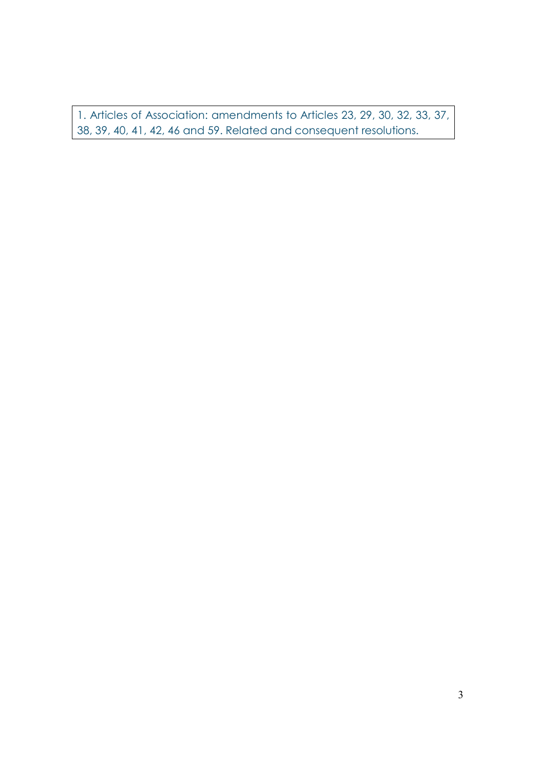1. Articles of Association: amendments to Articles 23, 29, 30, 32, 33, 37, 38, 39, 40, 41, 42, 46 and 59. Related and consequent resolutions.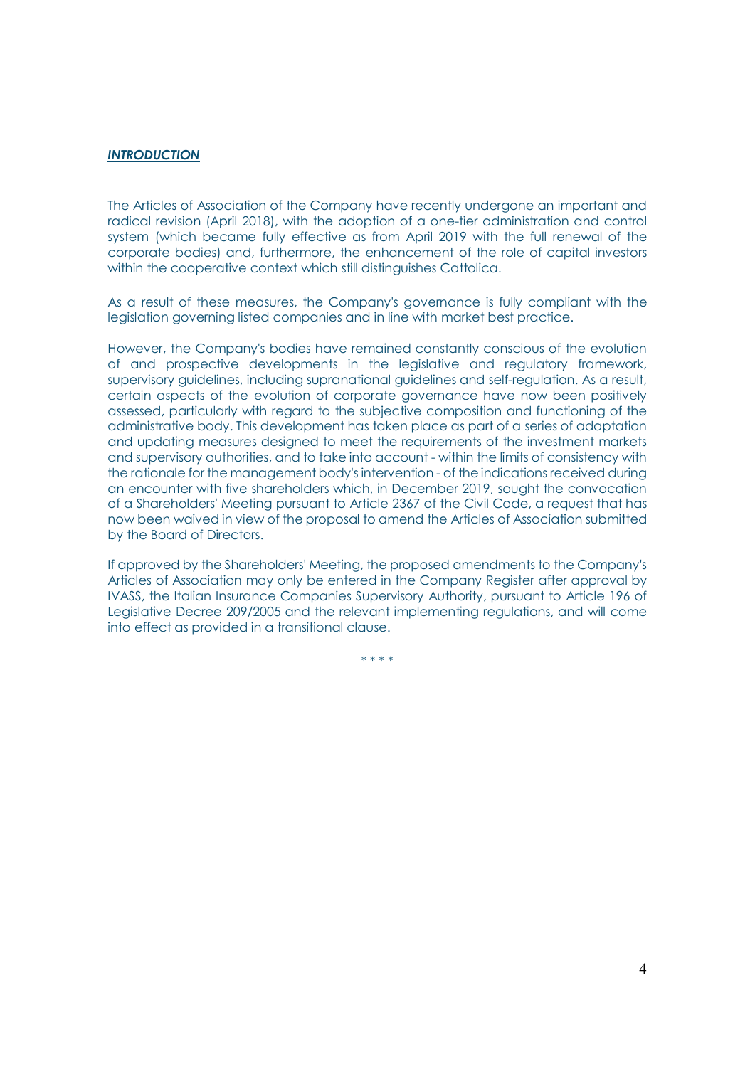***INTRODUCTION***

The Articles of Association of the Company have recently undergone an important and radical revision (April 2018), with the adoption of a one-tier administration and control system (which became fully effective as from April 2019 with the full renewal of the corporate bodies) and, furthermore, the enhancement of the role of capital investors within the cooperative context which still distinguishes Cattolica.

As a result of these measures, the Company's governance is fully compliant with the legislation governing listed companies and in line with market best practice.

However, the Company's bodies have remained constantly conscious of the evolution of and prospective developments in the legislative and regulatory framework, supervisory guidelines, including supranational guidelines and self-regulation. As a result, certain aspects of the evolution of corporate governance have now been positively assessed, particularly with regard to the subjective composition and functioning of the administrative body. This development has taken place as part of a series of adaptation and updating measures designed to meet the requirements of the investment markets and supervisory authorities, and to take into account - within the limits of consistency with the rationale for the management body's intervention - of the indications received during an encounter with five shareholders which, in December 2019, sought the convocation of a Shareholders' Meeting pursuant to Article 2367 of the Civil Code, a request that has now been waived in view of the proposal to amend the Articles of Association submitted by the Board of Directors.

If approved by the Shareholders' Meeting, the proposed amendments to the Company's Articles of Association may only be entered in the Company Register after approval by IVASS, the Italian Insurance Companies Supervisory Authority, pursuant to Article 196 of Legislative Decree 209/2005 and the relevant implementing regulations, and will come into effect as provided in a transitional clause.

\* \* \* \*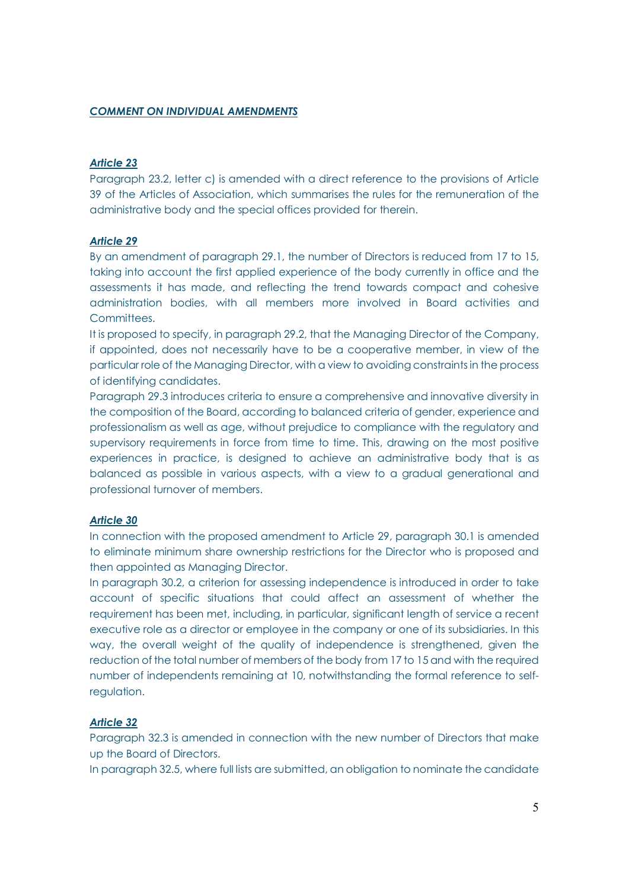***COMMENT ON INDIVIDUAL AMENDMENTS***

***Article 23***

Paragraph 23.2, letter c) is amended with a direct reference to the provisions of Article 39 of the Articles of Association, which summarises the rules for the remuneration of the administrative body and the special offices provided for therein.

***Article 29***

By an amendment of paragraph 29.1, the number of Directors is reduced from 17 to 15, taking into account the first applied experience of the body currently in office and the assessments it has made, and reflecting the trend towards compact and cohesive administration bodies, with all members more involved in Board activities and Committees.

It is proposed to specify, in paragraph 29.2, that the Managing Director of the Company, if appointed, does not necessarily have to be a cooperative member, in view of the particular role of the Managing Director, with a view to avoiding constraints in the process of identifying candidates.

Paragraph 29.3 introduces criteria to ensure a comprehensive and innovative diversity in the composition of the Board, according to balanced criteria of gender, experience and professionalism as well as age, without prejudice to compliance with the regulatory and supervisory requirements in force from time to time. This, drawing on the most positive experiences in practice, is designed to achieve an administrative body that is as balanced as possible in various aspects, with a view to a gradual generational and professional turnover of members.

***Article 30***

In connection with the proposed amendment to Article 29, paragraph 30.1 is amended to eliminate minimum share ownership restrictions for the Director who is proposed and then appointed as Managing Director.

In paragraph 30.2, a criterion for assessing independence is introduced in order to take account of specific situations that could affect an assessment of whether the requirement has been met, including, in particular, significant length of service a recent executive role as a director or employee in the company or one of its subsidiaries. In this way, the overall weight of the quality of independence is strengthened, given the reduction of the total number of members of the body from 17 to 15 and with the required number of independents remaining at 10, notwithstanding the formal reference to self-regulation.

***Article 32***

Paragraph 32.3 is amended in connection with the new number of Directors that make up the Board of Directors.

In paragraph 32.5, where full lists are submitted, an obligation to nominate the candidate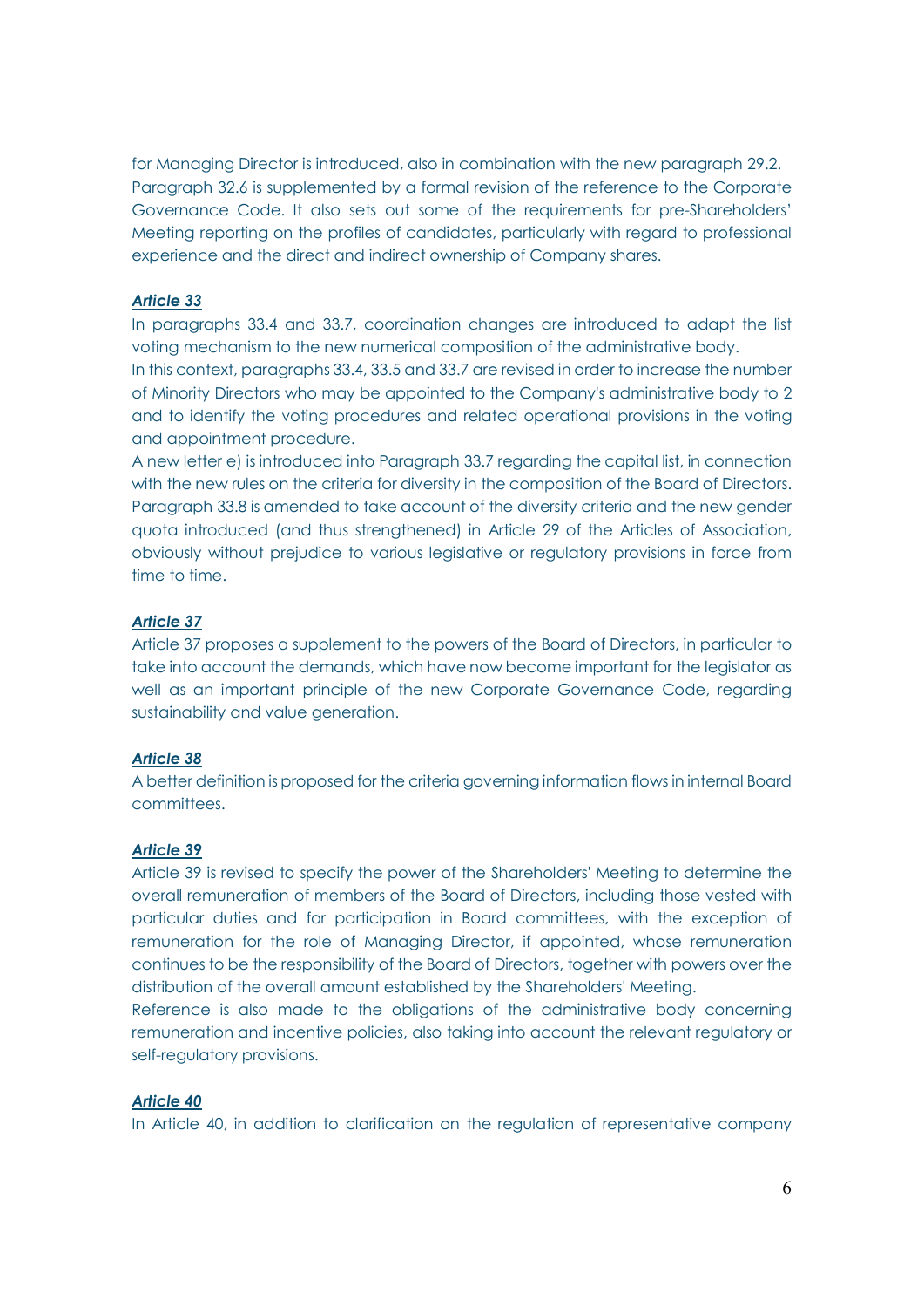for Managing Director is introduced, also in combination with the new paragraph 29.2. Paragraph 32.6 is supplemented by a formal revision of the reference to the Corporate Governance Code. It also sets out some of the requirements for pre-Shareholders' Meeting reporting on the profiles of candidates, particularly with regard to professional experience and the direct and indirect ownership of Company shares.

***Article 33***

In paragraphs 33.4 and 33.7, coordination changes are introduced to adapt the list voting mechanism to the new numerical composition of the administrative body.
In this context, paragraphs 33.4, 33.5 and 33.7 are revised in order to increase the number of Minority Directors who may be appointed to the Company's administrative body to 2 and to identify the voting procedures and related operational provisions in the voting and appointment procedure.
A new letter e) is introduced into Paragraph 33.7 regarding the capital list, in connection with the new rules on the criteria for diversity in the composition of the Board of Directors. Paragraph 33.8 is amended to take account of the diversity criteria and the new gender quota introduced (and thus strengthened) in Article 29 of the Articles of Association, obviously without prejudice to various legislative or regulatory provisions in force from time to time.

***Article 37***

Article 37 proposes a supplement to the powers of the Board of Directors, in particular to take into account the demands, which have now become important for the legislator as well as an important principle of the new Corporate Governance Code, regarding sustainability and value generation.

***Article 38***

A better definition is proposed for the criteria governing information flows in internal Board committees.

***Article 39***

Article 39 is revised to specify the power of the Shareholders' Meeting to determine the overall remuneration of members of the Board of Directors, including those vested with particular duties and for participation in Board committees, with the exception of remuneration for the role of Managing Director, if appointed, whose remuneration continues to be the responsibility of the Board of Directors, together with powers over the distribution of the overall amount established by the Shareholders' Meeting.
Reference is also made to the obligations of the administrative body concerning remuneration and incentive policies, also taking into account the relevant regulatory or self-regulatory provisions.

***Article 40***

In Article 40, in addition to clarification on the regulation of representative company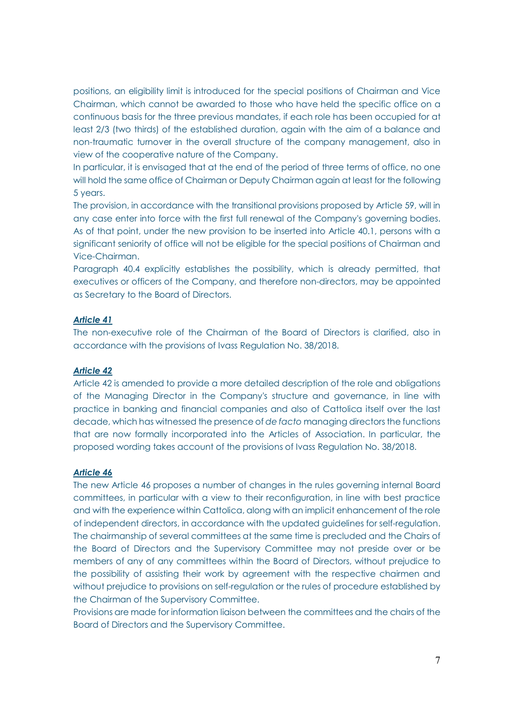positions, an eligibility limit is introduced for the special positions of Chairman and Vice Chairman, which cannot be awarded to those who have held the specific office on a continuous basis for the three previous mandates, if each role has been occupied for at least 2/3 (two thirds) of the established duration, again with the aim of a balance and non-traumatic turnover in the overall structure of the company management, also in view of the cooperative nature of the Company.

In particular, it is envisaged that at the end of the period of three terms of office, no one will hold the same office of Chairman or Deputy Chairman again at least for the following 5 years.

The provision, in accordance with the transitional provisions proposed by Article 59, will in any case enter into force with the first full renewal of the Company's governing bodies. As of that point, under the new provision to be inserted into Article 40.1, persons with a significant seniority of office will not be eligible for the special positions of Chairman and Vice-Chairman.

Paragraph 40.4 explicitly establishes the possibility, which is already permitted, that executives or officers of the Company, and therefore non-directors, may be appointed as Secretary to the Board of Directors.

***Article 41***

The non-executive role of the Chairman of the Board of Directors is clarified, also in accordance with the provisions of Ivass Regulation No. 38/2018.

***Article 42***

Article 42 is amended to provide a more detailed description of the role and obligations of the Managing Director in the Company's structure and governance, in line with practice in banking and financial companies and also of Cattolica itself over the last decade, which has witnessed the presence of *de facto* managing directors the functions that are now formally incorporated into the Articles of Association. In particular, the proposed wording takes account of the provisions of Ivass Regulation No. 38/2018.

***Article 46***

The new Article 46 proposes a number of changes in the rules governing internal Board committees, in particular with a view to their reconfiguration, in line with best practice and with the experience within Cattolica, along with an implicit enhancement of the role of independent directors, in accordance with the updated guidelines for self-regulation. The chairmanship of several committees at the same time is precluded and the Chairs of the Board of Directors and the Supervisory Committee may not preside over or be members of any of any committees within the Board of Directors, without prejudice to the possibility of assisting their work by agreement with the respective chairmen and without prejudice to provisions on self-regulation or the rules of procedure established by the Chairman of the Supervisory Committee.

Provisions are made for information liaison between the committees and the chairs of the Board of Directors and the Supervisory Committee.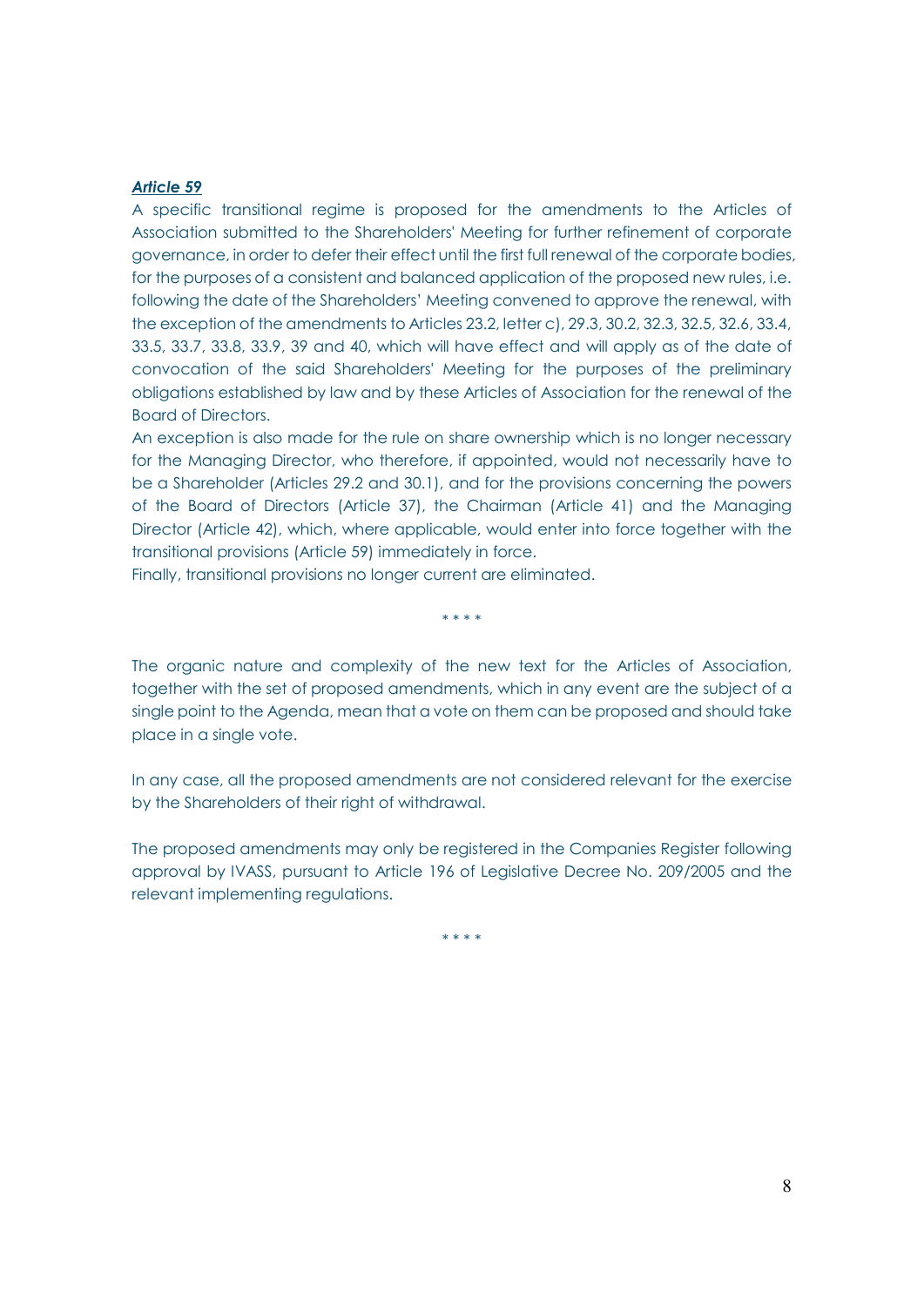***Article 59***

A specific transitional regime is proposed for the amendments to the Articles of Association submitted to the Shareholders' Meeting for further refinement of corporate governance, in order to defer their effect until the first full renewal of the corporate bodies, for the purposes of a consistent and balanced application of the proposed new rules, i.e. following the date of the Shareholders' Meeting convened to approve the renewal, with the exception of the amendments to Articles 23.2, letter c), 29.3, 30.2, 32.3, 32.5, 32.6, 33.4, 33.5, 33.7, 33.8, 33.9, 39 and 40, which will have effect and will apply as of the date of convocation of the said Shareholders' Meeting for the purposes of the preliminary obligations established by law and by these Articles of Association for the renewal of the Board of Directors.

An exception is also made for the rule on share ownership which is no longer necessary for the Managing Director, who therefore, if appointed, would not necessarily have to be a Shareholder (Articles 29.2 and 30.1), and for the provisions concerning the powers of the Board of Directors (Article 37), the Chairman (Article 41) and the Managing Director (Article 42), which, where applicable, would enter into force together with the transitional provisions (Article 59) immediately in force.

Finally, transitional provisions no longer current are eliminated.

\* \* \* \*

The organic nature and complexity of the new text for the Articles of Association, together with the set of proposed amendments, which in any event are the subject of a single point to the Agenda, mean that a vote on them can be proposed and should take place in a single vote.

In any case, all the proposed amendments are not considered relevant for the exercise by the Shareholders of their right of withdrawal.

The proposed amendments may only be registered in the Companies Register following approval by IVASS, pursuant to Article 196 of Legislative Decree No. 209/2005 and the relevant implementing regulations.

\* \* \* \*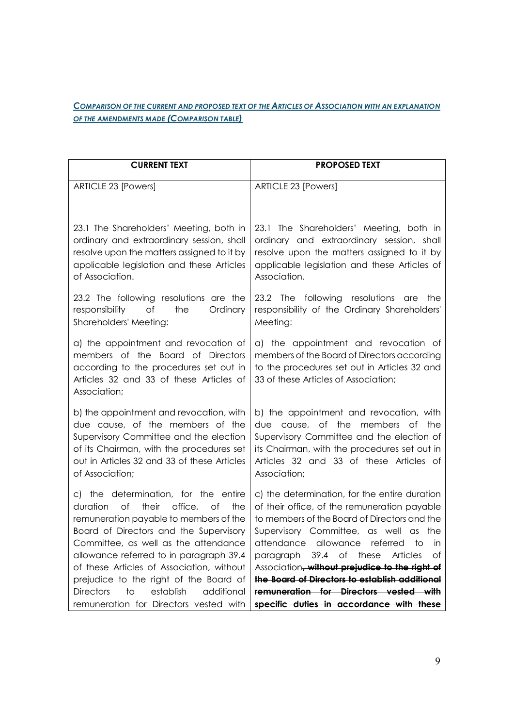***COMPARISON OF THE CURRENT AND PROPOSED TEXT OF THE ARTICLES OF ASSOCIATION WITH AN EXPLANATION OF THE AMENDMENTS MADE (COMPARISON TABLE)***

| **CURRENT TEXT** | **PROPOSED TEXT** |
|---|---|
| ARTICLE 23 [Powers] | ARTICLE 23 [Powers] |
| 23.1 The Shareholders' Meeting, both in ordinary and extraordinary session, shall resolve upon the matters assigned to it by applicable legislation and these Articles of Association. | 23.1 The Shareholders' Meeting, both in ordinary and extraordinary session, shall resolve upon the matters assigned to it by applicable legislation and these Articles of Association. |
| 23.2 The following resolutions are the responsibility of the Ordinary Shareholders' Meeting: | 23.2 The following resolutions are the responsibility of the Ordinary Shareholders' Meeting: |
| a) the appointment and revocation of members of the Board of Directors according to the procedures set out in Articles 32 and 33 of these Articles of Association; | a) the appointment and revocation of members of the Board of Directors according to the procedures set out in Articles 32 and 33 of these Articles of Association; |
| b) the appointment and revocation, with due cause, of the members of the Supervisory Committee and the election of its Chairman, with the procedures set out in Articles 32 and 33 of these Articles of Association; | b) the appointment and revocation, with due cause, of the members of the Supervisory Committee and the election of its Chairman, with the procedures set out in Articles 32 and 33 of these Articles of Association; |
| c) the determination, for the entire duration of their office, of the remuneration payable to members of the Board of Directors and the Supervisory Committee, as well as the attendance allowance referred to in paragraph 39.4 of these Articles of Association, without prejudice to the right of the Board of Directors to establish additional remuneration for Directors vested with | c) the determination, for the entire duration of their office, of the remuneration payable to members of the Board of Directors and the Supervisory Committee, as well as the attendance allowance referred to in paragraph 39.4 of these Articles of Association~~**, without prejudice to the right of the Board of Directors to establish additional remuneration for Directors vested with specific duties in accordance with these**~~ |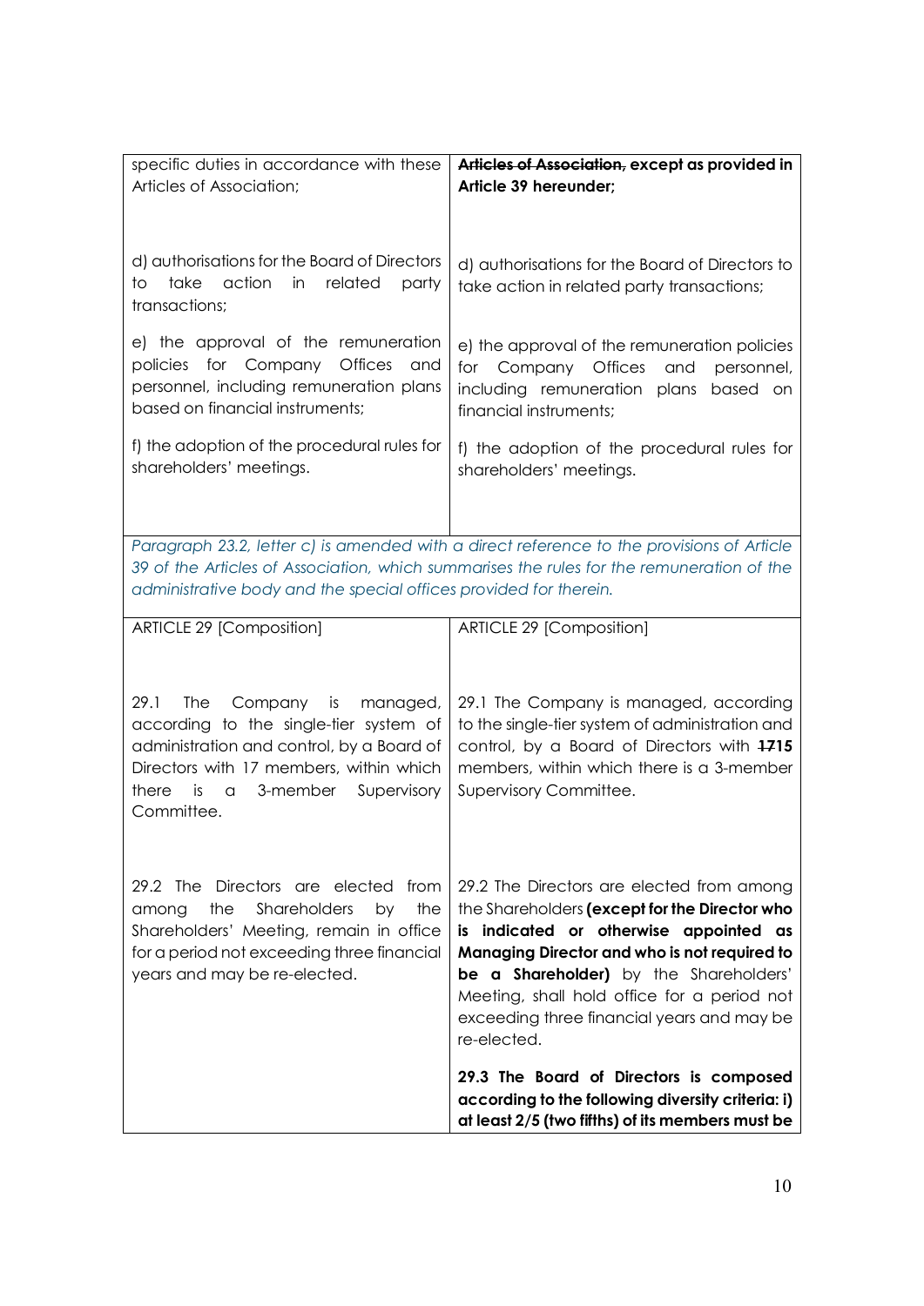| | |
|---|---|
| specific duties in accordance with these Articles of Association; | ~~Articles of Association,~~ **except as provided in Article 39 hereunder;** |
| d) authorisations for the Board of Directors to take action in related party transactions; | d) authorisations for the Board of Directors to take action in related party transactions; |
| e) the approval of the remuneration policies for Company Offices and personnel, including remuneration plans based on financial instruments; | e) the approval of the remuneration policies for Company Offices and personnel, including remuneration plans based on financial instruments; |
| f) the adoption of the procedural rules for shareholders' meetings. | f) the adoption of the procedural rules for shareholders' meetings. |
| *Paragraph 23.2, letter c) is amended with a direct reference to the provisions of Article 39 of the Articles of Association, which summarises the rules for the remuneration of the administrative body and the special offices provided for therein.* | |
| ARTICLE 29 [Composition] | ARTICLE 29 [Composition] |
| 29.1 The Company is managed, according to the single-tier system of administration and control, by a Board of Directors with 17 members, within which there is a 3-member Supervisory Committee. | 29.1 The Company is managed, according to the single-tier system of administration and control, by a Board of Directors with ~~17~~**15** members, within which there is a 3-member Supervisory Committee. |
| 29.2 The Directors are elected from among the Shareholders by the Shareholders' Meeting, remain in office for a period not exceeding three financial years and may be re-elected. | 29.2 The Directors are elected from among the Shareholders **(except for the Director who is indicated or otherwise appointed as Managing Director and who is not required to be a Shareholder)** by the Shareholders' Meeting, shall hold office for a period not exceeding three financial years and may be re-elected. |
| | **29.3 The Board of Directors is composed according to the following diversity criteria: i) at least 2/5 (two fifths) of its members must be** |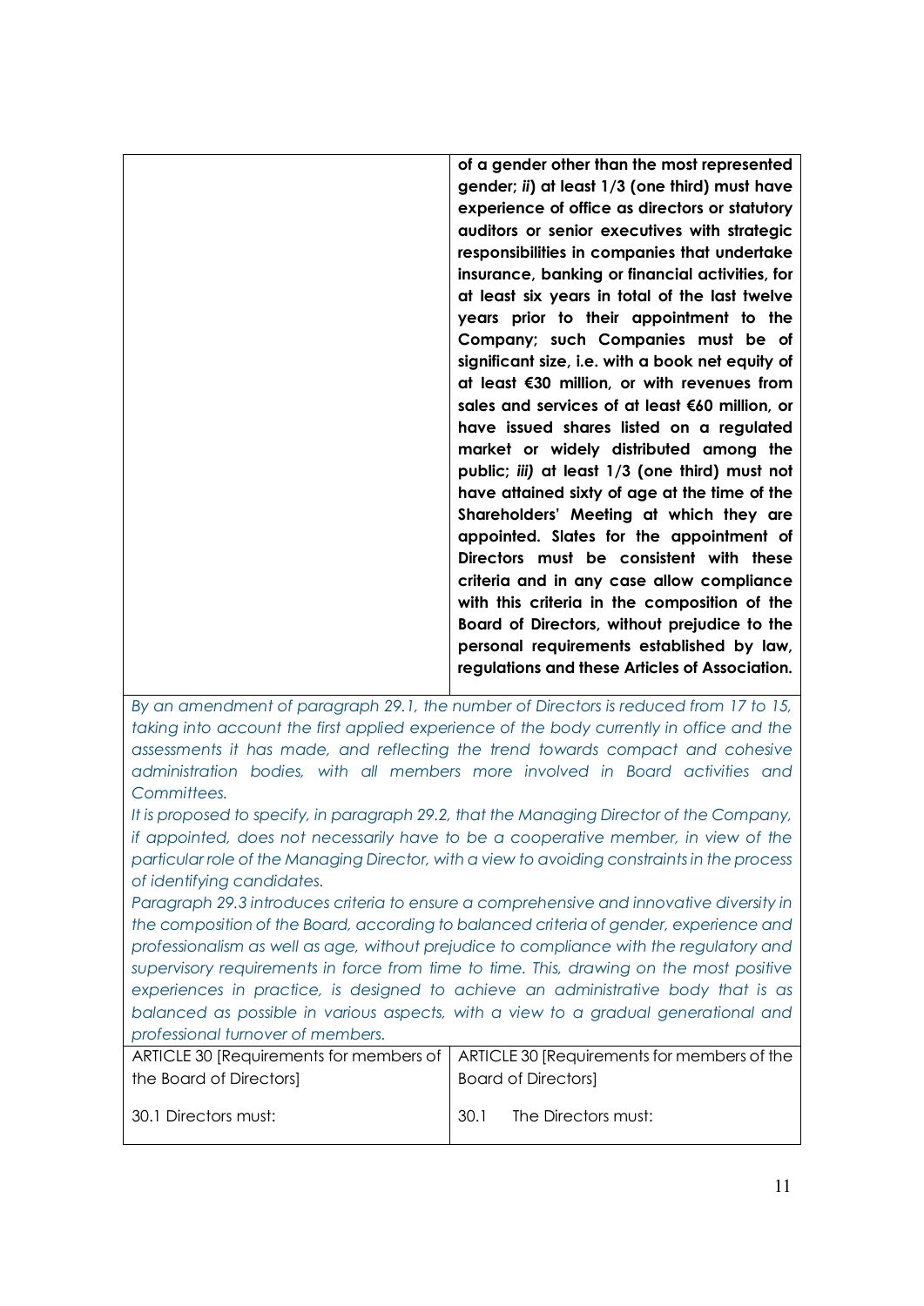| | |
|---|---|
| | **of a gender other than the most represented gender; *ii*) at least 1/3 (one third) must have experience of office as directors or statutory auditors or senior executives with strategic responsibilities in companies that undertake insurance, banking or financial activities, for at least six years in total of the last twelve years prior to their appointment to the Company; such Companies must be of significant size, i.e. with a book net equity of at least €30 million, or with revenues from sales and services of at least €60 million, or have issued shares listed on a regulated market or widely distributed among the public; *iii)* at least 1/3 (one third) must not have attained sixty of age at the time of the Shareholders' Meeting at which they are appointed. Slates for the appointment of Directors must be consistent with these criteria and in any case allow compliance with this criteria in the composition of the Board of Directors, without prejudice to the personal requirements established by law, regulations and these Articles of Association.** |

*By an amendment of paragraph 29.1, the number of Directors is reduced from 17 to 15, taking into account the first applied experience of the body currently in office and the assessments it has made, and reflecting the trend towards compact and cohesive administration bodies, with all members more involved in Board activities and Committees.*

*It is proposed to specify, in paragraph 29.2, that the Managing Director of the Company, if appointed, does not necessarily have to be a cooperative member, in view of the particular role of the Managing Director, with a view to avoiding constraints in the process of identifying candidates.*

*Paragraph 29.3 introduces criteria to ensure a comprehensive and innovative diversity in the composition of the Board, according to balanced criteria of gender, experience and professionalism as well as age, without prejudice to compliance with the regulatory and supervisory requirements in force from time to time. This, drawing on the most positive experiences in practice, is designed to achieve an administrative body that is as balanced as possible in various aspects, with a view to a gradual generational and professional turnover of members.*

| | |
|---|---|
| ARTICLE 30 [Requirements for members of the Board of Directors] | ARTICLE 30 [Requirements for members of the Board of Directors] |
| 30.1 Directors must: | 30.1 The Directors must: |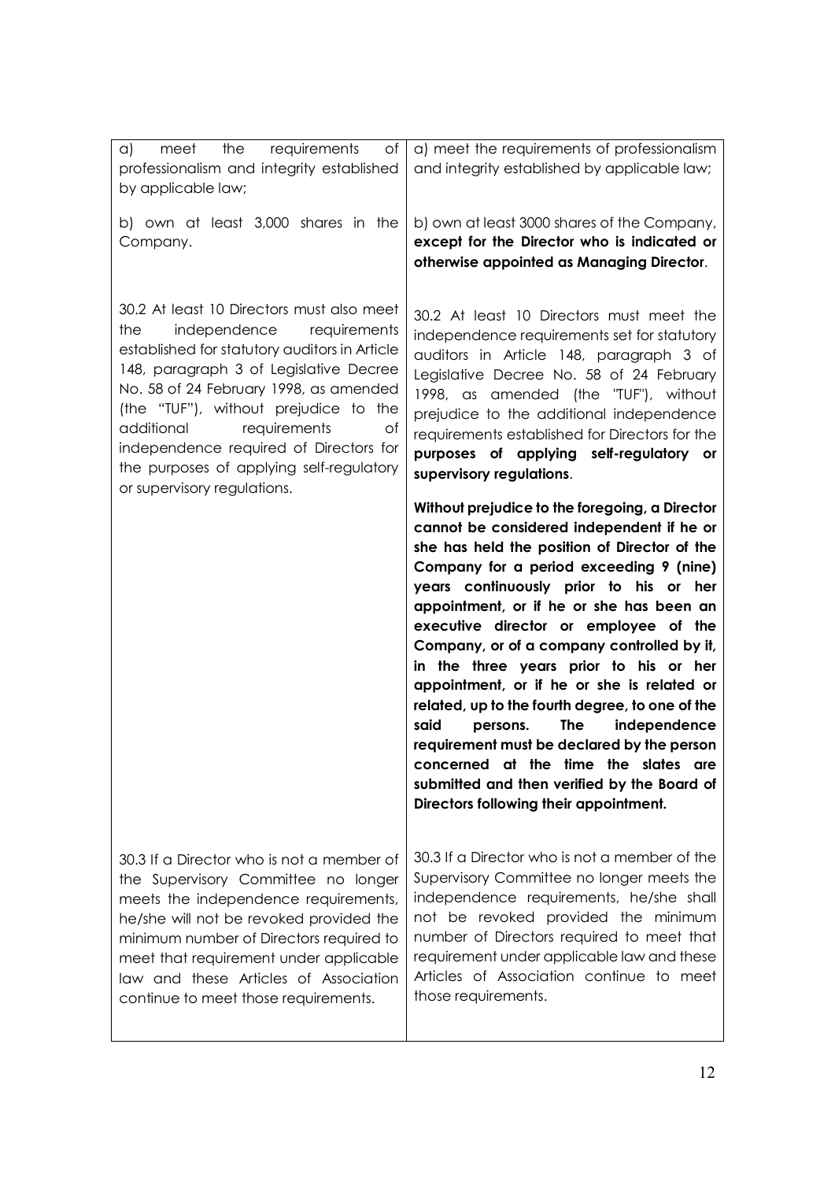| | |
|---|---|
| a) meet the requirements of professionalism and integrity established by applicable law;<br><br>b) own at least 3,000 shares in the Company. | a) meet the requirements of professionalism and integrity established by applicable law;<br><br>b) own at least 3000 shares of the Company, **except for the Director who is indicated or otherwise appointed as Managing Director**. |
| 30.2 At least 10 Directors must also meet the independence requirements established for statutory auditors in Article 148, paragraph 3 of Legislative Decree No. 58 of 24 February 1998, as amended (the "TUF"), without prejudice to the additional requirements of independence required of Directors for the purposes of applying self-regulatory or supervisory regulations. | 30.2 At least 10 Directors must meet the independence requirements set for statutory auditors in Article 148, paragraph 3 of Legislative Decree No. 58 of 24 February 1998, as amended (the "TUF"), without prejudice to the additional independence requirements established for Directors for the **purposes of applying self-regulatory or supervisory regulations**.<br><br>**Without prejudice to the foregoing, a Director cannot be considered independent if he or she has held the position of Director of the Company for a period exceeding 9 (nine) years continuously prior to his or her appointment, or if he or she has been an executive director or employee of the Company, or of a company controlled by it, in the three years prior to his or her appointment, or if he or she is related or related, up to the fourth degree, to one of the said persons. The independence requirement must be declared by the person concerned at the time the slates are submitted and then verified by the Board of Directors following their appointment.** |
| 30.3 If a Director who is not a member of the Supervisory Committee no longer meets the independence requirements, he/she will not be revoked provided the minimum number of Directors required to meet that requirement under applicable law and these Articles of Association continue to meet those requirements. | 30.3 If a Director who is not a member of the Supervisory Committee no longer meets the independence requirements, he/she shall not be revoked provided the minimum number of Directors required to meet that requirement under applicable law and these Articles of Association continue to meet those requirements. |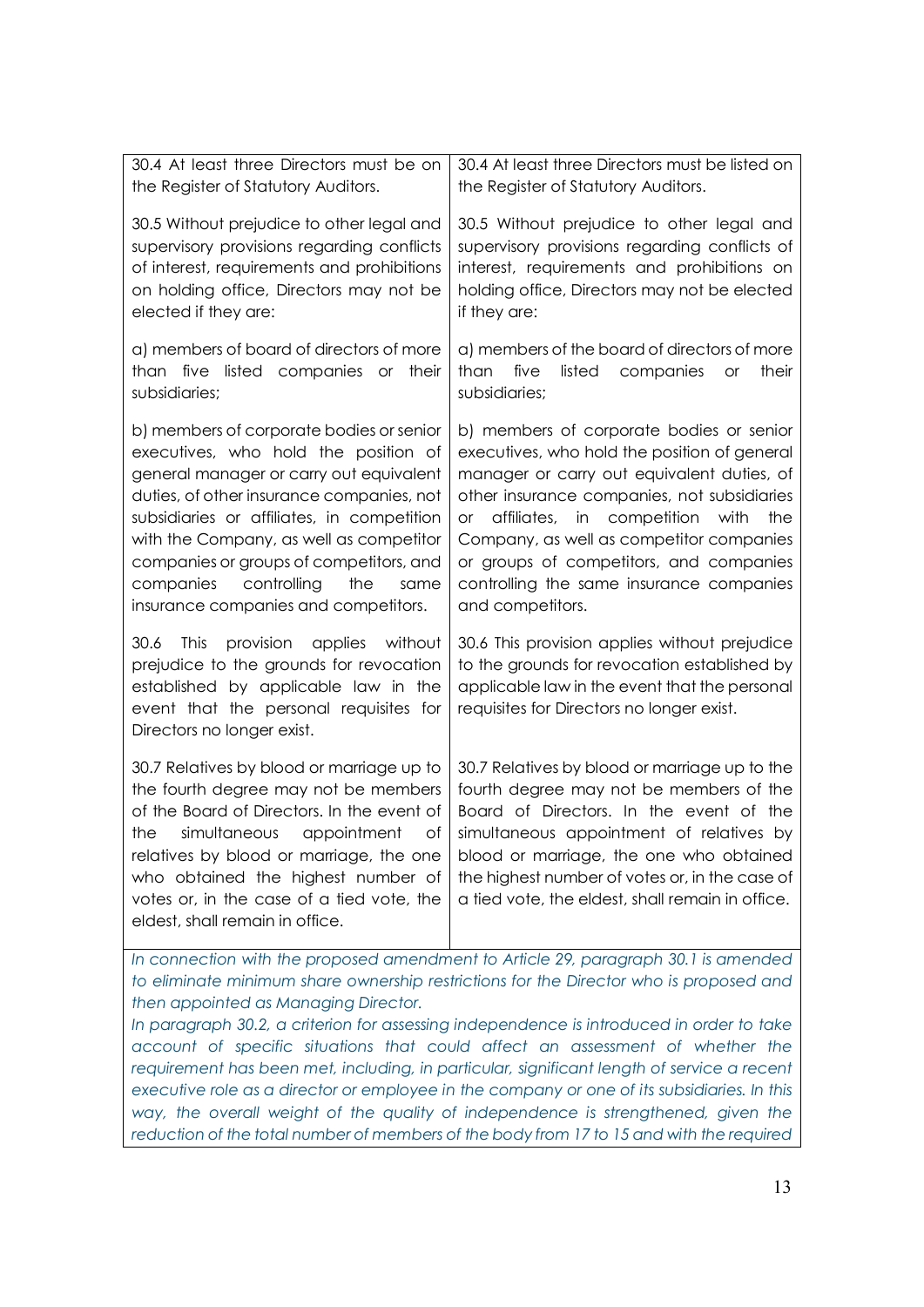| | |
|---|---|
| 30.4 At least three Directors must be on the Register of Statutory Auditors. | 30.4 At least three Directors must be listed on the Register of Statutory Auditors. |
| 30.5 Without prejudice to other legal and supervisory provisions regarding conflicts of interest, requirements and prohibitions on holding office, Directors may not be elected if they are: | 30.5 Without prejudice to other legal and supervisory provisions regarding conflicts of interest, requirements and prohibitions on holding office, Directors may not be elected if they are: |
| a) members of board of directors of more than five listed companies or their subsidiaries; | a) members of the board of directors of more than five listed companies or their subsidiaries; |
| b) members of corporate bodies or senior executives, who hold the position of general manager or carry out equivalent duties, of other insurance companies, not subsidiaries or affiliates, in competition with the Company, as well as competitor companies or groups of competitors, and companies controlling the same insurance companies and competitors. | b) members of corporate bodies or senior executives, who hold the position of general manager or carry out equivalent duties, of other insurance companies, not subsidiaries or affiliates, in competition with the Company, as well as competitor companies or groups of competitors, and companies controlling the same insurance companies and competitors. |
| 30.6 This provision applies without prejudice to the grounds for revocation established by applicable law in the event that the personal requisites for Directors no longer exist. | 30.6 This provision applies without prejudice to the grounds for revocation established by applicable law in the event that the personal requisites for Directors no longer exist. |
| 30.7 Relatives by blood or marriage up to the fourth degree may not be members of the Board of Directors. In the event of the simultaneous appointment of relatives by blood or marriage, the one who obtained the highest number of votes or, in the case of a tied vote, the eldest, shall remain in office. | 30.7 Relatives by blood or marriage up to the fourth degree may not be members of the Board of Directors. In the event of the simultaneous appointment of relatives by blood or marriage, the one who obtained the highest number of votes or, in the case of a tied vote, the eldest, shall remain in office. |

*In connection with the proposed amendment to Article 29, paragraph 30.1 is amended to eliminate minimum share ownership restrictions for the Director who is proposed and then appointed as Managing Director.*

*In paragraph 30.2, a criterion for assessing independence is introduced in order to take account of specific situations that could affect an assessment of whether the requirement has been met, including, in particular, significant length of service a recent executive role as a director or employee in the company or one of its subsidiaries. In this way, the overall weight of the quality of independence is strengthened, given the reduction of the total number of members of the body from 17 to 15 and with the required*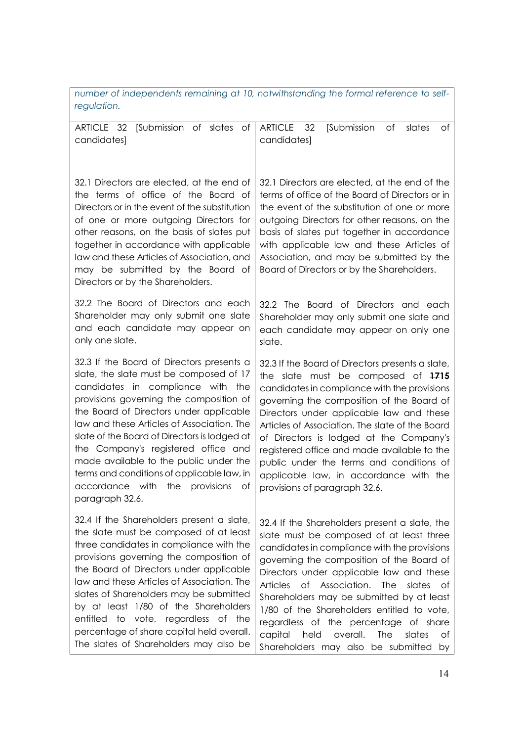| *number of independents remaining at 10, notwithstanding the formal reference to self-regulation.* | |
|---|---|
| ARTICLE 32 [Submission of slates of candidates] | ARTICLE 32 [Submission of slates of candidates] |
| 32.1 Directors are elected, at the end of the terms of office of the Board of Directors or in the event of the substitution of one or more outgoing Directors for other reasons, on the basis of slates put together in accordance with applicable law and these Articles of Association, and may be submitted by the Board of Directors or by the Shareholders. | 32.1 Directors are elected, at the end of the terms of office of the Board of Directors or in the event of the substitution of one or more outgoing Directors for other reasons, on the basis of slates put together in accordance with applicable law and these Articles of Association, and may be submitted by the Board of Directors or by the Shareholders. |
| 32.2 The Board of Directors and each Shareholder may only submit one slate and each candidate may appear on only one slate. | 32.2 The Board of Directors and each Shareholder may only submit one slate and each candidate may appear on only one slate. |
| 32.3 If the Board of Directors presents a slate, the slate must be composed of 17 candidates in compliance with the provisions governing the composition of the Board of Directors under applicable law and these Articles of Association. The slate of the Board of Directors is lodged at the Company's registered office and made available to the public under the terms and conditions of applicable law, in accordance with the provisions of paragraph 32.6. | 32.3 If the Board of Directors presents a slate, the slate must be composed of ~~17~~**15** candidates in compliance with the provisions governing the composition of the Board of Directors under applicable law and these Articles of Association. The slate of the Board of Directors is lodged at the Company's registered office and made available to the public under the terms and conditions of applicable law, in accordance with the provisions of paragraph 32.6. |
| 32.4 If the Shareholders present a slate, the slate must be composed of at least three candidates in compliance with the provisions governing the composition of the Board of Directors under applicable law and these Articles of Association. The slates of Shareholders may be submitted by at least 1/80 of the Shareholders entitled to vote, regardless of the percentage of share capital held overall. The slates of Shareholders may also be | 32.4 If the Shareholders present a slate, the slate must be composed of at least three candidates in compliance with the provisions governing the composition of the Board of Directors under applicable law and these Articles of Association. The slates of Shareholders may be submitted by at least 1/80 of the Shareholders entitled to vote, regardless of the percentage of share capital held overall. The slates of Shareholders may also be submitted by |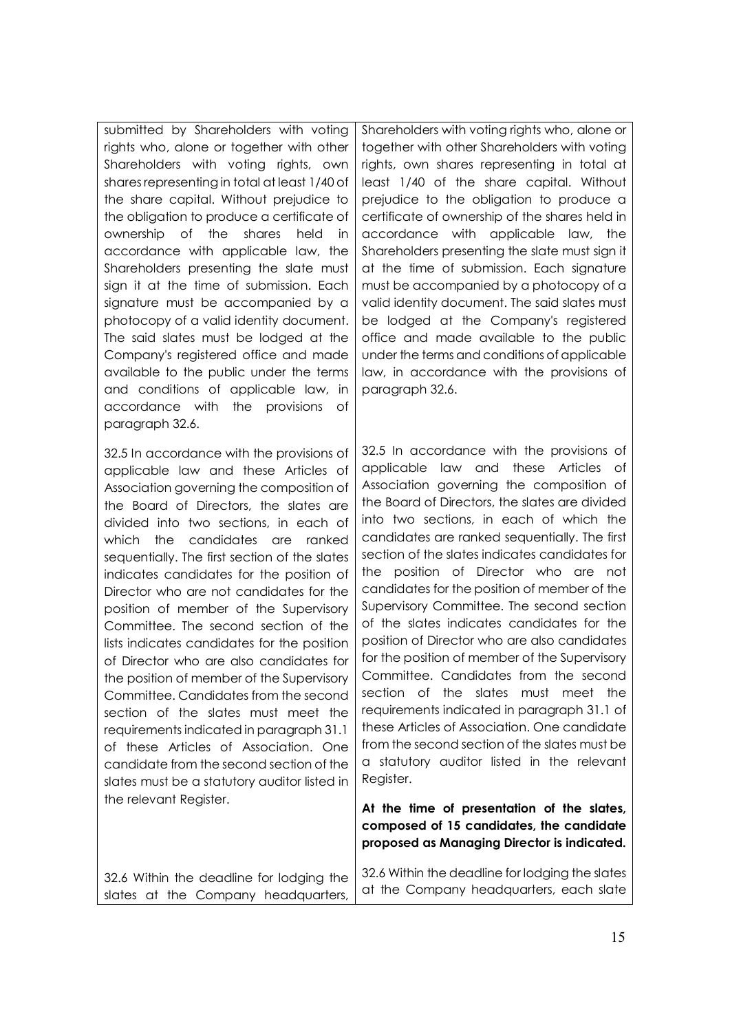| | |
|---|---|
| submitted by Shareholders with voting rights who, alone or together with other Shareholders with voting rights, own shares representing in total at least 1/40 of the share capital. Without prejudice to the obligation to produce a certificate of ownership of the shares held in accordance with applicable law, the Shareholders presenting the slate must sign it at the time of submission. Each signature must be accompanied by a photocopy of a valid identity document. The said slates must be lodged at the Company's registered office and made available to the public under the terms and conditions of applicable law, in accordance with the provisions of paragraph 32.6. | Shareholders with voting rights who, alone or together with other Shareholders with voting rights, own shares representing in total at least 1/40 of the share capital. Without prejudice to the obligation to produce a certificate of ownership of the shares held in accordance with applicable law, the Shareholders presenting the slate must sign it at the time of submission. Each signature must be accompanied by a photocopy of a valid identity document. The said slates must be lodged at the Company's registered office and made available to the public under the terms and conditions of applicable law, in accordance with the provisions of paragraph 32.6. |
| 32.5 In accordance with the provisions of applicable law and these Articles of Association governing the composition of the Board of Directors, the slates are divided into two sections, in each of which the candidates are ranked sequentially. The first section of the slates indicates candidates for the position of Director who are not candidates for the position of member of the Supervisory Committee. The second section of the lists indicates candidates for the position of Director who are also candidates for the position of member of the Supervisory Committee. Candidates from the second section of the slates must meet the requirements indicated in paragraph 31.1 of these Articles of Association. One candidate from the second section of the slates must be a statutory auditor listed in the relevant Register. | 32.5 In accordance with the provisions of applicable law and these Articles of Association governing the composition of the Board of Directors, the slates are divided into two sections, in each of which the candidates are ranked sequentially. The first section of the slates indicates candidates for the position of Director who are not candidates for the position of member of the Supervisory Committee. The second section of the slates indicates candidates for the position of Director who are also candidates for the position of member of the Supervisory Committee. Candidates from the second section of the slates must meet the requirements indicated in paragraph 31.1 of these Articles of Association. One candidate from the second section of the slates must be a statutory auditor listed in the relevant Register.<br><br>**At the time of presentation of the slates, composed of 15 candidates, the candidate proposed as Managing Director is indicated.** |
| 32.6 Within the deadline for lodging the slates at the Company headquarters, | 32.6 Within the deadline for lodging the slates at the Company headquarters, each slate |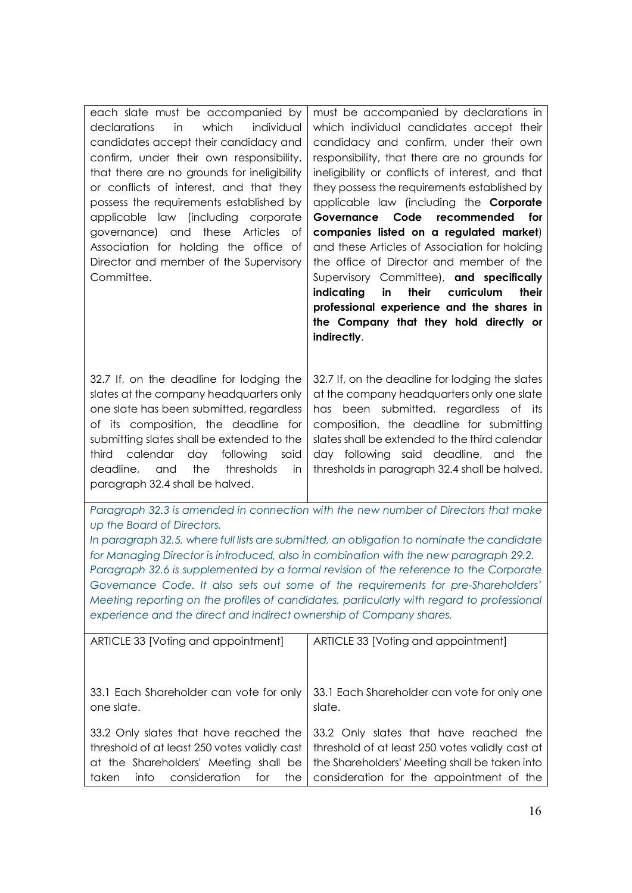| | |
|---|---|
| each slate must be accompanied by declarations in which individual candidates accept their candidacy and confirm, under their own responsibility, that there are no grounds for ineligibility or conflicts of interest, and that they possess the requirements established by applicable law (including corporate governance) and these Articles of Association for holding the office of Director and member of the Supervisory Committee. | must be accompanied by declarations in which individual candidates accept their candidacy and confirm, under their own responsibility, that there are no grounds for ineligibility or conflicts of interest, and that they possess the requirements established by applicable law (including the **Corporate Governance Code recommended for companies listed on a regulated market**) and these Articles of Association for holding the office of Director and member of the Supervisory Committee), **and specifically indicating in their curriculum their professional experience and the shares in the Company that they hold directly or indirectly**. |
| 32.7 If, on the deadline for lodging the slates at the company headquarters only one slate has been submitted, regardless of its composition, the deadline for submitting slates shall be extended to the third calendar day following said deadline, and the thresholds in paragraph 32.4 shall be halved. | 32.7 If, on the deadline for lodging the slates at the company headquarters only one slate has been submitted, regardless of its composition, the deadline for submitting slates shall be extended to the third calendar day following said deadline, and the thresholds in paragraph 32.4 shall be halved. |

*Paragraph 32.3 is amended in connection with the new number of Directors that make up the Board of Directors.*
*In paragraph 32.5, where full lists are submitted, an obligation to nominate the candidate for Managing Director is introduced, also in combination with the new paragraph 29.2.*
*Paragraph 32.6 is supplemented by a formal revision of the reference to the Corporate Governance Code. It also sets out some of the requirements for pre-Shareholders' Meeting reporting on the profiles of candidates, particularly with regard to professional experience and the direct and indirect ownership of Company shares.*

| | |
|---|---|
| ARTICLE 33 [Voting and appointment] | ARTICLE 33 [Voting and appointment] |
| 33.1 Each Shareholder can vote for only one slate. | 33.1 Each Shareholder can vote for only one slate. |
| 33.2 Only slates that have reached the threshold of at least 250 votes validly cast at the Shareholders' Meeting shall be taken into consideration for the | 33.2 Only slates that have reached the threshold of at least 250 votes validly cast at the Shareholders' Meeting shall be taken into consideration for the appointment of the |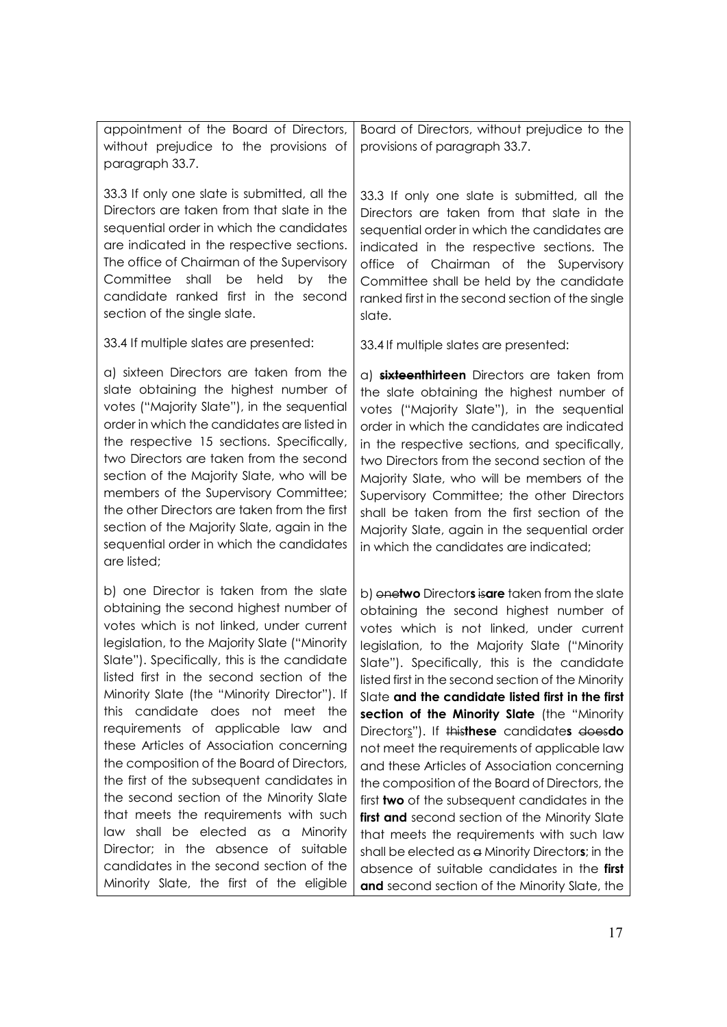| | |
|---|---|
| appointment of the Board of Directors, without prejudice to the provisions of paragraph 33.7. | Board of Directors, without prejudice to the provisions of paragraph 33.7. |
| 33.3 If only one slate is submitted, all the Directors are taken from that slate in the sequential order in which the candidates are indicated in the respective sections. The office of Chairman of the Supervisory Committee shall be held by the candidate ranked first in the second section of the single slate. | 33.3 If only one slate is submitted, all the Directors are taken from that slate in the sequential order in which the candidates are indicated in the respective sections. The office of Chairman of the Supervisory Committee shall be held by the candidate ranked first in the second section of the single slate. |
| 33.4 If multiple slates are presented: | 33.4 If multiple slates are presented: |
| a) sixteen Directors are taken from the slate obtaining the highest number of votes ("Majority Slate"), in the sequential order in which the candidates are listed in the respective 15 sections. Specifically, two Directors are taken from the second section of the Majority Slate, who will be members of the Supervisory Committee; the other Directors are taken from the first section of the Majority Slate, again in the sequential order in which the candidates are listed; | a) ~~**sixteen**~~**thirteen** Directors are taken from the slate obtaining the highest number of votes ("Majority Slate"), in the sequential order in which the candidates are indicated in the respective sections, and specifically, two Directors from the second section of the Majority Slate, who will be members of the Supervisory Committee; the other Directors shall be taken from the first section of the Majority Slate, again in the sequential order in which the candidates are indicated; |
| b) one Director is taken from the slate obtaining the second highest number of votes which is not linked, under current legislation, to the Majority Slate ("Minority Slate"). Specifically, this is the candidate listed first in the second section of the Minority Slate (the "Minority Director"). If this candidate does not meet the requirements of applicable law and these Articles of Association concerning the composition of the Board of Directors, the first of the subsequent candidates in the second section of the Minority Slate that meets the requirements with such law shall be elected as a Minority Director; in the absence of suitable candidates in the second section of the Minority Slate, the first of the eligible | b) ~~one~~**two** Director**s** ~~is~~**are** taken from the slate obtaining the second highest number of votes which is not linked, under current legislation, to the Majority Slate ("Minority Slate"). Specifically, this is the candidate listed first in the second section of the Minority Slate **and the candidate listed first in the first section of the Minority Slate** (the "Minority Director<u>s</u>"). If ~~this~~**these** candidate**s** ~~does~~**do** not meet the requirements of applicable law and these Articles of Association concerning the composition of the Board of Directors, the first **two** of the subsequent candidates in the **first and** second section of the Minority Slate that meets the requirements with such law shall be elected as ~~a~~ Minority Director**s**; in the absence of suitable candidates in the **first and** second section of the Minority Slate, the |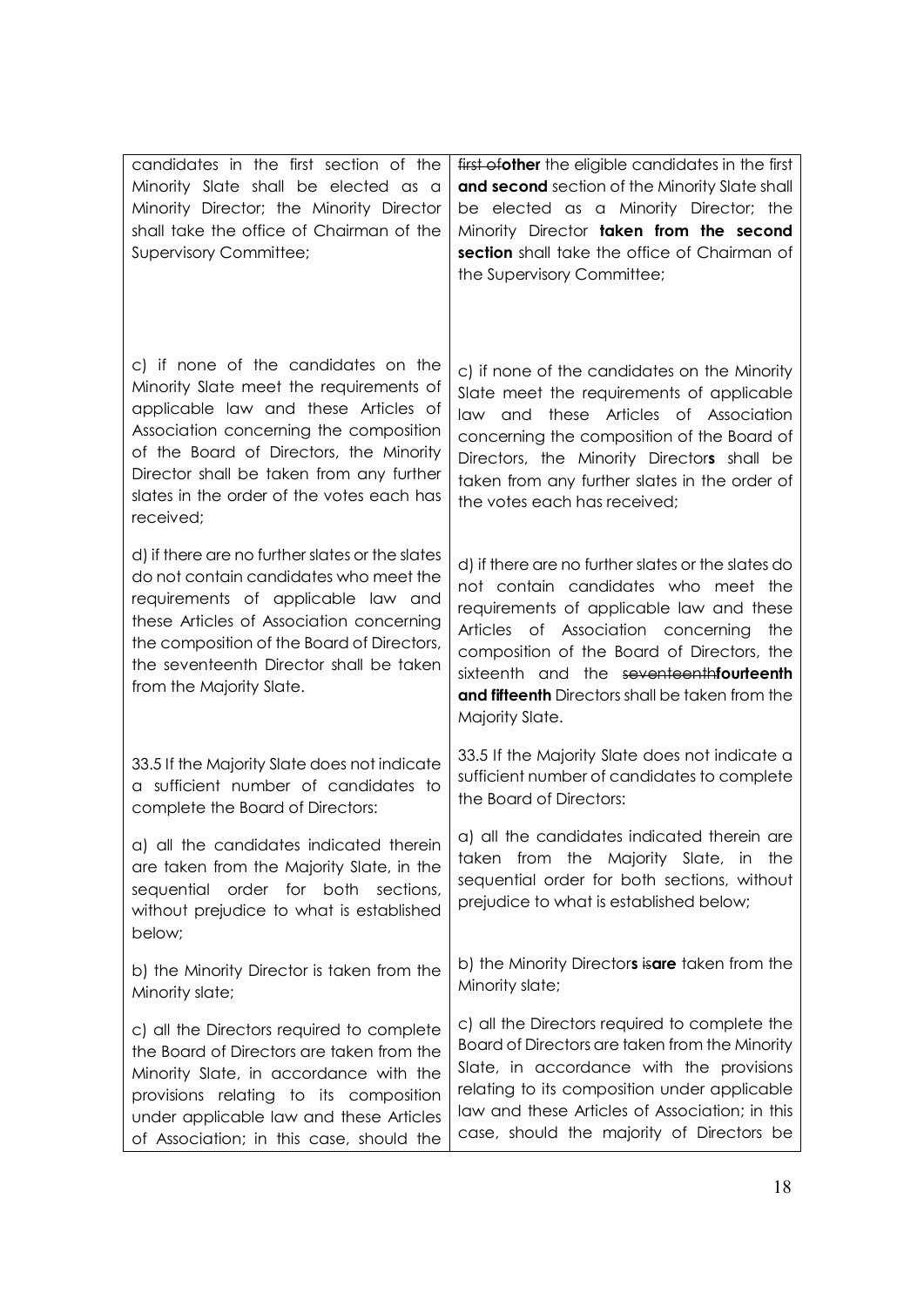| | |
|---|---|
| candidates in the first section of the Minority Slate shall be elected as a Minority Director; the Minority Director shall take the office of Chairman of the Supervisory Committee; | ~~first of~~**other** the eligible candidates in the first **and second** section of the Minority Slate shall be elected as a Minority Director; the Minority Director **taken from the second section** shall take the office of Chairman of the Supervisory Committee; |
| c) if none of the candidates on the Minority Slate meet the requirements of applicable law and these Articles of Association concerning the composition of the Board of Directors, the Minority Director shall be taken from any further slates in the order of the votes each has received; | c) if none of the candidates on the Minority Slate meet the requirements of applicable law and these Articles of Association concerning the composition of the Board of Directors, the Minority Director**s** shall be taken from any further slates in the order of the votes each has received; |
| d) if there are no further slates or the slates do not contain candidates who meet the requirements of applicable law and these Articles of Association concerning the composition of the Board of Directors, the seventeenth Director shall be taken from the Majority Slate. | d) if there are no further slates or the slates do not contain candidates who meet the requirements of applicable law and these Articles of Association concerning the composition of the Board of Directors, the sixteenth and the ~~seventeenth~~**fourteenth and fifteenth** Directors shall be taken from the Majority Slate. |
| 33.5 If the Majority Slate does not indicate a sufficient number of candidates to complete the Board of Directors: | 33.5 If the Majority Slate does not indicate a sufficient number of candidates to complete the Board of Directors: |
| a) all the candidates indicated therein are taken from the Majority Slate, in the sequential order for both sections, without prejudice to what is established below; | a) all the candidates indicated therein are taken from the Majority Slate, in the sequential order for both sections, without prejudice to what is established below; |
| b) the Minority Director is taken from the Minority slate; | b) the Minority Director**s** ~~is~~**are** taken from the Minority slate; |
| c) all the Directors required to complete the Board of Directors are taken from the Minority Slate, in accordance with the provisions relating to its composition under applicable law and these Articles of Association; in this case, should the | c) all the Directors required to complete the Board of Directors are taken from the Minority Slate, in accordance with the provisions relating to its composition under applicable law and these Articles of Association; in this case, should the majority of Directors be |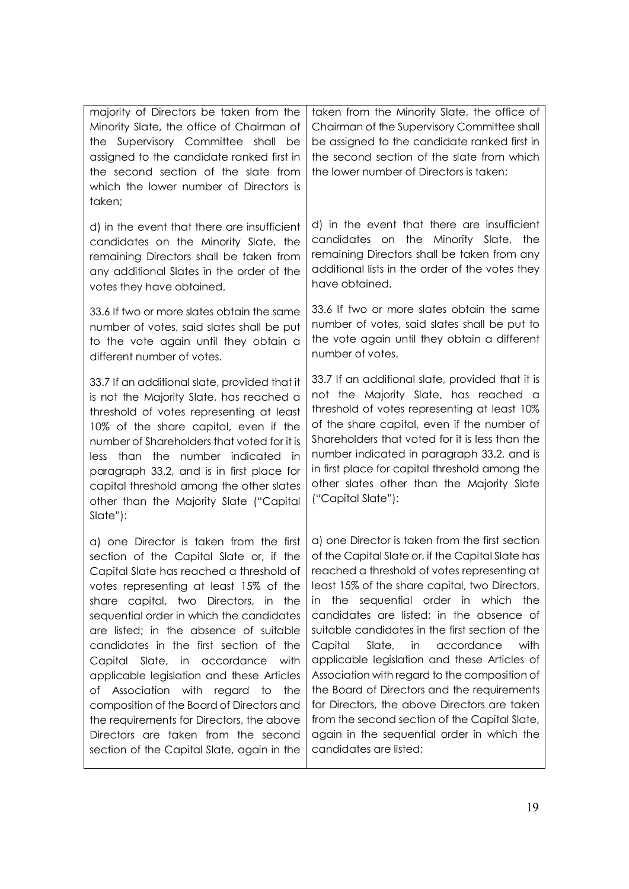| | |
|---|---|
| majority of Directors be taken from the Minority Slate, the office of Chairman of the Supervisory Committee shall be assigned to the candidate ranked first in the second section of the slate from which the lower number of Directors is taken; | taken from the Minority Slate, the office of Chairman of the Supervisory Committee shall be assigned to the candidate ranked first in the second section of the slate from which the lower number of Directors is taken; |
| d) in the event that there are insufficient candidates on the Minority Slate, the remaining Directors shall be taken from any additional Slates in the order of the votes they have obtained. | d) in the event that there are insufficient candidates on the Minority Slate, the remaining Directors shall be taken from any additional lists in the order of the votes they have obtained. |
| 33.6 If two or more slates obtain the same number of votes, said slates shall be put to the vote again until they obtain a different number of votes. | 33.6 If two or more slates obtain the same number of votes, said slates shall be put to the vote again until they obtain a different number of votes. |
| 33.7 If an additional slate, provided that it is not the Majority Slate, has reached a threshold of votes representing at least 10% of the share capital, even if the number of Shareholders that voted for it is less than the number indicated in paragraph 33.2, and is in first place for capital threshold among the other slates other than the Majority Slate ("Capital Slate"): | 33.7 If an additional slate, provided that it is not the Majority Slate, has reached a threshold of votes representing at least 10% of the share capital, even if the number of Shareholders that voted for it is less than the number indicated in paragraph 33.2, and is in first place for capital threshold among the other slates other than the Majority Slate ("Capital Slate"): |
| a) one Director is taken from the first section of the Capital Slate or, if the Capital Slate has reached a threshold of votes representing at least 15% of the share capital, two Directors, in the sequential order in which the candidates are listed; in the absence of suitable candidates in the first section of the Capital Slate, in accordance with applicable legislation and these Articles of Association with regard to the composition of the Board of Directors and the requirements for Directors, the above Directors are taken from the second section of the Capital Slate, again in the | a) one Director is taken from the first section of the Capital Slate or, if the Capital Slate has reached a threshold of votes representing at least 15% of the share capital, two Directors, in the sequential order in which the candidates are listed; in the absence of suitable candidates in the first section of the Capital Slate, in accordance with applicable legislation and these Articles of Association with regard to the composition of the Board of Directors and the requirements for Directors, the above Directors are taken from the second section of the Capital Slate, again in the sequential order in which the candidates are listed; |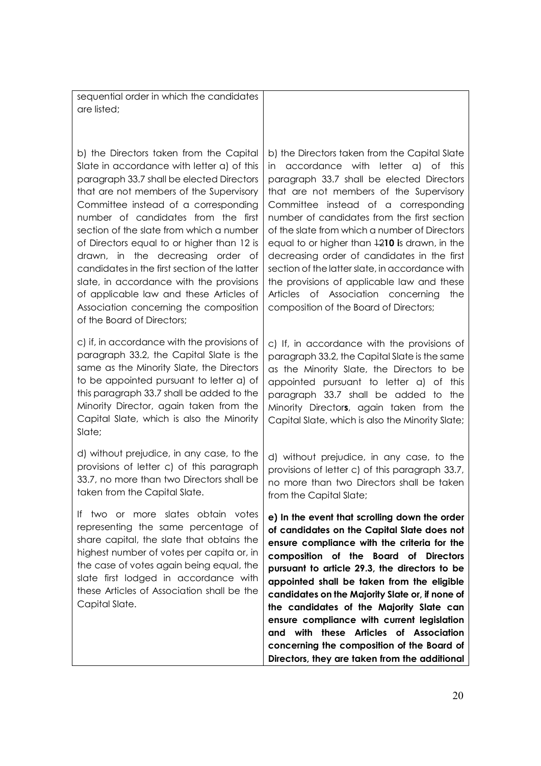| | |
|---|---|
| sequential order in which the candidates are listed; | |
| b) the Directors taken from the Capital Slate in accordance with letter a) of this paragraph 33.7 shall be elected Directors that are not members of the Supervisory Committee instead of a corresponding number of candidates from the first section of the slate from which a number of Directors equal to or higher than 12 is drawn, in the decreasing order of candidates in the first section of the latter slate, in accordance with the provisions of applicable law and these Articles of Association concerning the composition of the Board of Directors; | b) the Directors taken from the Capital Slate in accordance with letter a) of this paragraph 33.7 shall be elected Directors that are not members of the Supervisory Committee instead of a corresponding number of candidates from the first section of the slate from which a number of Directors equal to or higher than ~~12~~**10 i**s drawn, in the decreasing order of candidates in the first section of the latter slate, in accordance with the provisions of applicable law and these Articles of Association concerning the composition of the Board of Directors; |
| c) if, in accordance with the provisions of paragraph 33.2, the Capital Slate is the same as the Minority Slate, the Directors to be appointed pursuant to letter a) of this paragraph 33.7 shall be added to the Minority Director, again taken from the Capital Slate, which is also the Minority Slate; | c) If, in accordance with the provisions of paragraph 33.2, the Capital Slate is the same as the Minority Slate, the Directors to be appointed pursuant to letter a) of this paragraph 33.7 shall be added to the Minority Director**s**, again taken from the Capital Slate, which is also the Minority Slate; |
| d) without prejudice, in any case, to the provisions of letter c) of this paragraph 33.7, no more than two Directors shall be taken from the Capital Slate. | d) without prejudice, in any case, to the provisions of letter c) of this paragraph 33.7, no more than two Directors shall be taken from the Capital Slate; |
| If two or more slates obtain votes representing the same percentage of share capital, the slate that obtains the highest number of votes per capita or, in the case of votes again being equal, the slate first lodged in accordance with these Articles of Association shall be the Capital Slate. | **e) In the event that scrolling down the order of candidates on the Capital Slate does not ensure compliance with the criteria for the composition of the Board of Directors pursuant to article 29.3, the directors to be appointed shall be taken from the eligible candidates on the Majority Slate or, if none of the candidates of the Majority Slate can ensure compliance with current legislation and with these Articles of Association concerning the composition of the Board of Directors, they are taken from the additional** |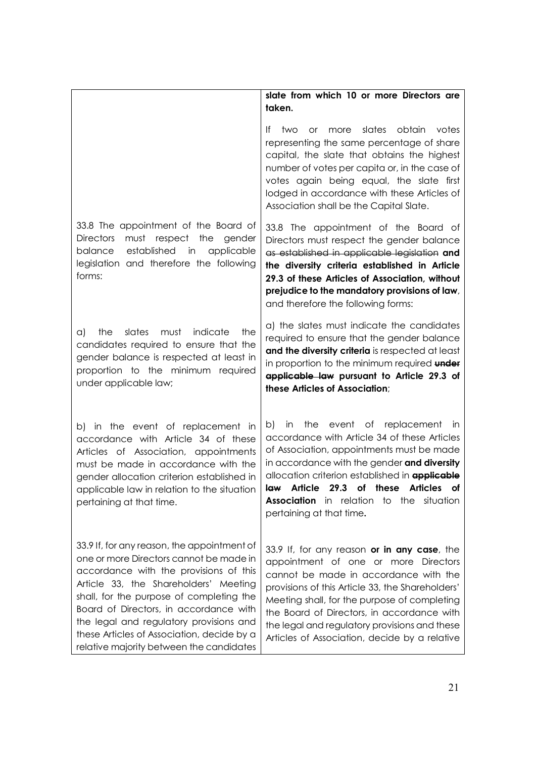| | |
|---|---|
| | **slate from which 10 or more Directors are taken.** |
| | If two or more slates obtain votes representing the same percentage of share capital, the slate that obtains the highest number of votes per capita or, in the case of votes again being equal, the slate first lodged in accordance with these Articles of Association shall be the Capital Slate. |
| 33.8 The appointment of the Board of Directors must respect the gender balance established in applicable legislation and therefore the following forms: | 33.8 The appointment of the Board of Directors must respect the gender balance ~~as established in applicable legislation~~ **and the diversity criteria established in Article 29.3 of these Articles of Association, without prejudice to the mandatory provisions of law**, and therefore the following forms: |
| a) the slates must indicate the candidates required to ensure that the gender balance is respected at least in proportion to the minimum required under applicable law; | a) the slates must indicate the candidates required to ensure that the gender balance **and the diversity criteria** is respected at least in proportion to the minimum required ~~**under applicable law**~~ **pursuant to Article 29.3 of these Articles of Association**; |
| b) in the event of replacement in accordance with Article 34 of these Articles of Association, appointments must be made in accordance with the gender allocation criterion established in applicable law in relation to the situation pertaining at that time. | b) in the event of replacement in accordance with Article 34 of these Articles of Association, appointments must be made in accordance with the gender **and diversity** allocation criterion established in ~~**applicable law**~~ **Article 29.3 of these Articles of Association** in relation to the situation pertaining at that time**.** |
| 33.9 If, for any reason, the appointment of one or more Directors cannot be made in accordance with the provisions of this Article 33, the Shareholders' Meeting shall, for the purpose of completing the Board of Directors, in accordance with the legal and regulatory provisions and these Articles of Association, decide by a relative majority between the candidates | 33.9 If, for any reason **or in any case**, the appointment of one or more Directors cannot be made in accordance with the provisions of this Article 33, the Shareholders' Meeting shall, for the purpose of completing the Board of Directors, in accordance with the legal and regulatory provisions and these Articles of Association, decide by a relative |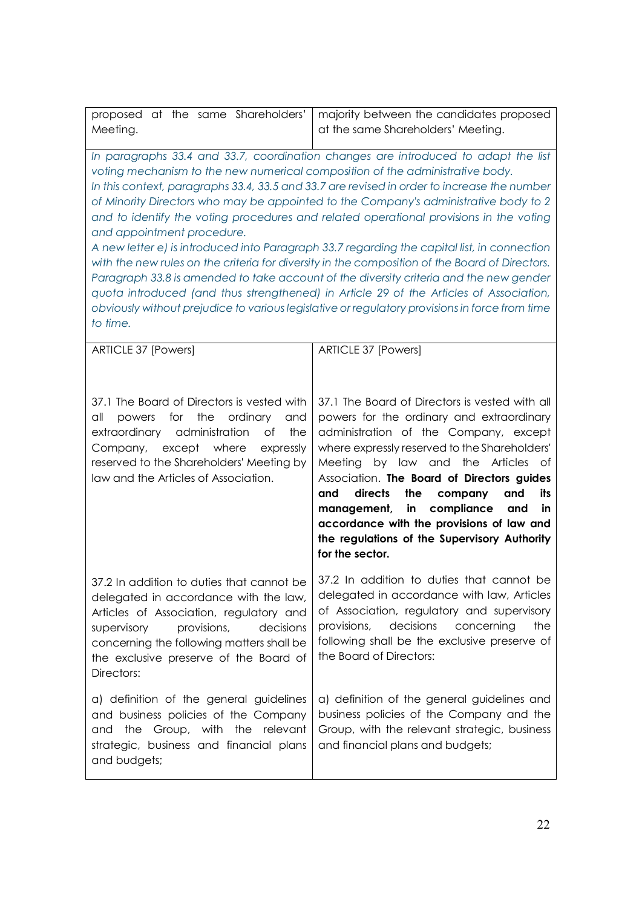| proposed at the same Shareholders' Meeting. | majority between the candidates proposed at the same Shareholders' Meeting. |
|---|---|

*In paragraphs 33.4 and 33.7, coordination changes are introduced to adapt the list voting mechanism to the new numerical composition of the administrative body.*
*In this context, paragraphs 33.4, 33.5 and 33.7 are revised in order to increase the number of Minority Directors who may be appointed to the Company's administrative body to 2 and to identify the voting procedures and related operational provisions in the voting and appointment procedure.*
*A new letter e) is introduced into Paragraph 33.7 regarding the capital list, in connection with the new rules on the criteria for diversity in the composition of the Board of Directors.*
*Paragraph 33.8 is amended to take account of the diversity criteria and the new gender quota introduced (and thus strengthened) in Article 29 of the Articles of Association, obviously without prejudice to various legislative or regulatory provisions in force from time to time.*

| ARTICLE 37 [Powers] | ARTICLE 37 [Powers] |
|---|---|
| 37.1 The Board of Directors is vested with all powers for the ordinary and extraordinary administration of the Company, except where expressly reserved to the Shareholders' Meeting by law and the Articles of Association. | 37.1 The Board of Directors is vested with all powers for the ordinary and extraordinary administration of the Company, except where expressly reserved to the Shareholders' Meeting by law and the Articles of Association. **The Board of Directors guides and directs the company and its management, in compliance and in accordance with the provisions of law and the regulations of the Supervisory Authority for the sector.** |
| 37.2 In addition to duties that cannot be delegated in accordance with the law, Articles of Association, regulatory and supervisory provisions, decisions concerning the following matters shall be the exclusive preserve of the Board of Directors: | 37.2 In addition to duties that cannot be delegated in accordance with law, Articles of Association, regulatory and supervisory provisions, decisions concerning the following shall be the exclusive preserve of the Board of Directors: |
| a) definition of the general guidelines and business policies of the Company and the Group, with the relevant strategic, business and financial plans and budgets; | a) definition of the general guidelines and business policies of the Company and the Group, with the relevant strategic, business and financial plans and budgets; |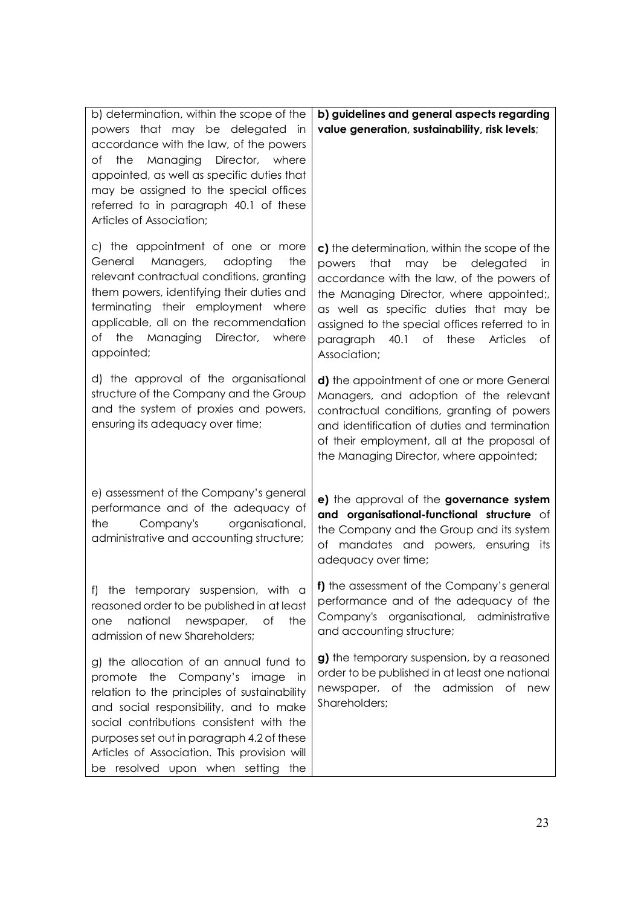| | |
|---|---|
| b) determination, within the scope of the powers that may be delegated in accordance with the law, of the powers of the Managing Director, where appointed, as well as specific duties that may be assigned to the special offices referred to in paragraph 40.1 of these Articles of Association; | **b) guidelines and general aspects regarding value generation, sustainability, risk levels**; |
| c) the appointment of one or more General Managers, adopting the relevant contractual conditions, granting them powers, identifying their duties and terminating their employment where applicable, all on the recommendation of the Managing Director, where appointed; | **c)** the determination, within the scope of the powers that may be delegated in accordance with the law, of the powers of the Managing Director, where appointed;, as well as specific duties that may be assigned to the special offices referred to in paragraph 40.1 of these Articles of Association; |
| d) the approval of the organisational structure of the Company and the Group and the system of proxies and powers, ensuring its adequacy over time; | **d)** the appointment of one or more General Managers, and adoption of the relevant contractual conditions, granting of powers and identification of duties and termination of their employment, all at the proposal of the Managing Director, where appointed; |
| e) assessment of the Company's general performance and of the adequacy of the Company's organisational, administrative and accounting structure; | **e)** the approval of the **governance system and organisational-functional structure** of the Company and the Group and its system of mandates and powers, ensuring its adequacy over time; |
| f) the temporary suspension, with a reasoned order to be published in at least one national newspaper, of the admission of new Shareholders; | **f)** the assessment of the Company's general performance and of the adequacy of the Company's organisational, administrative and accounting structure; |
| g) the allocation of an annual fund to promote the Company's image in relation to the principles of sustainability and social responsibility, and to make social contributions consistent with the purposes set out in paragraph 4.2 of these Articles of Association. This provision will be resolved upon when setting the | **g)** the temporary suspension, by a reasoned order to be published in at least one national newspaper, of the admission of new Shareholders; |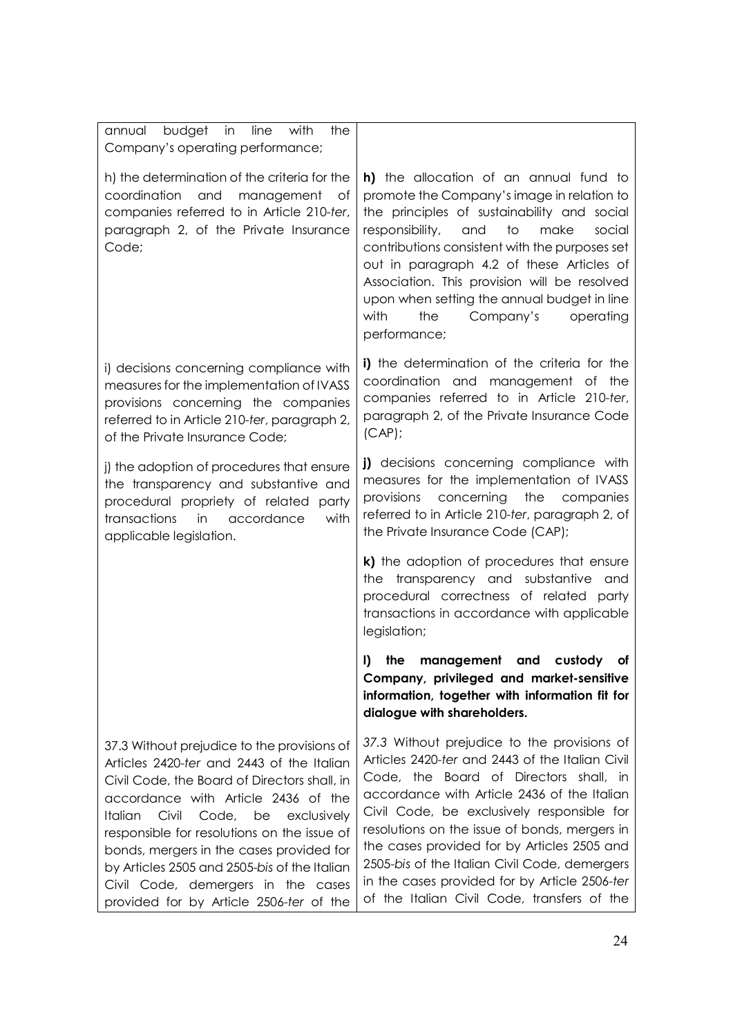| | |
|---|---|
| annual budget in line with the Company's operating performance; | |
| h) the determination of the criteria for the coordination and management of companies referred to in Article 210-*ter*, paragraph 2, of the Private Insurance Code; | **h)** the allocation of an annual fund to promote the Company's image in relation to the principles of sustainability and social responsibility, and to make social contributions consistent with the purposes set out in paragraph 4.2 of these Articles of Association. This provision will be resolved upon when setting the annual budget in line with the Company's operating performance; |
| i) decisions concerning compliance with measures for the implementation of IVASS provisions concerning the companies referred to in Article 210-*ter*, paragraph 2, of the Private Insurance Code; | **i)** the determination of the criteria for the coordination and management of the companies referred to in Article 210-*ter*, paragraph 2, of the Private Insurance Code (CAP); |
| j) the adoption of procedures that ensure the transparency and substantive and procedural propriety of related party transactions in accordance with applicable legislation. | **j)** decisions concerning compliance with measures for the implementation of IVASS provisions concerning the companies referred to in Article 210-*ter*, paragraph 2, of the Private Insurance Code (CAP); |
| | **k)** the adoption of procedures that ensure the transparency and substantive and procedural correctness of related party transactions in accordance with applicable legislation; |
| | **l) the management and custody of Company, privileged and market-sensitive information, together with information fit for dialogue with shareholders.** |
| 37.3 Without prejudice to the provisions of Articles 2420-*ter* and 2443 of the Italian Civil Code, the Board of Directors shall, in accordance with Article 2436 of the Italian Civil Code, be exclusively responsible for resolutions on the issue of bonds, mergers in the cases provided for by Articles 2505 and 2505-*bis* of the Italian Civil Code, demergers in the cases provided for by Article 2506-*ter* of the | *37.3* Without prejudice to the provisions of Articles 2420-*ter* and 2443 of the Italian Civil Code, the Board of Directors shall, in accordance with Article 2436 of the Italian Civil Code, be exclusively responsible for resolutions on the issue of bonds, mergers in the cases provided for by Articles 2505 and 2505-*bis* of the Italian Civil Code, demergers in the cases provided for by Article 2506-*ter* of the Italian Civil Code, transfers of the |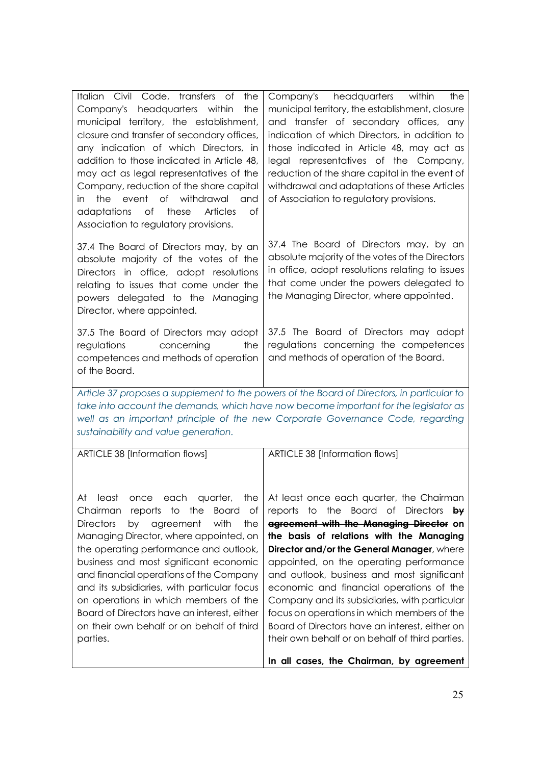| | |
|---|---|
| Italian Civil Code, transfers of the Company's headquarters within the municipal territory, the establishment, closure and transfer of secondary offices, any indication of which Directors, in addition to those indicated in Article 48, may act as legal representatives of the Company, reduction of the share capital in the event of withdrawal and adaptations of these Articles of Association to regulatory provisions. | Company's headquarters within the municipal territory, the establishment, closure and transfer of secondary offices, any indication of which Directors, in addition to those indicated in Article 48, may act as legal representatives of the Company, reduction of the share capital in the event of withdrawal and adaptations of these Articles of Association to regulatory provisions. |
| 37.4 The Board of Directors may, by an absolute majority of the votes of the Directors in office, adopt resolutions relating to issues that come under the powers delegated to the Managing Director, where appointed. | 37.4 The Board of Directors may, by an absolute majority of the votes of the Directors in office, adopt resolutions relating to issues that come under the powers delegated to the Managing Director, where appointed. |
| 37.5 The Board of Directors may adopt regulations concerning the competences and methods of operation of the Board. | 37.5 The Board of Directors may adopt regulations concerning the competences and methods of operation of the Board. |

*Article 37 proposes a supplement to the powers of the Board of Directors, in particular to take into account the demands, which have now become important for the legislator as well as an important principle of the new Corporate Governance Code, regarding sustainability and value generation.*

| | |
|---|---|
| ARTICLE 38 [Information flows] | ARTICLE 38 [Information flows] |
| At least once each quarter, the Chairman reports to the Board of Directors by agreement with the Managing Director, where appointed, on the operating performance and outlook, business and most significant economic and financial operations of the Company and its subsidiaries, with particular focus on operations in which members of the Board of Directors have an interest, either on their own behalf or on behalf of third parties. | At least once each quarter, the Chairman reports to the Board of Directors ~~by agreement with the Managing Director~~ **on the basis of relations with the Managing Director and/or the General Manager**, where appointed, on the operating performance and outlook, business and most significant economic and financial operations of the Company and its subsidiaries, with particular focus on operations in which members of the Board of Directors have an interest, either on their own behalf or on behalf of third parties. |
| | **In all cases, the Chairman, by agreement** |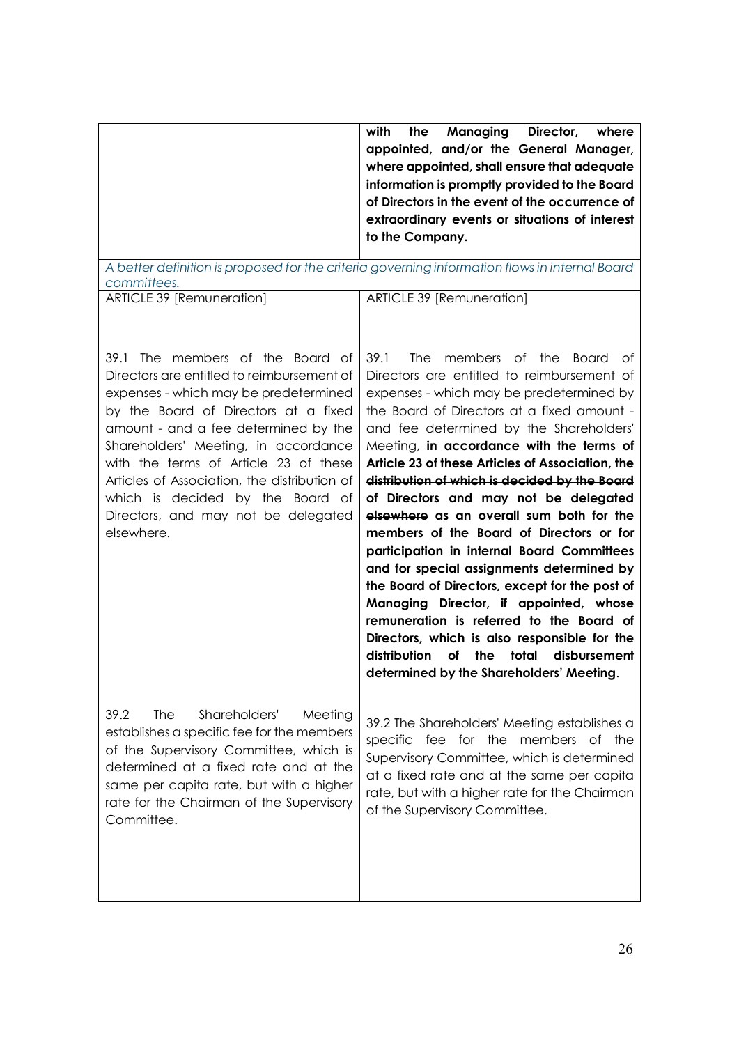| | |
|---|---|
| | **with the Managing Director, where appointed, and/or the General Manager, where appointed, shall ensure that adequate information is promptly provided to the Board of Directors in the event of the occurrence of extraordinary events or situations of interest to the Company.** |

*A better definition is proposed for the criteria governing information flows in internal Board committees.*

| | |
|---|---|
| ARTICLE 39 [Remuneration] | ARTICLE 39 [Remuneration] |
| 39.1 The members of the Board of Directors are entitled to reimbursement of expenses - which may be predetermined by the Board of Directors at a fixed amount - and a fee determined by the Shareholders' Meeting, in accordance with the terms of Article 23 of these Articles of Association, the distribution of which is decided by the Board of Directors, and may not be delegated elsewhere. | 39.1 The members of the Board of Directors are entitled to reimbursement of expenses - which may be predetermined by the Board of Directors at a fixed amount - and fee determined by the Shareholders' Meeting, ~~**in accordance with the terms of Article 23 of these Articles of Association, the distribution of which is decided by the Board of Directors and may not be delegated elsewhere**~~ **as an overall sum both for the members of the Board of Directors or for participation in internal Board Committees and for special assignments determined by the Board of Directors, except for the post of Managing Director, if appointed, whose remuneration is referred to the Board of Directors, which is also responsible for the distribution of the total disbursement determined by the Shareholders' Meeting**. |
| 39.2 The Shareholders' Meeting establishes a specific fee for the members of the Supervisory Committee, which is determined at a fixed rate and at the same per capita rate, but with a higher rate for the Chairman of the Supervisory Committee. | 39.2 The Shareholders' Meeting establishes a specific fee for the members of the Supervisory Committee, which is determined at a fixed rate and at the same per capita rate, but with a higher rate for the Chairman of the Supervisory Committee. |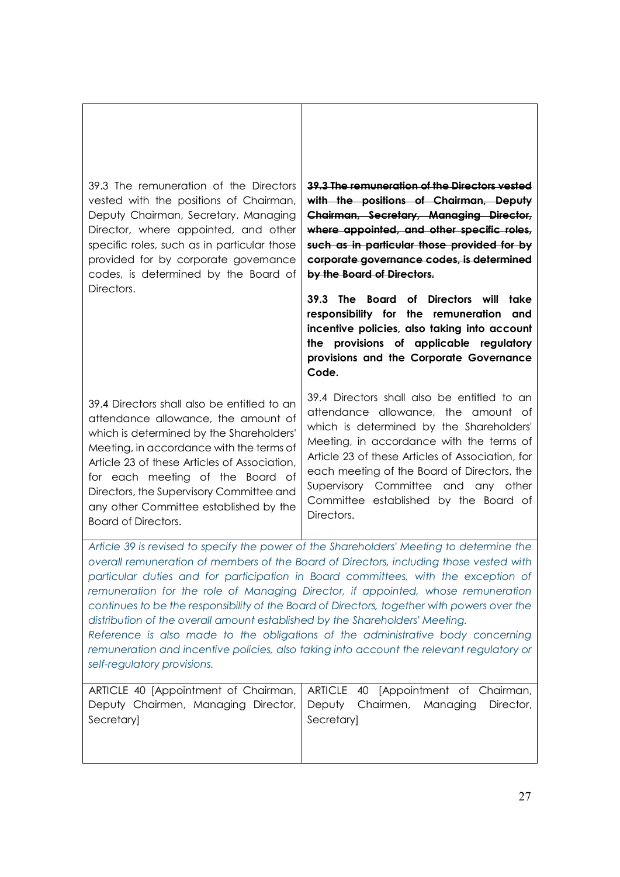| | |
|---|---|
| | |
| 39.3 The remuneration of the Directors vested with the positions of Chairman, Deputy Chairman, Secretary, Managing Director, where appointed, and other specific roles, such as in particular those provided for by corporate governance codes, is determined by the Board of Directors. | ~~**39.3 The remuneration of the Directors vested with the positions of Chairman, Deputy Chairman, Secretary, Managing Director, where appointed, and other specific roles, such as in particular those provided for by corporate governance codes, is determined by the Board of Directors.**~~ <br><br> **39.3 The Board of Directors will take responsibility for the remuneration and incentive policies, also taking into account the provisions of applicable regulatory provisions and the Corporate Governance Code.** |
| 39.4 Directors shall also be entitled to an attendance allowance, the amount of which is determined by the Shareholders' Meeting, in accordance with the terms of Article 23 of these Articles of Association, for each meeting of the Board of Directors, the Supervisory Committee and any other Committee established by the Board of Directors. | 39.4 Directors shall also be entitled to an attendance allowance, the amount of which is determined by the Shareholders' Meeting, in accordance with the terms of Article 23 of these Articles of Association, for each meeting of the Board of Directors, the Supervisory Committee and any other Committee established by the Board of Directors. |
| *Article 39 is revised to specify the power of the Shareholders' Meeting to determine the overall remuneration of members of the Board of Directors, including those vested with particular duties and for participation in Board committees, with the exception of remuneration for the role of Managing Director, if appointed, whose remuneration continues to be the responsibility of the Board of Directors, together with powers over the distribution of the overall amount established by the Shareholders' Meeting.* <br> *Reference is also made to the obligations of the administrative body concerning remuneration and incentive policies, also taking into account the relevant regulatory or self-regulatory provisions.* | |
| ARTICLE 40 [Appointment of Chairman, Deputy Chairmen, Managing Director, Secretary] | ARTICLE 40 [Appointment of Chairman, Deputy Chairmen, Managing Director, Secretary] |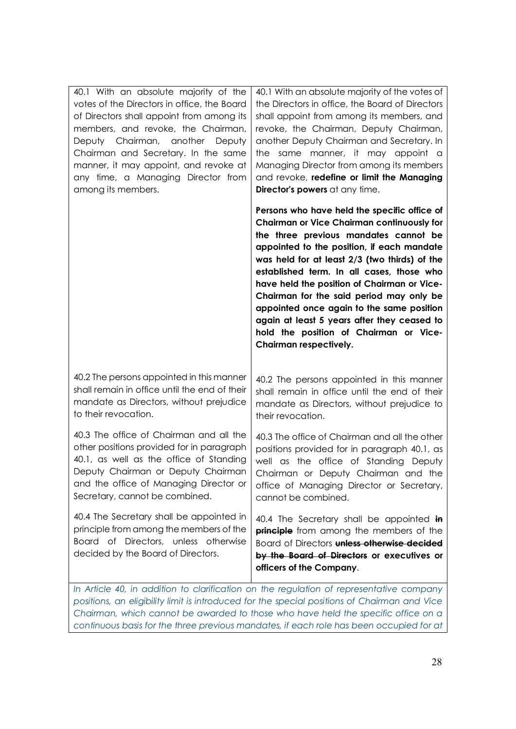| | |
|---|---|
| 40.1 With an absolute majority of the votes of the Directors in office, the Board of Directors shall appoint from among its members, and revoke, the Chairman, Deputy Chairman, another Deputy Chairman and Secretary. In the same manner, it may appoint, and revoke at any time, a Managing Director from among its members. | 40.1 With an absolute majority of the votes of the Directors in office, the Board of Directors shall appoint from among its members, and revoke, the Chairman, Deputy Chairman, another Deputy Chairman and Secretary. In the same manner, it may appoint a Managing Director from among its members and revoke, **redefine or limit the Managing Director's powers** at any time.<br><br>**Persons who have held the specific office of Chairman or Vice Chairman continuously for the three previous mandates cannot be appointed to the position, if each mandate was held for at least 2/3 (two thirds) of the established term. In all cases, those who have held the position of Chairman or Vice-Chairman for the said period may only be appointed once again to the same position again at least 5 years after they ceased to hold the position of Chairman or Vice-Chairman respectively.** |
| 40.2 The persons appointed in this manner shall remain in office until the end of their mandate as Directors, without prejudice to their revocation. | 40.2 The persons appointed in this manner shall remain in office until the end of their mandate as Directors, without prejudice to their revocation. |
| 40.3 The office of Chairman and all the other positions provided for in paragraph 40.1, as well as the office of Standing Deputy Chairman or Deputy Chairman and the office of Managing Director or Secretary, cannot be combined. | 40.3 The office of Chairman and all the other positions provided for in paragraph 40.1, as well as the office of Standing Deputy Chairman or Deputy Chairman and the office of Managing Director or Secretary, cannot be combined. |
| 40.4 The Secretary shall be appointed in principle from among the members of the Board of Directors, unless otherwise decided by the Board of Directors. | 40.4 The Secretary shall be appointed ~~**in principle**~~ from among the members of the Board of Directors ~~**unless otherwise decided by the Board of Directors**~~ **or executives or officers of the Company**. |

*In Article 40, in addition to clarification on the regulation of representative company positions, an eligibility limit is introduced for the special positions of Chairman and Vice Chairman, which cannot be awarded to those who have held the specific office on a continuous basis for the three previous mandates, if each role has been occupied for at*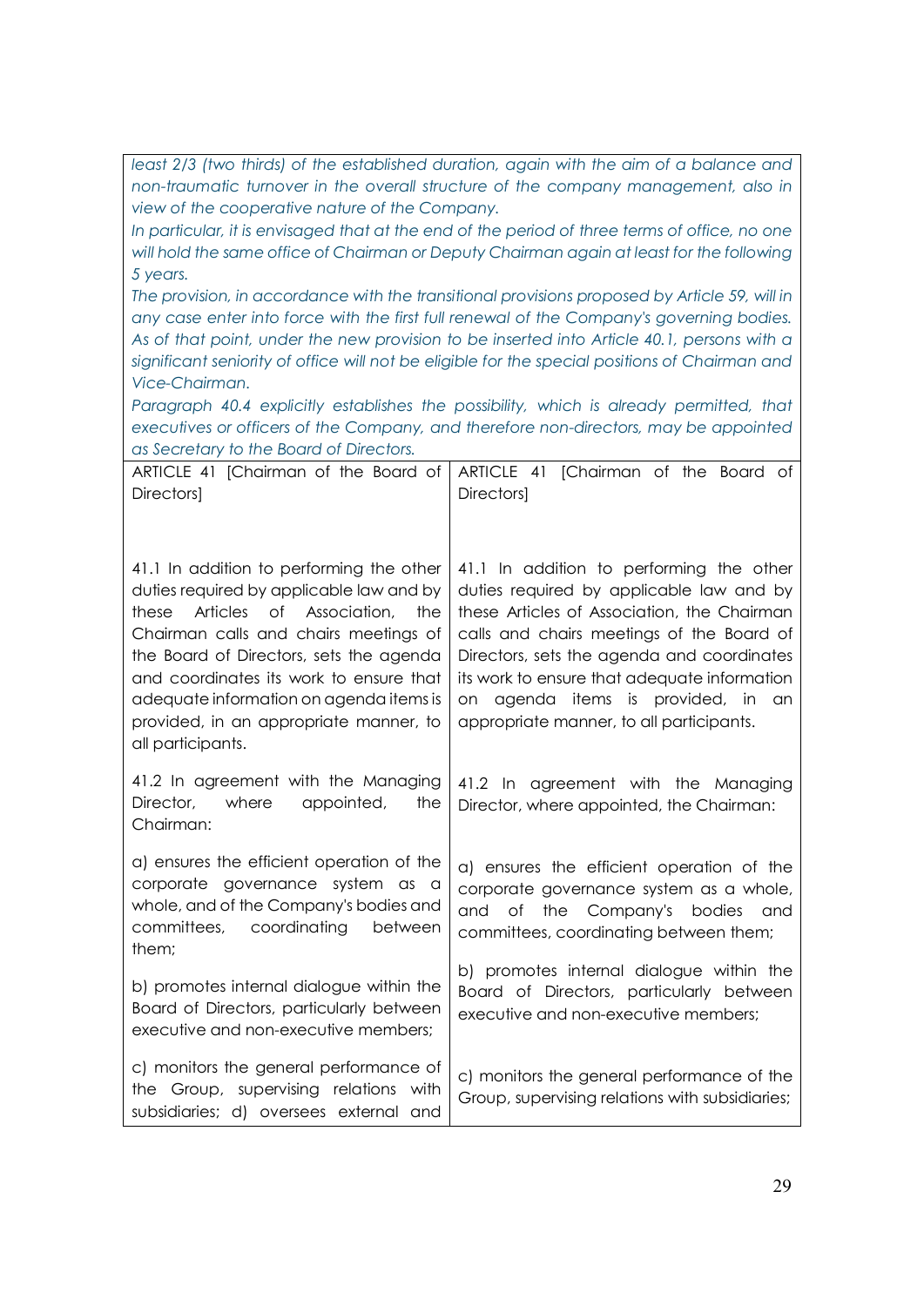| | |
|---|---|
| *least 2/3 (two thirds) of the established duration, again with the aim of a balance and non-traumatic turnover in the overall structure of the company management, also in view of the cooperative nature of the Company.* *In particular, it is envisaged that at the end of the period of three terms of office, no one will hold the same office of Chairman or Deputy Chairman again at least for the following 5 years.* *The provision, in accordance with the transitional provisions proposed by Article 59, will in any case enter into force with the first full renewal of the Company's governing bodies. As of that point, under the new provision to be inserted into Article 40.1, persons with a significant seniority of office will not be eligible for the special positions of Chairman and Vice-Chairman.* *Paragraph 40.4 explicitly establishes the possibility, which is already permitted, that executives or officers of the Company, and therefore non-directors, may be appointed as Secretary to the Board of Directors.* | |
| ARTICLE 41 [Chairman of the Board of Directors] | ARTICLE 41 [Chairman of the Board of Directors] |
| 41.1 In addition to performing the other duties required by applicable law and by these Articles of Association, the Chairman calls and chairs meetings of the Board of Directors, sets the agenda and coordinates its work to ensure that adequate information on agenda items is provided, in an appropriate manner, to all participants. | 41.1 In addition to performing the other duties required by applicable law and by these Articles of Association, the Chairman calls and chairs meetings of the Board of Directors, sets the agenda and coordinates its work to ensure that adequate information on agenda items is provided, in an appropriate manner, to all participants. |
| 41.2 In agreement with the Managing Director, where appointed, the Chairman: | 41.2 In agreement with the Managing Director, where appointed, the Chairman: |
| a) ensures the efficient operation of the corporate governance system as a whole, and of the Company's bodies and committees, coordinating between them; | a) ensures the efficient operation of the corporate governance system as a whole, and of the Company's bodies and committees, coordinating between them; |
| b) promotes internal dialogue within the Board of Directors, particularly between executive and non-executive members; | b) promotes internal dialogue within the Board of Directors, particularly between executive and non-executive members; |
| c) monitors the general performance of the Group, supervising relations with subsidiaries; d) oversees external and | c) monitors the general performance of the Group, supervising relations with subsidiaries; |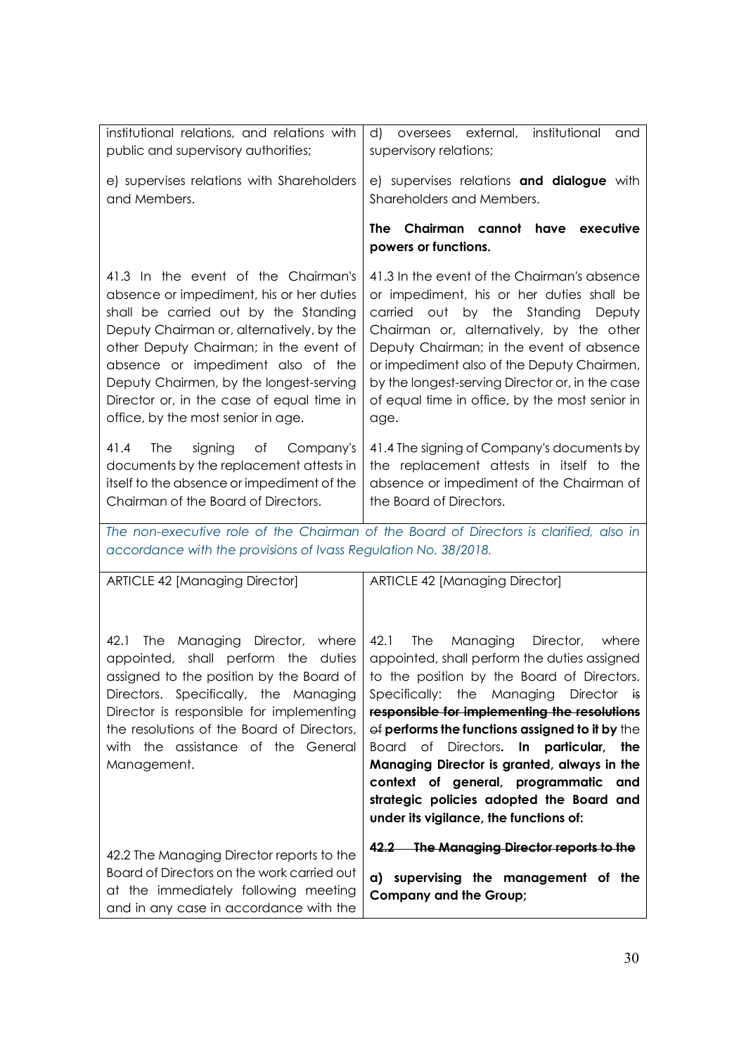| | |
|---|---|
| institutional relations, and relations with public and supervisory authorities; | d) oversees external, institutional and supervisory relations; |
| e) supervises relations with Shareholders and Members. | e) supervises relations **and dialogue** with Shareholders and Members. |
| | **The Chairman cannot have executive powers or functions.** |
| 41.3 In the event of the Chairman's absence or impediment, his or her duties shall be carried out by the Standing Deputy Chairman or, alternatively, by the other Deputy Chairman; in the event of absence or impediment also of the Deputy Chairmen, by the longest-serving Director or, in the case of equal time in office, by the most senior in age. | 41.3 In the event of the Chairman's absence or impediment, his or her duties shall be carried out by the Standing Deputy Chairman or, alternatively, by the other Deputy Chairman; in the event of absence or impediment also of the Deputy Chairmen, by the longest-serving Director or, in the case of equal time in office, by the most senior in age. |
| 41.4 The signing of Company's documents by the replacement attests in itself to the absence or impediment of the Chairman of the Board of Directors. | 41.4 The signing of Company's documents by the replacement attests in itself to the absence or impediment of the Chairman of the Board of Directors. |
| *The non-executive role of the Chairman of the Board of Directors is clarified, also in accordance with the provisions of Ivass Regulation No. 38/2018.* | |
| ARTICLE 42 [Managing Director] | ARTICLE 42 [Managing Director] |
| 42.1 The Managing Director, where appointed, shall perform the duties assigned to the position by the Board of Directors. Specifically, the Managing Director is responsible for implementing the resolutions of the Board of Directors, with the assistance of the General Management. | 42.1 The Managing Director, where appointed, shall perform the duties assigned to the position by the Board of Directors. Specifically: the Managing Director ~~is~~ ~~responsible for implementing the resolutions~~ ~~of~~ **performs the functions assigned to it by** the Board of Directors**. In particular, the Managing Director is granted, always in the context of general, programmatic and strategic policies adopted the Board and under its vigilance, the functions of:** |
| 42.2 The Managing Director reports to the Board of Directors on the work carried out at the immediately following meeting and in any case in accordance with the | ~~**42.2 The Managing Director reports to the**~~<br>**a) supervising the management of the Company and the Group;** |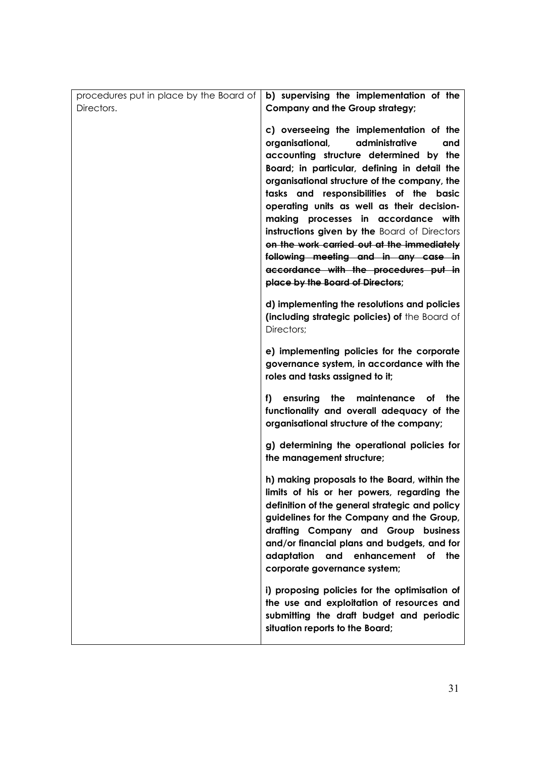| | |
|---|---|
| procedures put in place by the Board of Directors. | **b) supervising the implementation of the Company and the Group strategy;**<br><br>**c) overseeing the implementation of the organisational, administrative and accounting structure determined by the Board; in particular, defining in detail the organisational structure of the company, the tasks and responsibilities of the basic operating units as well as their decision-making processes in accordance with instructions given by the** Board of Directors ~~**on the work carried out at the immediately following meeting and in any case in accordance with the procedures put in place by the Board of Directors**~~**;**<br><br>**d) implementing the resolutions and policies (including strategic policies) of** the Board of Directors;<br><br>**e) implementing policies for the corporate governance system, in accordance with the roles and tasks assigned to it;**<br><br>**f) ensuring the maintenance of the functionality and overall adequacy of the organisational structure of the company;**<br><br>**g) determining the operational policies for the management structure;**<br><br>**h) making proposals to the Board, within the limits of his or her powers, regarding the definition of the general strategic and policy guidelines for the Company and the Group, drafting Company and Group business and/or financial plans and budgets, and for adaptation and enhancement of the corporate governance system;**<br><br>**i) proposing policies for the optimisation of the use and exploitation of resources and submitting the draft budget and periodic situation reports to the Board;** |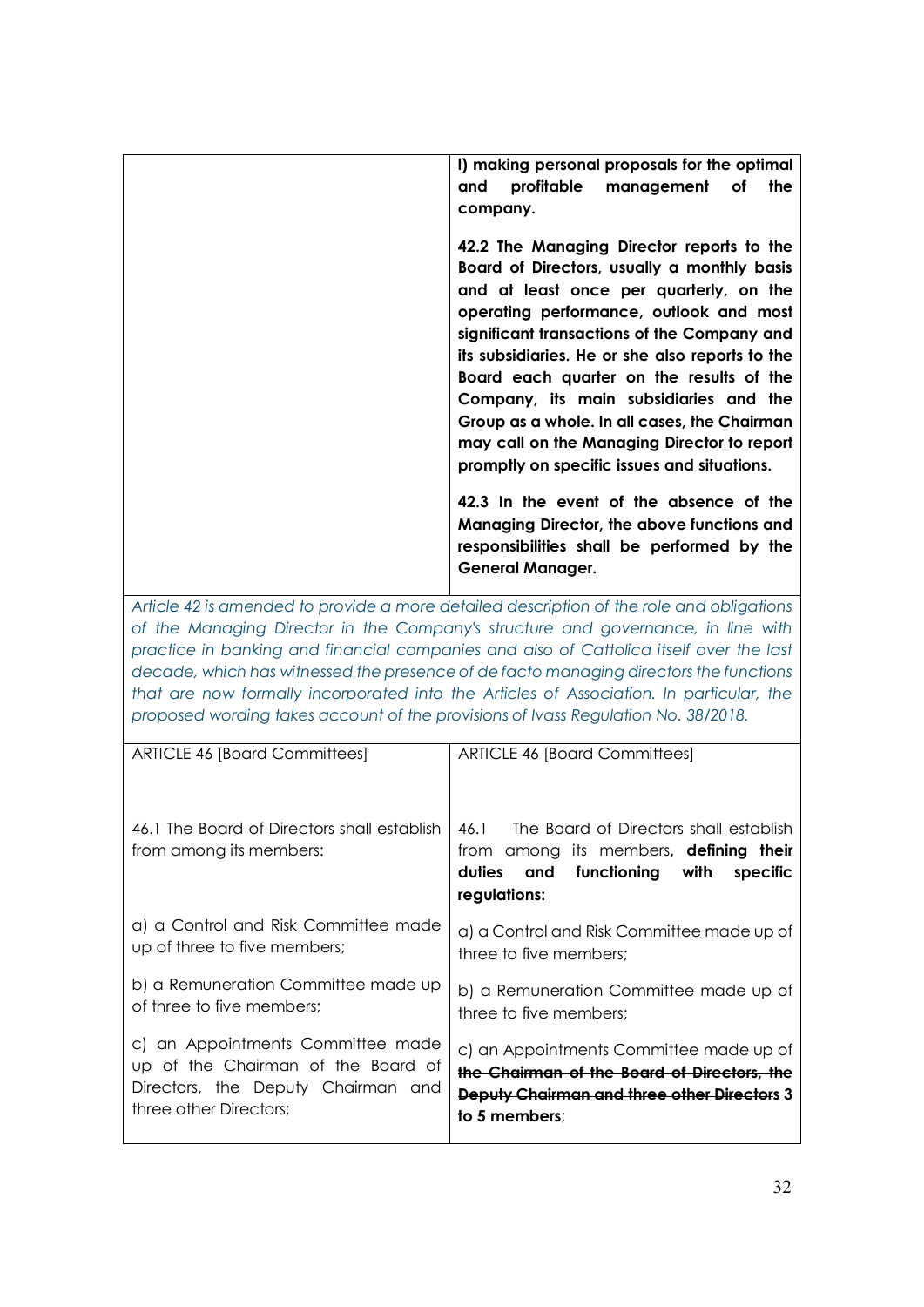| | |
|---|---|
| | **l) making personal proposals for the optimal and profitable management of the company.**<br><br>**42.2 The Managing Director reports to the Board of Directors, usually a monthly basis and at least once per quarterly, on the operating performance, outlook and most significant transactions of the Company and its subsidiaries. He or she also reports to the Board each quarter on the results of the Company, its main subsidiaries and the Group as a whole. In all cases, the Chairman may call on the Managing Director to report promptly on specific issues and situations.**<br><br>**42.3 In the event of the absence of the Managing Director, the above functions and responsibilities shall be performed by the General Manager.** |

*Article 42 is amended to provide a more detailed description of the role and obligations of the Managing Director in the Company's structure and governance, in line with practice in banking and financial companies and also of Cattolica itself over the last decade, which has witnessed the presence of de facto managing directors the functions that are now formally incorporated into the Articles of Association. In particular, the proposed wording takes account of the provisions of Ivass Regulation No. 38/2018.*

| ARTICLE 46 [Board Committees] | ARTICLE 46 [Board Committees] |
|---|---|
| 46.1 The Board of Directors shall establish from among its members: | 46.1 The Board of Directors shall establish from among its members**, defining their duties and functioning with specific regulations:** |
| a) a Control and Risk Committee made up of three to five members; | a) a Control and Risk Committee made up of three to five members; |
| b) a Remuneration Committee made up of three to five members; | b) a Remuneration Committee made up of three to five members; |
| c) an Appointments Committee made up of the Chairman of the Board of Directors, the Deputy Chairman and three other Directors; | c) an Appointments Committee made up of ~~**the Chairman of the Board of Directors, the Deputy Chairman and three other Directors**~~ **3 to 5 members**; |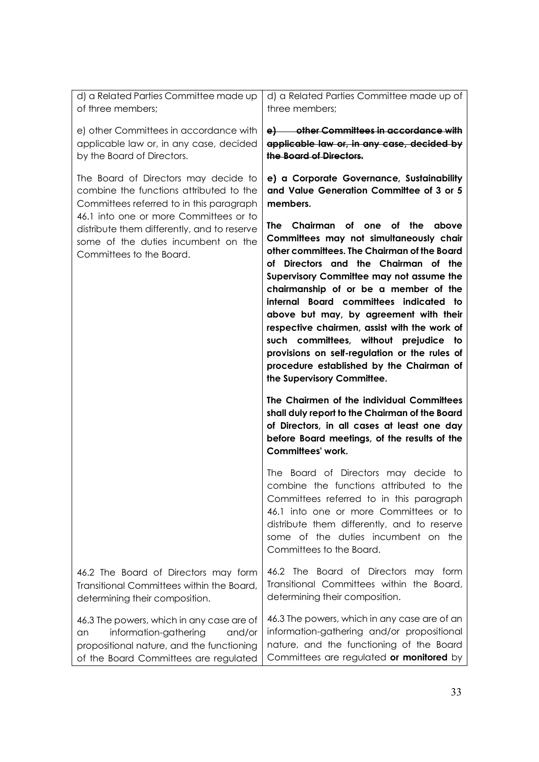| | |
|---|---|
| d) a Related Parties Committee made up of three members; | d) a Related Parties Committee made up of three members; |
| e) other Committees in accordance with applicable law or, in any case, decided by the Board of Directors. | ~~**e) other Committees in accordance with applicable law or, in any case, decided by the Board of Directors.**~~ |
| The Board of Directors may decide to combine the functions attributed to the Committees referred to in this paragraph 46.1 into one or more Committees or to distribute them differently, and to reserve some of the duties incumbent on the Committees to the Board. | **e) a Corporate Governance, Sustainability and Value Generation Committee of 3 or 5 members.** <br><br> **The Chairman of one of the above Committees may not simultaneously chair other committees. The Chairman of the Board of Directors and the Chairman of the Supervisory Committee may not assume the chairmanship of or be a member of the internal Board committees indicated to above but may, by agreement with their respective chairmen, assist with the work of such committees, without prejudice to provisions on self-regulation or the rules of procedure established by the Chairman of the Supervisory Committee.** <br><br> **The Chairmen of the individual Committees shall duly report to the Chairman of the Board of Directors, in all cases at least one day before Board meetings, of the results of the Committees' work.** <br><br> The Board of Directors may decide to combine the functions attributed to the Committees referred to in this paragraph 46.1 into one or more Committees or to distribute them differently, and to reserve some of the duties incumbent on the Committees to the Board. |
| 46.2 The Board of Directors may form Transitional Committees within the Board, determining their composition. | 46.2 The Board of Directors may form Transitional Committees within the Board, determining their composition. |
| 46.3 The powers, which in any case are of an information-gathering and/or propositional nature, and the functioning of the Board Committees are regulated | 46.3 The powers, which in any case are of an information-gathering and/or propositional nature, and the functioning of the Board Committees are regulated **or monitored** by |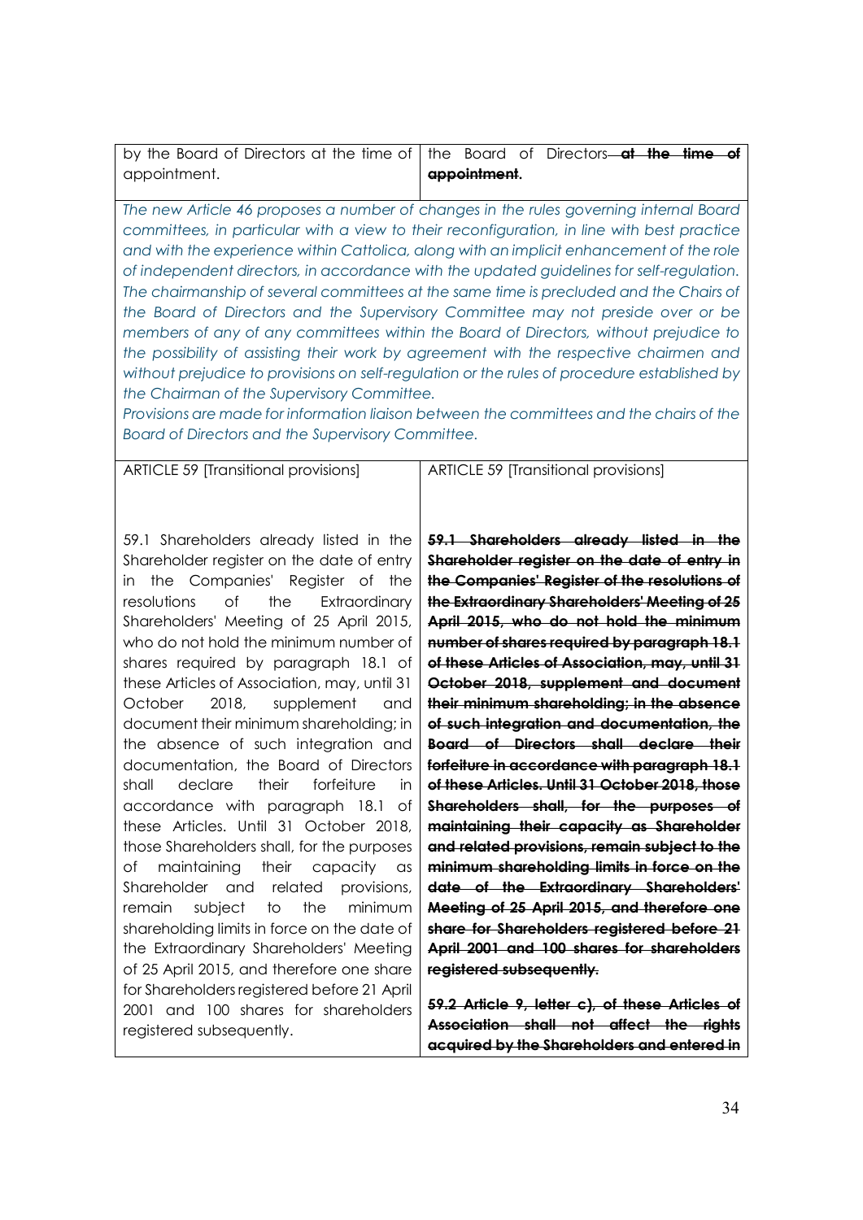| by the Board of Directors at the time of appointment. | the Board of Directors ~~at the time of appointment~~. |
|---|---|

*The new Article 46 proposes a number of changes in the rules governing internal Board committees, in particular with a view to their reconfiguration, in line with best practice and with the experience within Cattolica, along with an implicit enhancement of the role of independent directors, in accordance with the updated guidelines for self-regulation. The chairmanship of several committees at the same time is precluded and the Chairs of the Board of Directors and the Supervisory Committee may not preside over or be members of any of any committees within the Board of Directors, without prejudice to the possibility of assisting their work by agreement with the respective chairmen and without prejudice to provisions on self-regulation or the rules of procedure established by the Chairman of the Supervisory Committee.*
*Provisions are made for information liaison between the committees and the chairs of the Board of Directors and the Supervisory Committee.*

| ARTICLE 59 [Transitional provisions] | ARTICLE 59 [Transitional provisions] |
|---|---|
| 59.1 Shareholders already listed in the Shareholder register on the date of entry in the Companies' Register of the resolutions of the Extraordinary Shareholders' Meeting of 25 April 2015, who do not hold the minimum number of shares required by paragraph 18.1 of these Articles of Association, may, until 31 October 2018, supplement and document their minimum shareholding; in the absence of such integration and documentation, the Board of Directors shall declare their forfeiture in accordance with paragraph 18.1 of these Articles. Until 31 October 2018, those Shareholders shall, for the purposes of maintaining their capacity as Shareholder and related provisions, remain subject to the minimum shareholding limits in force on the date of the Extraordinary Shareholders' Meeting of 25 April 2015, and therefore one share for Shareholders registered before 21 April 2001 and 100 shares for shareholders registered subsequently. | ~~**59.1 Shareholders already listed in the Shareholder register on the date of entry in the Companies' Register of the resolutions of the Extraordinary Shareholders' Meeting of 25 April 2015, who do not hold the minimum number of shares required by paragraph 18.1 of these Articles of Association, may, until 31 October 2018, supplement and document their minimum shareholding; in the absence of such integration and documentation, the Board of Directors shall declare their forfeiture in accordance with paragraph 18.1 of these Articles. Until 31 October 2018, those Shareholders shall, for the purposes of maintaining their capacity as Shareholder and related provisions, remain subject to the minimum shareholding limits in force on the date of the Extraordinary Shareholders' Meeting of 25 April 2015, and therefore one share for Shareholders registered before 21 April 2001 and 100 shares for shareholders registered subsequently.**~~ ~~**59.2 Article 9, letter c), of these Articles of Association shall not affect the rights acquired by the Shareholders and entered in**~~ |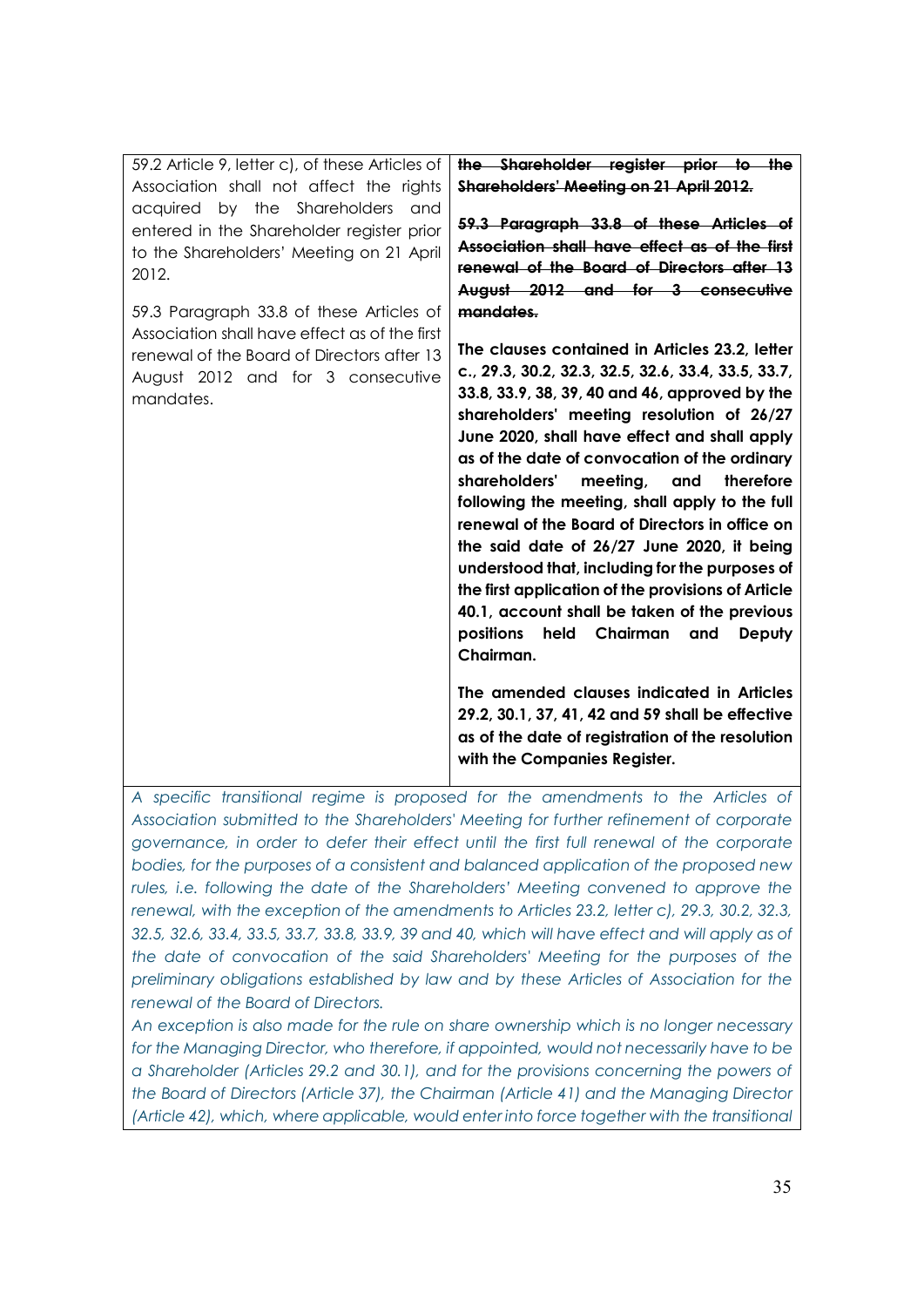| 59.2 Article 9, letter c), of these Articles of Association shall not affect the rights acquired by the Shareholders and entered in the Shareholder register prior to the Shareholders' Meeting on 21 April 2012.<br><br>59.3 Paragraph 33.8 of these Articles of Association shall have effect as of the first renewal of the Board of Directors after 13 August 2012 and for 3 consecutive mandates. | ~~**the Shareholder register prior to the Shareholders' Meeting on 21 April 2012.**~~<br><br>~~**59.3 Paragraph 33.8 of these Articles of Association shall have effect as of the first renewal of the Board of Directors after 13 August 2012 and for 3 consecutive mandates.**~~<br><br>**The clauses contained in Articles 23.2, letter c., 29.3, 30.2, 32.3, 32.5, 32.6, 33.4, 33.5, 33.7, 33.8, 33.9, 38, 39, 40 and 46, approved by the shareholders' meeting resolution of 26/27 June 2020, shall have effect and shall apply as of the date of convocation of the ordinary shareholders' meeting, and therefore following the meeting, shall apply to the full renewal of the Board of Directors in office on the said date of 26/27 June 2020, it being understood that, including for the purposes of the first application of the provisions of Article 40.1, account shall be taken of the previous positions held Chairman and Deputy Chairman.**<br><br>**The amended clauses indicated in Articles 29.2, 30.1, 37, 41, 42 and 59 shall be effective as of the date of registration of the resolution with the Companies Register.** |
|---|---|

*A specific transitional regime is proposed for the amendments to the Articles of Association submitted to the Shareholders' Meeting for further refinement of corporate governance, in order to defer their effect until the first full renewal of the corporate bodies, for the purposes of a consistent and balanced application of the proposed new rules, i.e. following the date of the Shareholders' Meeting convened to approve the renewal, with the exception of the amendments to Articles 23.2, letter c), 29.3, 30.2, 32.3, 32.5, 32.6, 33.4, 33.5, 33.7, 33.8, 33.9, 39 and 40, which will have effect and will apply as of the date of convocation of the said Shareholders' Meeting for the purposes of the preliminary obligations established by law and by these Articles of Association for the renewal of the Board of Directors.*

*An exception is also made for the rule on share ownership which is no longer necessary for the Managing Director, who therefore, if appointed, would not necessarily have to be a Shareholder (Articles 29.2 and 30.1), and for the provisions concerning the powers of the Board of Directors (Article 37), the Chairman (Article 41) and the Managing Director (Article 42), which, where applicable, would enter into force together with the transitional*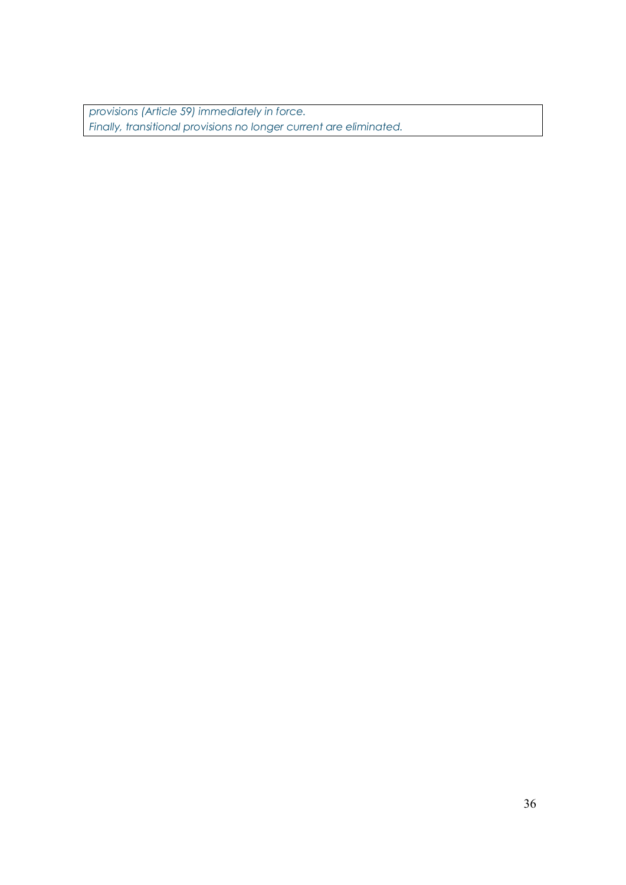*provisions (Article 59) immediately in force.*
*Finally, transitional provisions no longer current are eliminated.*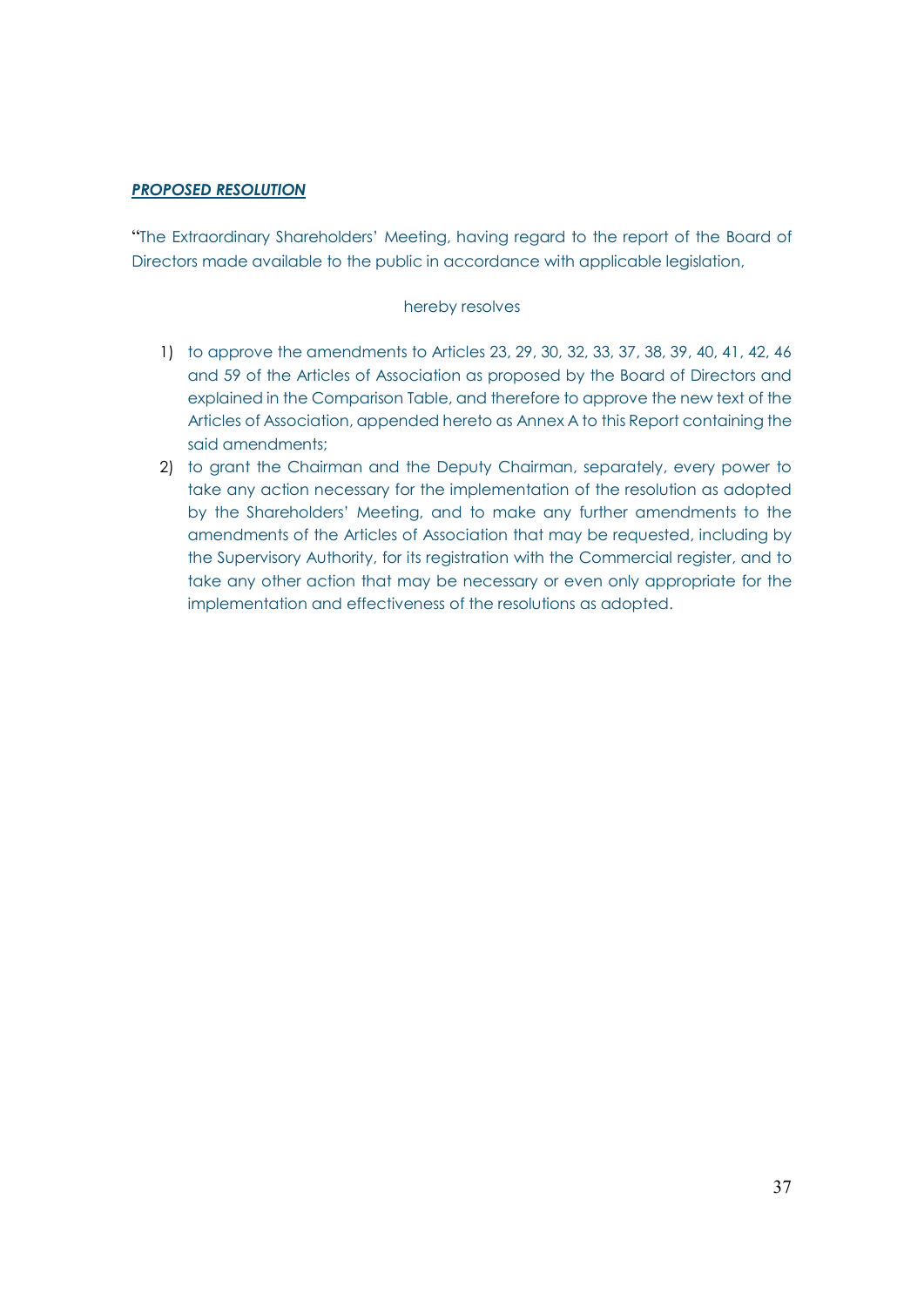***PROPOSED RESOLUTION***

"The Extraordinary Shareholders' Meeting, having regard to the report of the Board of Directors made available to the public in accordance with applicable legislation,

hereby resolves

1) to approve the amendments to Articles 23, 29, 30, 32, 33, 37, 38, 39, 40, 41, 42, 46 and 59 of the Articles of Association as proposed by the Board of Directors and explained in the Comparison Table, and therefore to approve the new text of the Articles of Association, appended hereto as Annex A to this Report containing the said amendments;
2) to grant the Chairman and the Deputy Chairman, separately, every power to take any action necessary for the implementation of the resolution as adopted by the Shareholders' Meeting, and to make any further amendments to the amendments of the Articles of Association that may be requested, including by the Supervisory Authority, for its registration with the Commercial register, and to take any other action that may be necessary or even only appropriate for the implementation and effectiveness of the resolutions as adopted.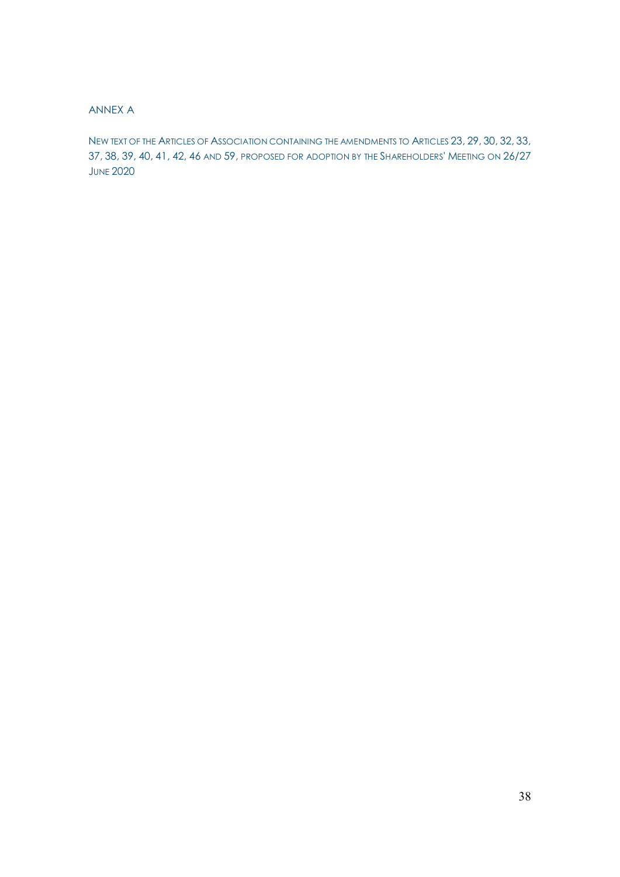## ANNEX A

NEW TEXT OF THE ARTICLES OF ASSOCIATION CONTAINING THE AMENDMENTS TO ARTICLES 23, 29, 30, 32, 33, 37, 38, 39, 40, 41, 42, 46 AND 59, PROPOSED FOR ADOPTION BY THE SHAREHOLDERS' MEETING ON 26/27 JUNE 2020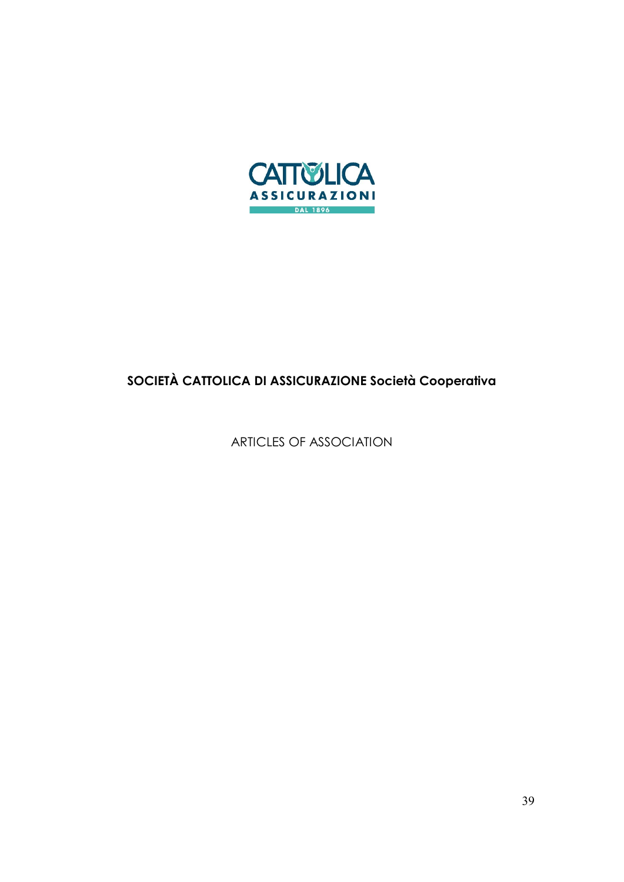CATTOLICA ASSICURAZIONI DAL 1896

**SOCIETÀ CATTOLICA DI ASSICURAZIONE Società Cooperativa**

ARTICLES OF ASSOCIATION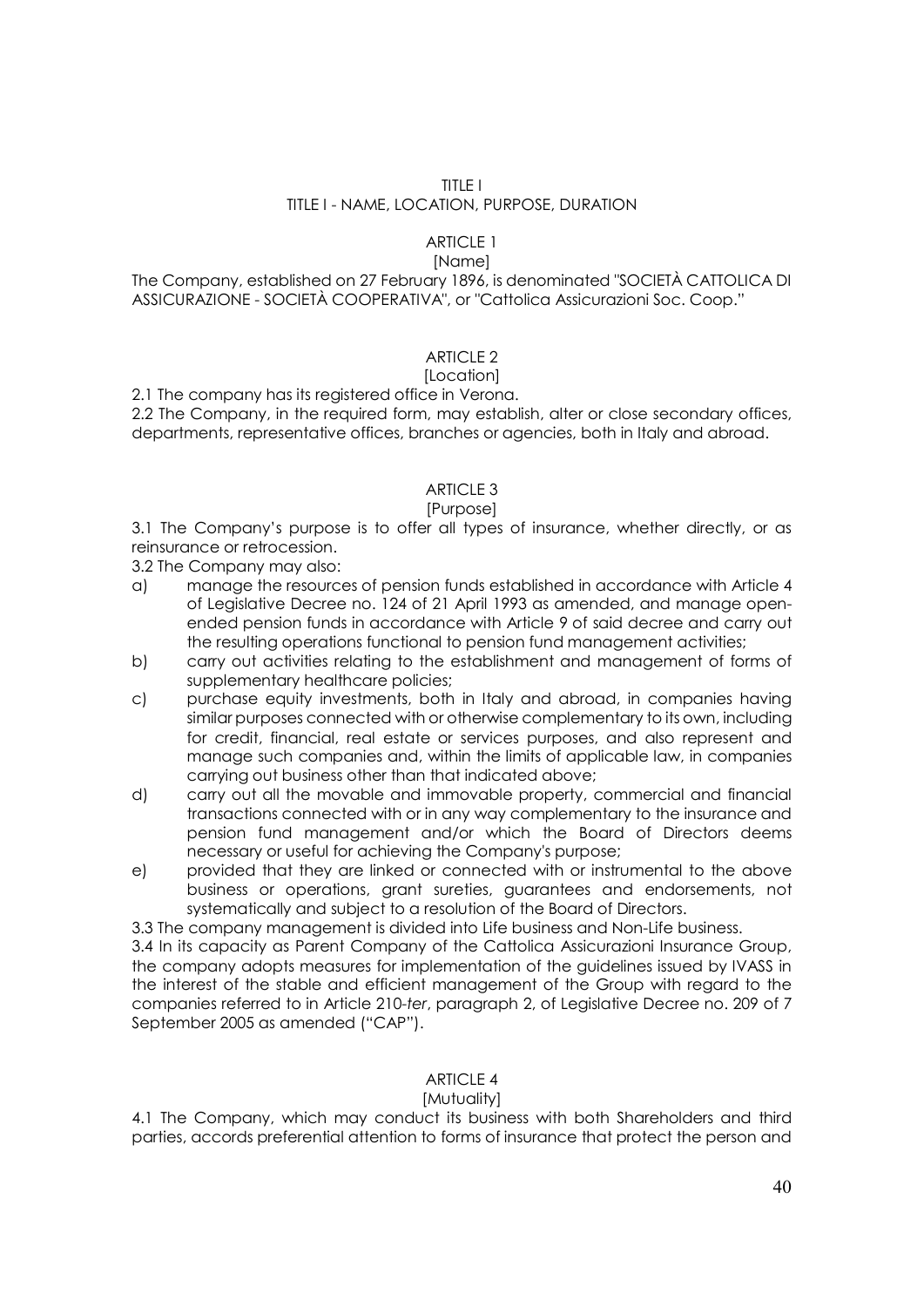# TITLE I

## TITLE I - NAME, LOCATION, PURPOSE, DURATION

### ARTICLE 1

[Name]

The Company, established on 27 February 1896, is denominated "SOCIETÀ CATTOLICA DI ASSICURAZIONE - SOCIETÀ COOPERATIVA", or "Cattolica Assicurazioni Soc. Coop."

### ARTICLE 2

[Location]

2.1 The company has its registered office in Verona.

2.2 The Company, in the required form, may establish, alter or close secondary offices, departments, representative offices, branches or agencies, both in Italy and abroad.

### ARTICLE 3

[Purpose]

3.1 The Company's purpose is to offer all types of insurance, whether directly, or as reinsurance or retrocession.

3.2 The Company may also:

a) manage the resources of pension funds established in accordance with Article 4 of Legislative Decree no. 124 of 21 April 1993 as amended, and manage open-ended pension funds in accordance with Article 9 of said decree and carry out the resulting operations functional to pension fund management activities;

b) carry out activities relating to the establishment and management of forms of supplementary healthcare policies;

c) purchase equity investments, both in Italy and abroad, in companies having similar purposes connected with or otherwise complementary to its own, including for credit, financial, real estate or services purposes, and also represent and manage such companies and, within the limits of applicable law, in companies carrying out business other than that indicated above;

d) carry out all the movable and immovable property, commercial and financial transactions connected with or in any way complementary to the insurance and pension fund management and/or which the Board of Directors deems necessary or useful for achieving the Company's purpose;

e) provided that they are linked or connected with or instrumental to the above business or operations, grant sureties, guarantees and endorsements, not systematically and subject to a resolution of the Board of Directors.

3.3 The company management is divided into Life business and Non-Life business.

3.4 In its capacity as Parent Company of the Cattolica Assicurazioni Insurance Group, the company adopts measures for implementation of the guidelines issued by IVASS in the interest of the stable and efficient management of the Group with regard to the companies referred to in Article 210-*ter*, paragraph 2, of Legislative Decree no. 209 of 7 September 2005 as amended ("CAP").

### ARTICLE 4

[Mutuality]

4.1 The Company, which may conduct its business with both Shareholders and third parties, accords preferential attention to forms of insurance that protect the person and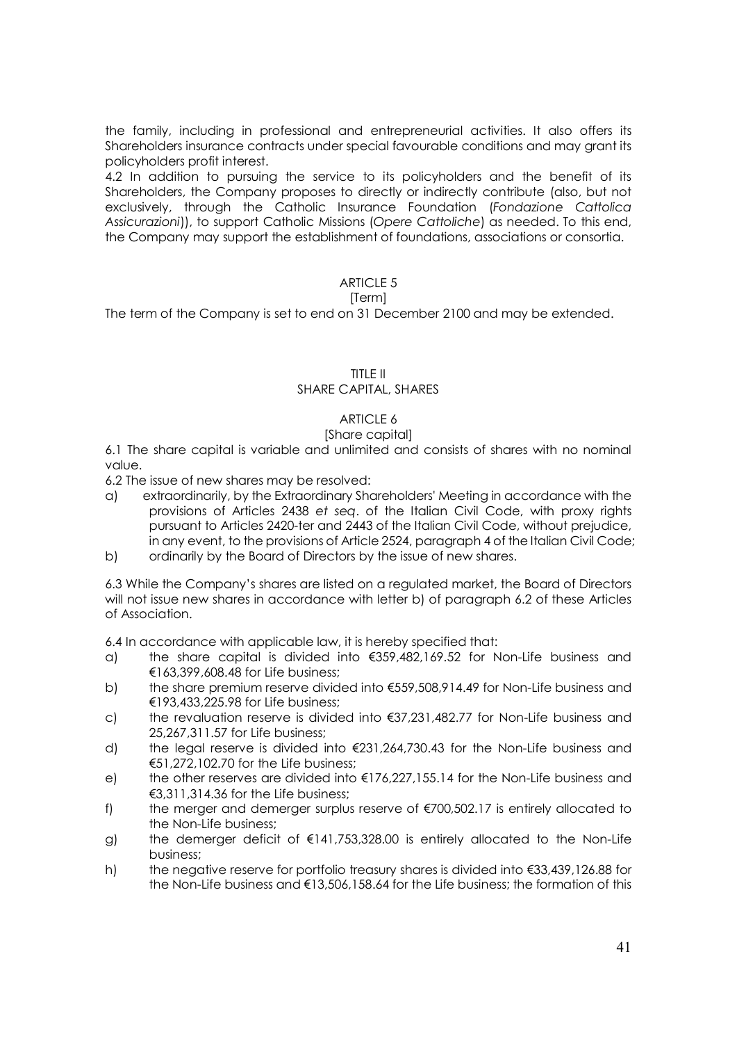the family, including in professional and entrepreneurial activities. It also offers its Shareholders insurance contracts under special favourable conditions and may grant its policyholders profit interest.

4.2 In addition to pursuing the service to its policyholders and the benefit of its Shareholders, the Company proposes to directly or indirectly contribute (also, but not exclusively, through the Catholic Insurance Foundation (*Fondazione Cattolica Assicurazioni*)), to support Catholic Missions (*Opere Cattoliche*) as needed. To this end, the Company may support the establishment of foundations, associations or consortia.

ARTICLE 5

[Term]

The term of the Company is set to end on 31 December 2100 and may be extended.

TITLE II

SHARE CAPITAL, SHARES

ARTICLE 6

[Share capital]

6.1 The share capital is variable and unlimited and consists of shares with no nominal value.

6.2 The issue of new shares may be resolved:

a) extraordinarily, by the Extraordinary Shareholders' Meeting in accordance with the provisions of Articles 2438 *et seq*. of the Italian Civil Code, with proxy rights pursuant to Articles 2420-ter and 2443 of the Italian Civil Code, without prejudice, in any event, to the provisions of Article 2524, paragraph 4 of the Italian Civil Code;
b) ordinarily by the Board of Directors by the issue of new shares.

6.3 While the Company's shares are listed on a regulated market, the Board of Directors will not issue new shares in accordance with letter b) of paragraph 6.2 of these Articles of Association.

6.4 In accordance with applicable law, it is hereby specified that:

a) the share capital is divided into €359,482,169.52 for Non-Life business and €163,399,608.48 for Life business;
b) the share premium reserve divided into €559,508,914.49 for Non-Life business and €193,433,225.98 for Life business;
c) the revaluation reserve is divided into €37,231,482.77 for Non-Life business and 25,267,311.57 for Life business;
d) the legal reserve is divided into €231,264,730.43 for the Non-Life business and €51,272,102.70 for the Life business;
e) the other reserves are divided into €176,227,155.14 for the Non-Life business and €3,311,314.36 for the Life business;
f) the merger and demerger surplus reserve of €700,502.17 is entirely allocated to the Non-Life business;
g) the demerger deficit of €141,753,328.00 is entirely allocated to the Non-Life business;
h) the negative reserve for portfolio treasury shares is divided into €33,439,126.88 for the Non-Life business and €13,506,158.64 for the Life business; the formation of this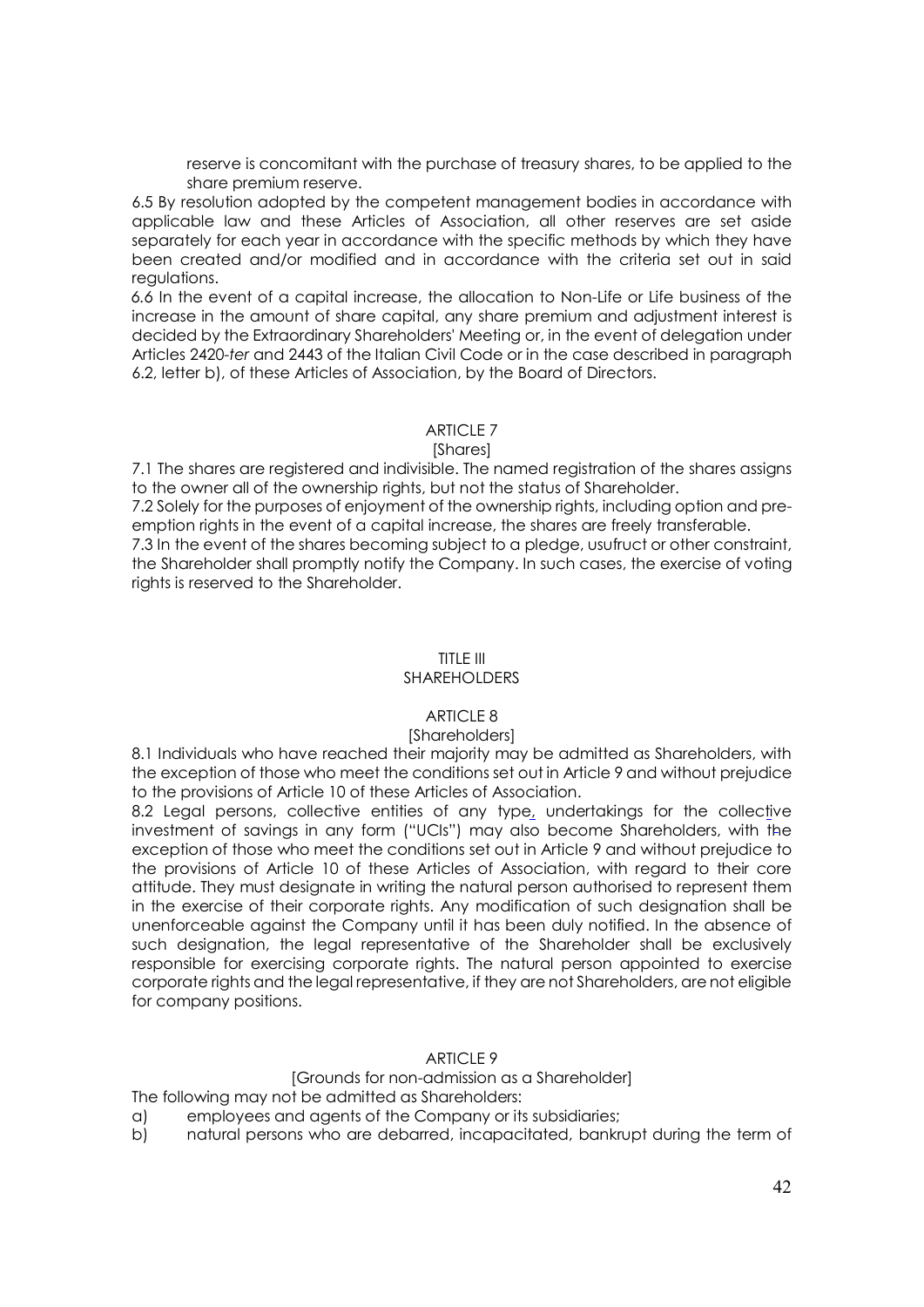reserve is concomitant with the purchase of treasury shares, to be applied to the share premium reserve.

6.5 By resolution adopted by the competent management bodies in accordance with applicable law and these Articles of Association, all other reserves are set aside separately for each year in accordance with the specific methods by which they have been created and/or modified and in accordance with the criteria set out in said regulations.

6.6 In the event of a capital increase, the allocation to Non-Life or Life business of the increase in the amount of share capital, any share premium and adjustment interest is decided by the Extraordinary Shareholders' Meeting or, in the event of delegation under Articles 2420-*ter* and 2443 of the Italian Civil Code or in the case described in paragraph 6.2, letter b), of these Articles of Association, by the Board of Directors.

### ARTICLE 7
### [Shares]

7.1 The shares are registered and indivisible. The named registration of the shares assigns to the owner all of the ownership rights, but not the status of Shareholder.

7.2 Solely for the purposes of enjoyment of the ownership rights, including option and pre-emption rights in the event of a capital increase, the shares are freely transferable.

7.3 In the event of the shares becoming subject to a pledge, usufruct or other constraint, the Shareholder shall promptly notify the Company. In such cases, the exercise of voting rights is reserved to the Shareholder.

## TITLE III
## SHAREHOLDERS

### ARTICLE 8
### [Shareholders]

8.1 Individuals who have reached their majority may be admitted as Shareholders, with the exception of those who meet the conditions set out in Article 9 and without prejudice to the provisions of Article 10 of these Articles of Association.

8.2 Legal persons, collective entities of any type, undertakings for the collective investment of savings in any form ("UCIs") may also become Shareholders, with the exception of those who meet the conditions set out in Article 9 and without prejudice to the provisions of Article 10 of these Articles of Association, with regard to their core attitude. They must designate in writing the natural person authorised to represent them in the exercise of their corporate rights. Any modification of such designation shall be unenforceable against the Company until it has been duly notified. In the absence of such designation, the legal representative of the Shareholder shall be exclusively responsible for exercising corporate rights. The natural person appointed to exercise corporate rights and the legal representative, if they are not Shareholders, are not eligible for company positions.

### ARTICLE 9
### [Grounds for non-admission as a Shareholder]

The following may not be admitted as Shareholders:

a) employees and agents of the Company or its subsidiaries;

b) natural persons who are debarred, incapacitated, bankrupt during the term of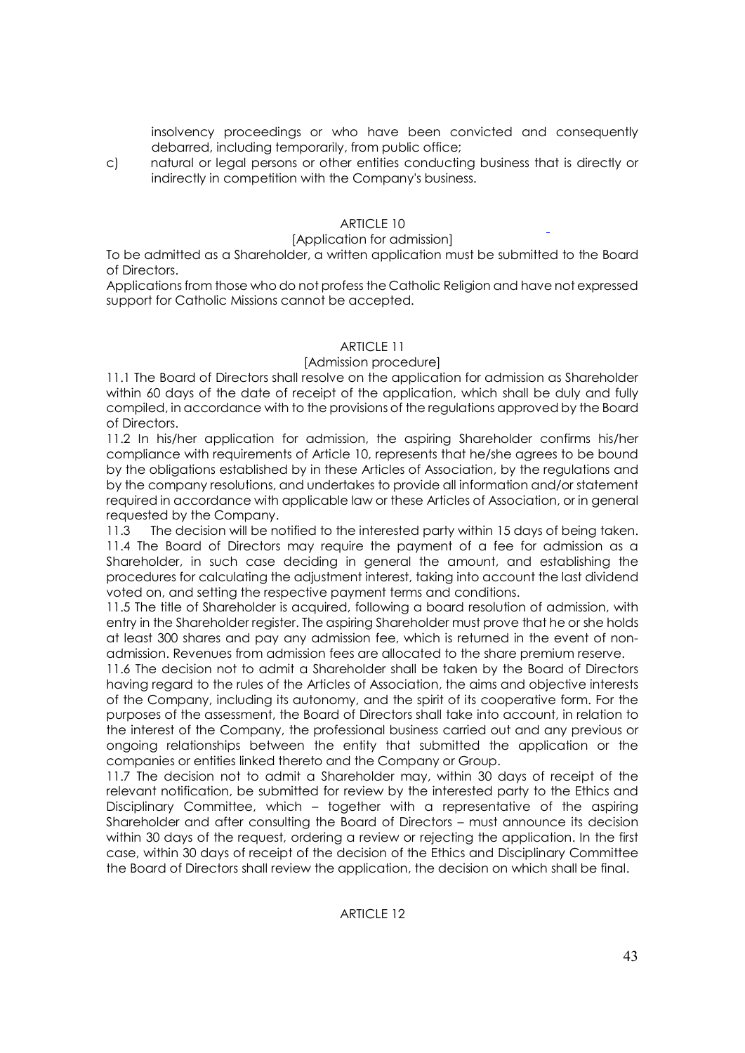insolvency proceedings or who have been convicted and consequently debarred, including temporarily, from public office;

c) natural or legal persons or other entities conducting business that is directly or indirectly in competition with the Company's business.

ARTICLE 10

[Application for admission]

To be admitted as a Shareholder, a written application must be submitted to the Board of Directors.

Applications from those who do not profess the Catholic Religion and have not expressed support for Catholic Missions cannot be accepted.

ARTICLE 11

[Admission procedure]

11.1 The Board of Directors shall resolve on the application for admission as Shareholder within 60 days of the date of receipt of the application, which shall be duly and fully compiled, in accordance with to the provisions of the regulations approved by the Board of Directors.

11.2 In his/her application for admission, the aspiring Shareholder confirms his/her compliance with requirements of Article 10, represents that he/she agrees to be bound by the obligations established by in these Articles of Association, by the regulations and by the company resolutions, and undertakes to provide all information and/or statement required in accordance with applicable law or these Articles of Association, or in general requested by the Company.

11.3 The decision will be notified to the interested party within 15 days of being taken.

11.4 The Board of Directors may require the payment of a fee for admission as a Shareholder, in such case deciding in general the amount, and establishing the procedures for calculating the adjustment interest, taking into account the last dividend voted on, and setting the respective payment terms and conditions.

11.5 The title of Shareholder is acquired, following a board resolution of admission, with entry in the Shareholder register. The aspiring Shareholder must prove that he or she holds at least 300 shares and pay any admission fee, which is returned in the event of non-admission. Revenues from admission fees are allocated to the share premium reserve.

11.6 The decision not to admit a Shareholder shall be taken by the Board of Directors having regard to the rules of the Articles of Association, the aims and objective interests of the Company, including its autonomy, and the spirit of its cooperative form. For the purposes of the assessment, the Board of Directors shall take into account, in relation to the interest of the Company, the professional business carried out and any previous or ongoing relationships between the entity that submitted the application or the companies or entities linked thereto and the Company or Group.

11.7 The decision not to admit a Shareholder may, within 30 days of receipt of the relevant notification, be submitted for review by the interested party to the Ethics and Disciplinary Committee, which – together with a representative of the aspiring Shareholder and after consulting the Board of Directors – must announce its decision within 30 days of the request, ordering a review or rejecting the application. In the first case, within 30 days of receipt of the decision of the Ethics and Disciplinary Committee the Board of Directors shall review the application, the decision on which shall be final.

ARTICLE 12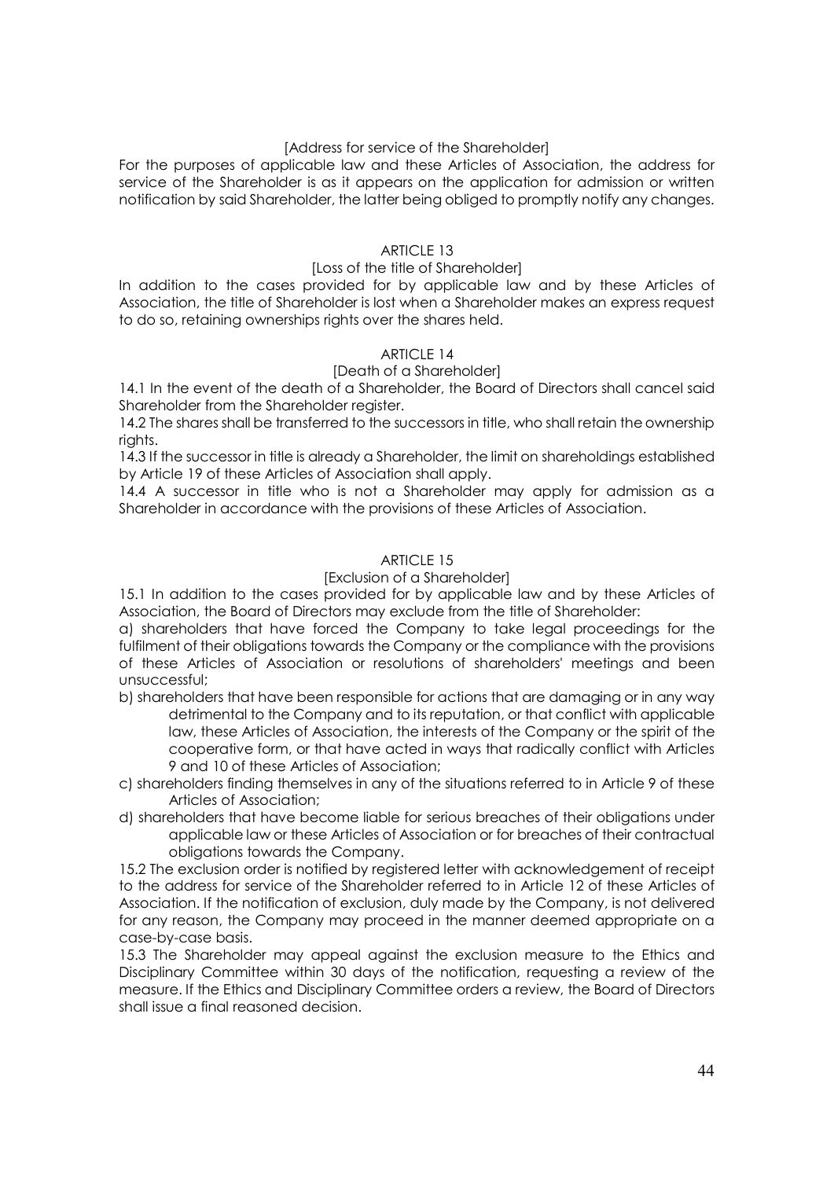[Address for service of the Shareholder]

For the purposes of applicable law and these Articles of Association, the address for service of the Shareholder is as it appears on the application for admission or written notification by said Shareholder, the latter being obliged to promptly notify any changes.

ARTICLE 13

[Loss of the title of Shareholder]

In addition to the cases provided for by applicable law and by these Articles of Association, the title of Shareholder is lost when a Shareholder makes an express request to do so, retaining ownerships rights over the shares held.

ARTICLE 14

[Death of a Shareholder]

14.1 In the event of the death of a Shareholder, the Board of Directors shall cancel said Shareholder from the Shareholder register.

14.2 The shares shall be transferred to the successors in title, who shall retain the ownership rights.

14.3 If the successor in title is already a Shareholder, the limit on shareholdings established by Article 19 of these Articles of Association shall apply.

14.4 A successor in title who is not a Shareholder may apply for admission as a Shareholder in accordance with the provisions of these Articles of Association.

ARTICLE 15

[Exclusion of a Shareholder]

15.1 In addition to the cases provided for by applicable law and by these Articles of Association, the Board of Directors may exclude from the title of Shareholder:

a) shareholders that have forced the Company to take legal proceedings for the fulfilment of their obligations towards the Company or the compliance with the provisions of these Articles of Association or resolutions of shareholders' meetings and been unsuccessful;

b) shareholders that have been responsible for actions that are damaging or in any way detrimental to the Company and to its reputation, or that conflict with applicable law, these Articles of Association, the interests of the Company or the spirit of the cooperative form, or that have acted in ways that radically conflict with Articles 9 and 10 of these Articles of Association;

c) shareholders finding themselves in any of the situations referred to in Article 9 of these Articles of Association;

d) shareholders that have become liable for serious breaches of their obligations under applicable law or these Articles of Association or for breaches of their contractual obligations towards the Company.

15.2 The exclusion order is notified by registered letter with acknowledgement of receipt to the address for service of the Shareholder referred to in Article 12 of these Articles of Association. If the notification of exclusion, duly made by the Company, is not delivered for any reason, the Company may proceed in the manner deemed appropriate on a case-by-case basis.

15.3 The Shareholder may appeal against the exclusion measure to the Ethics and Disciplinary Committee within 30 days of the notification, requesting a review of the measure. If the Ethics and Disciplinary Committee orders a review, the Board of Directors shall issue a final reasoned decision.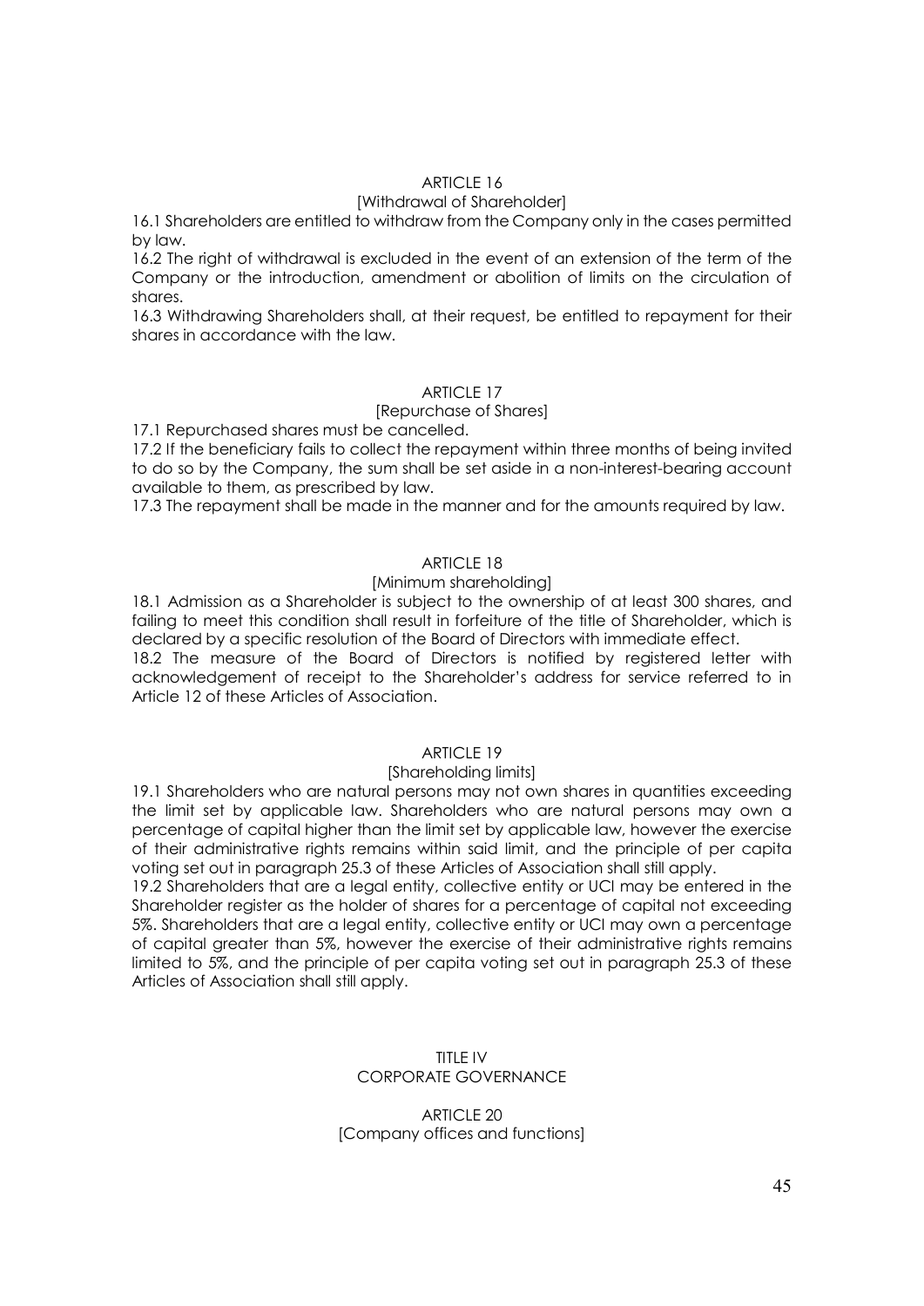## ARTICLE 16

[Withdrawal of Shareholder]

16.1 Shareholders are entitled to withdraw from the Company only in the cases permitted by law.

16.2 The right of withdrawal is excluded in the event of an extension of the term of the Company or the introduction, amendment or abolition of limits on the circulation of shares.

16.3 Withdrawing Shareholders shall, at their request, be entitled to repayment for their shares in accordance with the law.

## ARTICLE 17

[Repurchase of Shares]

17.1 Repurchased shares must be cancelled.

17.2 If the beneficiary fails to collect the repayment within three months of being invited to do so by the Company, the sum shall be set aside in a non-interest-bearing account available to them, as prescribed by law.

17.3 The repayment shall be made in the manner and for the amounts required by law.

## ARTICLE 18

[Minimum shareholding]

18.1 Admission as a Shareholder is subject to the ownership of at least 300 shares, and failing to meet this condition shall result in forfeiture of the title of Shareholder, which is declared by a specific resolution of the Board of Directors with immediate effect.

18.2 The measure of the Board of Directors is notified by registered letter with acknowledgement of receipt to the Shareholder's address for service referred to in Article 12 of these Articles of Association.

## ARTICLE 19

[Shareholding limits]

19.1 Shareholders who are natural persons may not own shares in quantities exceeding the limit set by applicable law. Shareholders who are natural persons may own a percentage of capital higher than the limit set by applicable law, however the exercise of their administrative rights remains within said limit, and the principle of per capita voting set out in paragraph 25.3 of these Articles of Association shall still apply.

19.2 Shareholders that are a legal entity, collective entity or UCI may be entered in the Shareholder register as the holder of shares for a percentage of capital not exceeding 5%. Shareholders that are a legal entity, collective entity or UCI may own a percentage of capital greater than 5%, however the exercise of their administrative rights remains limited to 5%, and the principle of per capita voting set out in paragraph 25.3 of these Articles of Association shall still apply.

# TITLE IV
# CORPORATE GOVERNANCE

## ARTICLE 20

[Company offices and functions]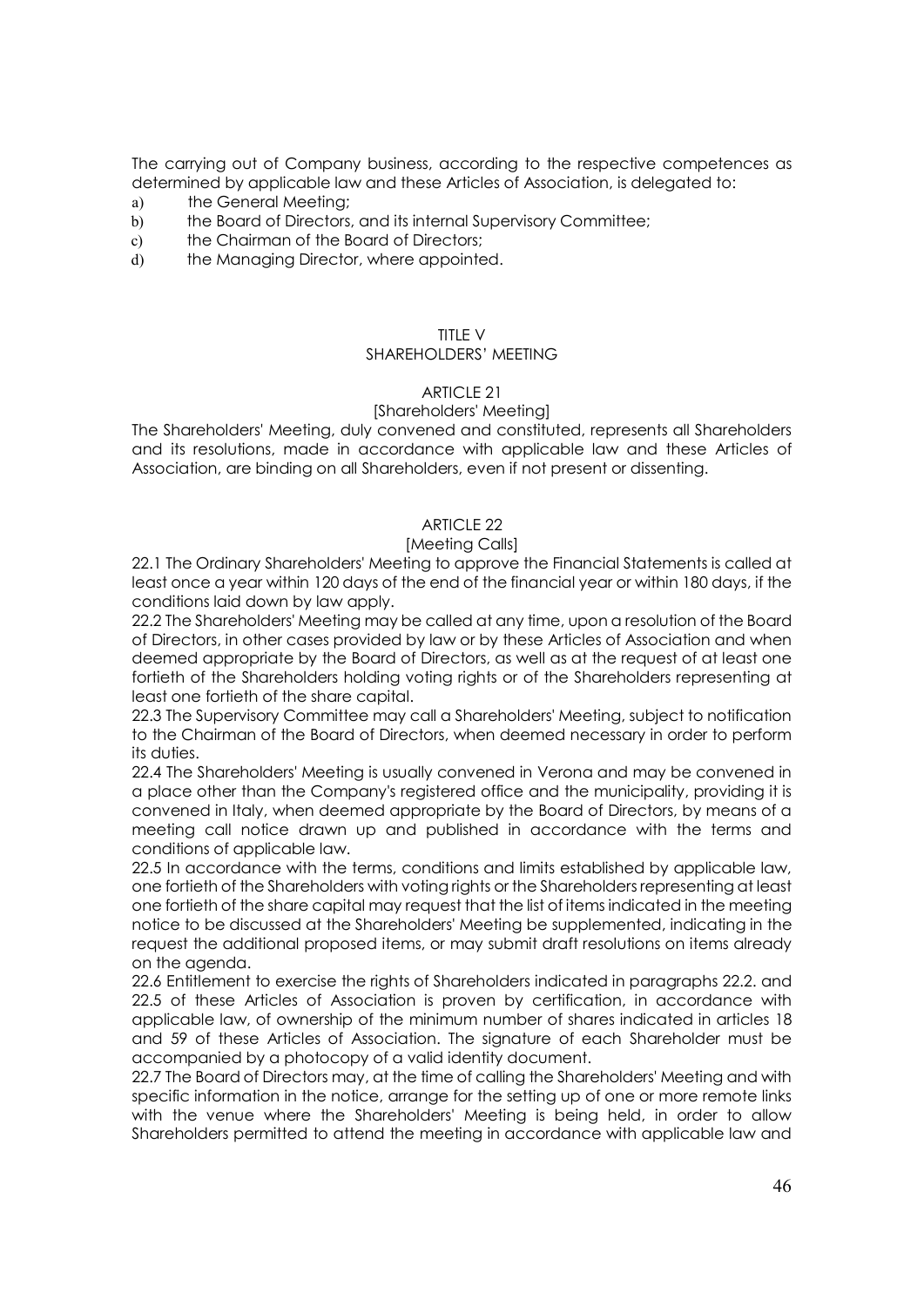The carrying out of Company business, according to the respective competences as determined by applicable law and these Articles of Association, is delegated to:

a) the General Meeting;
b) the Board of Directors, and its internal Supervisory Committee;
c) the Chairman of the Board of Directors;
d) the Managing Director, where appointed.

## TITLE V
## SHAREHOLDERS' MEETING

### ARTICLE 21
### [Shareholders' Meeting]

The Shareholders' Meeting, duly convened and constituted, represents all Shareholders and its resolutions, made in accordance with applicable law and these Articles of Association, are binding on all Shareholders, even if not present or dissenting.

### ARTICLE 22
### [Meeting Calls]

22.1 The Ordinary Shareholders' Meeting to approve the Financial Statements is called at least once a year within 120 days of the end of the financial year or within 180 days, if the conditions laid down by law apply.

22.2 The Shareholders' Meeting may be called at any time, upon a resolution of the Board of Directors, in other cases provided by law or by these Articles of Association and when deemed appropriate by the Board of Directors, as well as at the request of at least one fortieth of the Shareholders holding voting rights or of the Shareholders representing at least one fortieth of the share capital.

22.3 The Supervisory Committee may call a Shareholders' Meeting, subject to notification to the Chairman of the Board of Directors, when deemed necessary in order to perform its duties.

22.4 The Shareholders' Meeting is usually convened in Verona and may be convened in a place other than the Company's registered office and the municipality, providing it is convened in Italy, when deemed appropriate by the Board of Directors, by means of a meeting call notice drawn up and published in accordance with the terms and conditions of applicable law.

22.5 In accordance with the terms, conditions and limits established by applicable law, one fortieth of the Shareholders with voting rights or the Shareholders representing at least one fortieth of the share capital may request that the list of items indicated in the meeting notice to be discussed at the Shareholders' Meeting be supplemented, indicating in the request the additional proposed items, or may submit draft resolutions on items already on the agenda.

22.6 Entitlement to exercise the rights of Shareholders indicated in paragraphs 22.2. and 22.5 of these Articles of Association is proven by certification, in accordance with applicable law, of ownership of the minimum number of shares indicated in articles 18 and 59 of these Articles of Association. The signature of each Shareholder must be accompanied by a photocopy of a valid identity document.

22.7 The Board of Directors may, at the time of calling the Shareholders' Meeting and with specific information in the notice, arrange for the setting up of one or more remote links with the venue where the Shareholders' Meeting is being held, in order to allow Shareholders permitted to attend the meeting in accordance with applicable law and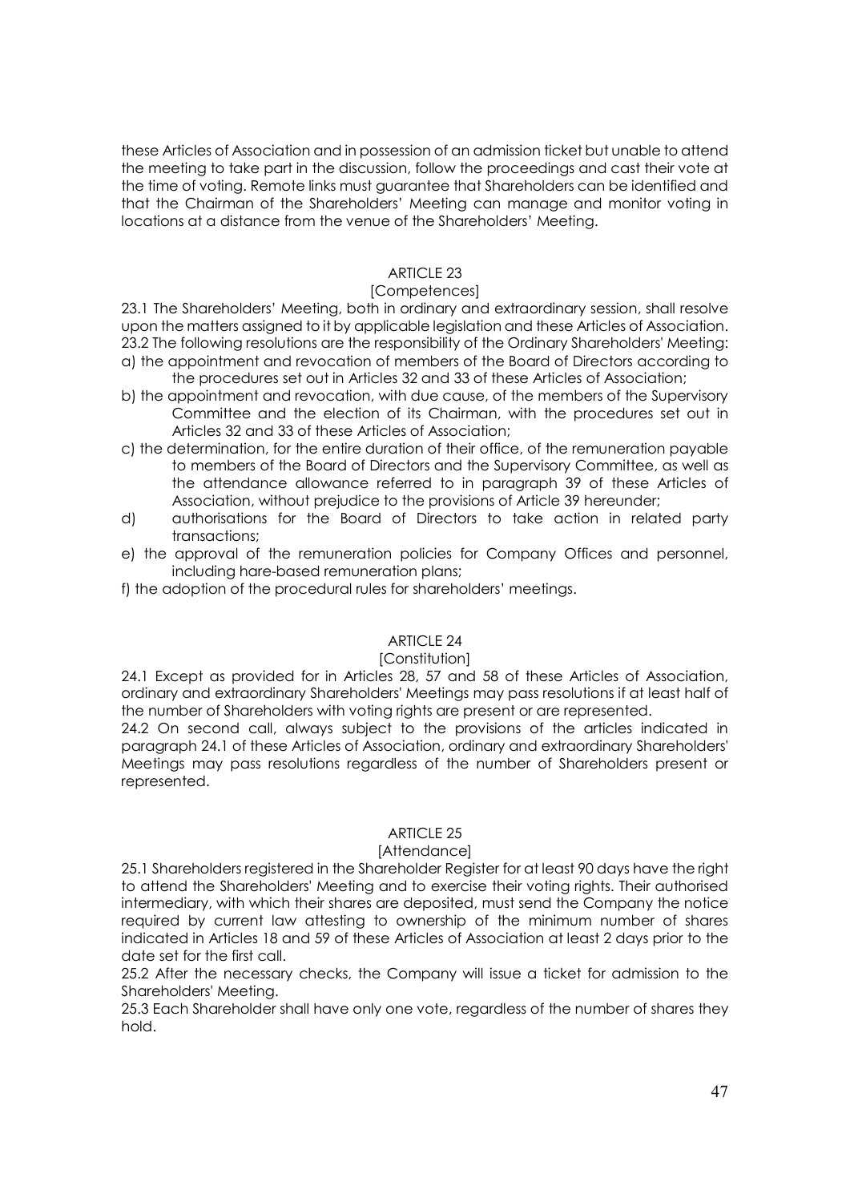these Articles of Association and in possession of an admission ticket but unable to attend the meeting to take part in the discussion, follow the proceedings and cast their vote at the time of voting. Remote links must guarantee that Shareholders can be identified and that the Chairman of the Shareholders' Meeting can manage and monitor voting in locations at a distance from the venue of the Shareholders' Meeting.

ARTICLE 23

[Competences]

23.1 The Shareholders' Meeting, both in ordinary and extraordinary session, shall resolve upon the matters assigned to it by applicable legislation and these Articles of Association.

23.2 The following resolutions are the responsibility of the Ordinary Shareholders' Meeting:

a) the appointment and revocation of members of the Board of Directors according to the procedures set out in Articles 32 and 33 of these Articles of Association;

b) the appointment and revocation, with due cause, of the members of the Supervisory Committee and the election of its Chairman, with the procedures set out in Articles 32 and 33 of these Articles of Association;

c) the determination, for the entire duration of their office, of the remuneration payable to members of the Board of Directors and the Supervisory Committee, as well as the attendance allowance referred to in paragraph 39 of these Articles of Association, without prejudice to the provisions of Article 39 hereunder;

d) authorisations for the Board of Directors to take action in related party transactions;

e) the approval of the remuneration policies for Company Offices and personnel, including hare-based remuneration plans;

f) the adoption of the procedural rules for shareholders' meetings.

ARTICLE 24

[Constitution]

24.1 Except as provided for in Articles 28, 57 and 58 of these Articles of Association, ordinary and extraordinary Shareholders' Meetings may pass resolutions if at least half of the number of Shareholders with voting rights are present or are represented.

24.2 On second call, always subject to the provisions of the articles indicated in paragraph 24.1 of these Articles of Association, ordinary and extraordinary Shareholders' Meetings may pass resolutions regardless of the number of Shareholders present or represented.

ARTICLE 25

[Attendance]

25.1 Shareholders registered in the Shareholder Register for at least 90 days have the right to attend the Shareholders' Meeting and to exercise their voting rights. Their authorised intermediary, with which their shares are deposited, must send the Company the notice required by current law attesting to ownership of the minimum number of shares indicated in Articles 18 and 59 of these Articles of Association at least 2 days prior to the date set for the first call.

25.2 After the necessary checks, the Company will issue a ticket for admission to the Shareholders' Meeting.

25.3 Each Shareholder shall have only one vote, regardless of the number of shares they hold.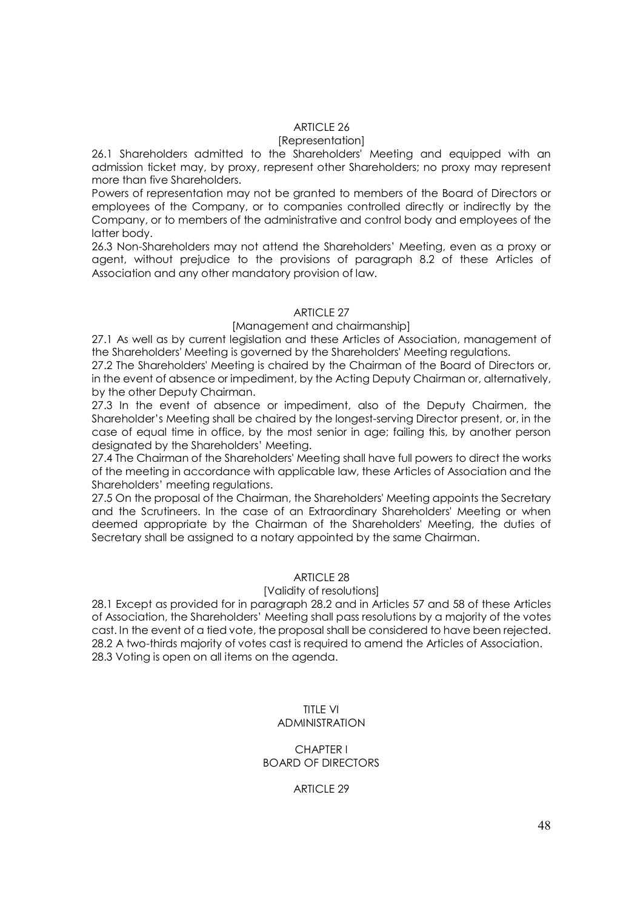ARTICLE 26

[Representation]

26.1 Shareholders admitted to the Shareholders' Meeting and equipped with an admission ticket may, by proxy, represent other Shareholders; no proxy may represent more than five Shareholders.

Powers of representation may not be granted to members of the Board of Directors or employees of the Company, or to companies controlled directly or indirectly by the Company, or to members of the administrative and control body and employees of the latter body.

26.3 Non-Shareholders may not attend the Shareholders' Meeting, even as a proxy or agent, without prejudice to the provisions of paragraph 8.2 of these Articles of Association and any other mandatory provision of law.

ARTICLE 27

[Management and chairmanship]

27.1 As well as by current legislation and these Articles of Association, management of the Shareholders' Meeting is governed by the Shareholders' Meeting regulations.

27.2 The Shareholders' Meeting is chaired by the Chairman of the Board of Directors or, in the event of absence or impediment, by the Acting Deputy Chairman or, alternatively, by the other Deputy Chairman.

27.3 In the event of absence or impediment, also of the Deputy Chairmen, the Shareholder's Meeting shall be chaired by the longest-serving Director present, or, in the case of equal time in office, by the most senior in age; failing this, by another person designated by the Shareholders' Meeting.

27.4 The Chairman of the Shareholders' Meeting shall have full powers to direct the works of the meeting in accordance with applicable law, these Articles of Association and the Shareholders' meeting regulations.

27.5 On the proposal of the Chairman, the Shareholders' Meeting appoints the Secretary and the Scrutineers. In the case of an Extraordinary Shareholders' Meeting or when deemed appropriate by the Chairman of the Shareholders' Meeting, the duties of Secretary shall be assigned to a notary appointed by the same Chairman.

ARTICLE 28

[Validity of resolutions]

28.1 Except as provided for in paragraph 28.2 and in Articles 57 and 58 of these Articles of Association, the Shareholders' Meeting shall pass resolutions by a majority of the votes cast. In the event of a tied vote, the proposal shall be considered to have been rejected.

28.2 A two-thirds majority of votes cast is required to amend the Articles of Association.

28.3 Voting is open on all items on the agenda.

TITLE VI

ADMINISTRATION

CHAPTER I

BOARD OF DIRECTORS

ARTICLE 29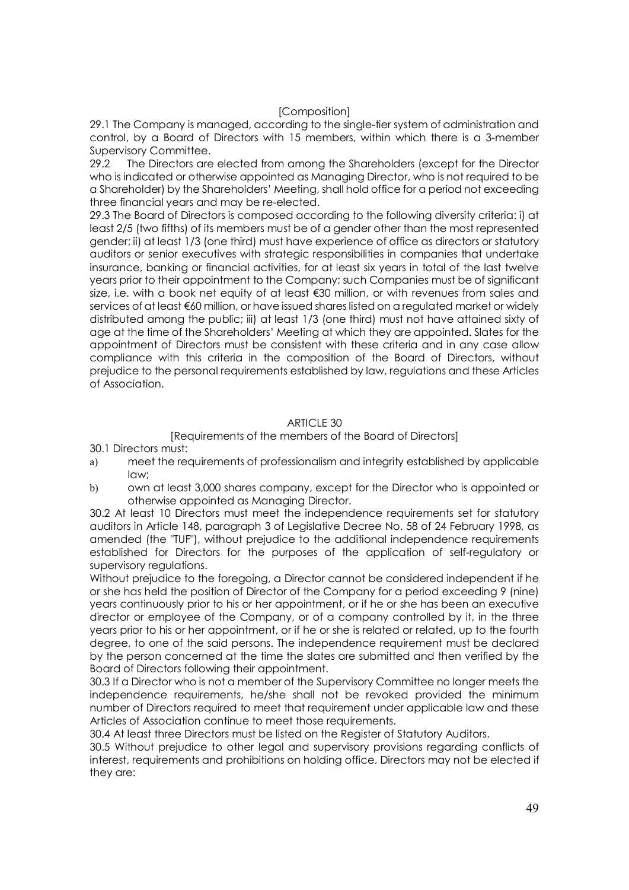[Composition]

29.1 The Company is managed, according to the single-tier system of administration and control, by a Board of Directors with 15 members, within which there is a 3-member Supervisory Committee.

29.2 The Directors are elected from among the Shareholders (except for the Director who is indicated or otherwise appointed as Managing Director, who is not required to be a Shareholder) by the Shareholders' Meeting, shall hold office for a period not exceeding three financial years and may be re-elected.

29.3 The Board of Directors is composed according to the following diversity criteria: i) at least 2/5 (two fifths) of its members must be of a gender other than the most represented gender; ii) at least 1/3 (one third) must have experience of office as directors or statutory auditors or senior executives with strategic responsibilities in companies that undertake insurance, banking or financial activities, for at least six years in total of the last twelve years prior to their appointment to the Company; such Companies must be of significant size, i.e. with a book net equity of at least €30 million, or with revenues from sales and services of at least €60 million, or have issued shares listed on a regulated market or widely distributed among the public; iii) at least 1/3 (one third) must not have attained sixty of age at the time of the Shareholders' Meeting at which they are appointed. Slates for the appointment of Directors must be consistent with these criteria and in any case allow compliance with this criteria in the composition of the Board of Directors, without prejudice to the personal requirements established by law, regulations and these Articles of Association.

ARTICLE 30

[Requirements of the members of the Board of Directors]

30.1 Directors must:

a) meet the requirements of professionalism and integrity established by applicable law;
b) own at least 3,000 shares company, except for the Director who is appointed or otherwise appointed as Managing Director.

30.2 At least 10 Directors must meet the independence requirements set for statutory auditors in Article 148, paragraph 3 of Legislative Decree No. 58 of 24 February 1998, as amended (the "TUF"), without prejudice to the additional independence requirements established for Directors for the purposes of the application of self-regulatory or supervisory regulations.

Without prejudice to the foregoing, a Director cannot be considered independent if he or she has held the position of Director of the Company for a period exceeding 9 (nine) years continuously prior to his or her appointment, or if he or she has been an executive director or employee of the Company, or of a company controlled by it, in the three years prior to his or her appointment, or if he or she is related or related, up to the fourth degree, to one of the said persons. The independence requirement must be declared by the person concerned at the time the slates are submitted and then verified by the Board of Directors following their appointment.

30.3 If a Director who is not a member of the Supervisory Committee no longer meets the independence requirements, he/she shall not be revoked provided the minimum number of Directors required to meet that requirement under applicable law and these Articles of Association continue to meet those requirements.

30.4 At least three Directors must be listed on the Register of Statutory Auditors.

30.5 Without prejudice to other legal and supervisory provisions regarding conflicts of interest, requirements and prohibitions on holding office, Directors may not be elected if they are: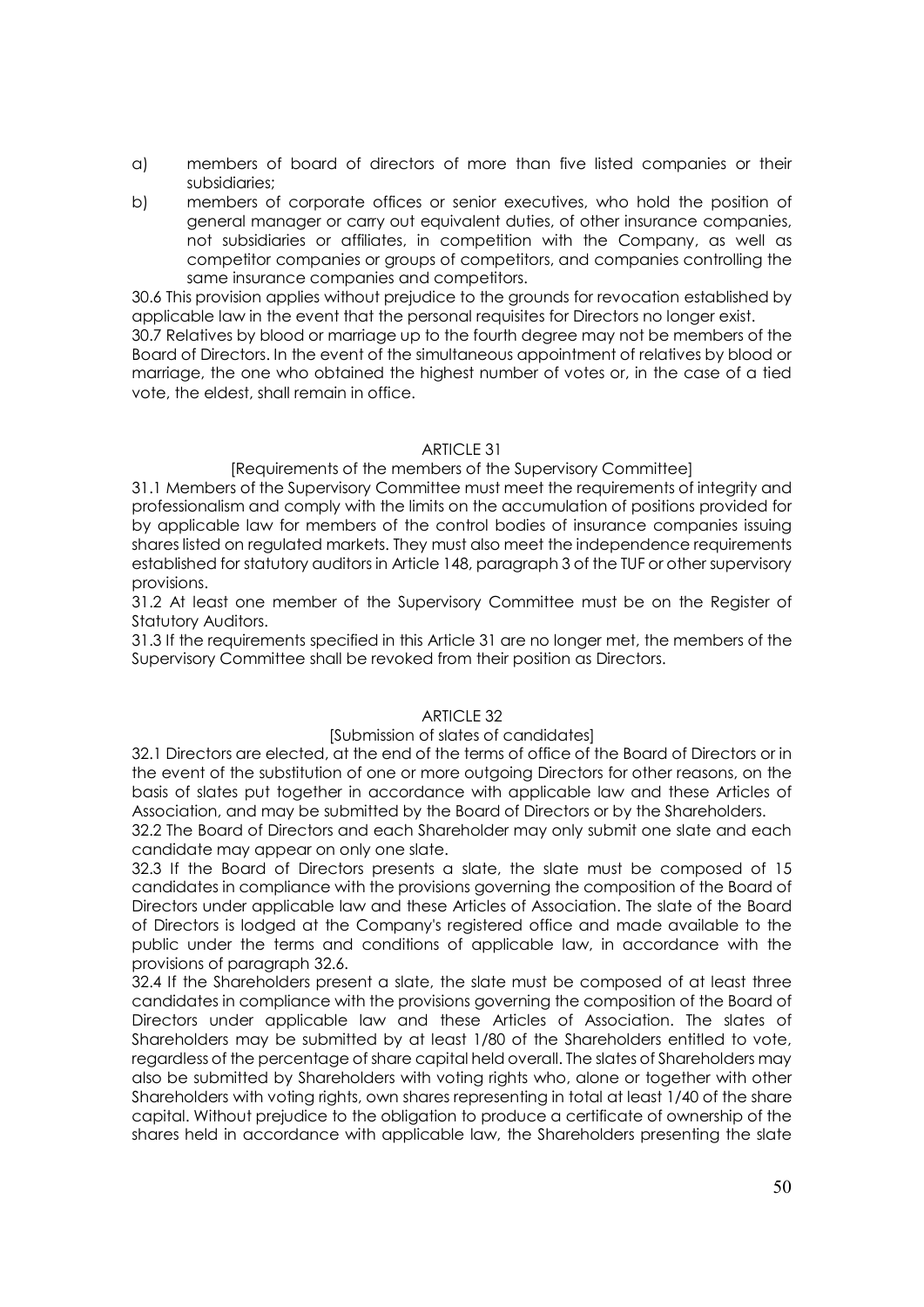a) members of board of directors of more than five listed companies or their subsidiaries;

b) members of corporate offices or senior executives, who hold the position of general manager or carry out equivalent duties, of other insurance companies, not subsidiaries or affiliates, in competition with the Company, as well as competitor companies or groups of competitors, and companies controlling the same insurance companies and competitors.

30.6 This provision applies without prejudice to the grounds for revocation established by applicable law in the event that the personal requisites for Directors no longer exist.

30.7 Relatives by blood or marriage up to the fourth degree may not be members of the Board of Directors. In the event of the simultaneous appointment of relatives by blood or marriage, the one who obtained the highest number of votes or, in the case of a tied vote, the eldest, shall remain in office.

## ARTICLE 31

### [Requirements of the members of the Supervisory Committee]

31.1 Members of the Supervisory Committee must meet the requirements of integrity and professionalism and comply with the limits on the accumulation of positions provided for by applicable law for members of the control bodies of insurance companies issuing shares listed on regulated markets. They must also meet the independence requirements established for statutory auditors in Article 148, paragraph 3 of the TUF or other supervisory provisions.

31.2 At least one member of the Supervisory Committee must be on the Register of Statutory Auditors.

31.3 If the requirements specified in this Article 31 are no longer met, the members of the Supervisory Committee shall be revoked from their position as Directors.

## ARTICLE 32

### [Submission of slates of candidates]

32.1 Directors are elected, at the end of the terms of office of the Board of Directors or in the event of the substitution of one or more outgoing Directors for other reasons, on the basis of slates put together in accordance with applicable law and these Articles of Association, and may be submitted by the Board of Directors or by the Shareholders.

32.2 The Board of Directors and each Shareholder may only submit one slate and each candidate may appear on only one slate.

32.3 If the Board of Directors presents a slate, the slate must be composed of 15 candidates in compliance with the provisions governing the composition of the Board of Directors under applicable law and these Articles of Association. The slate of the Board of Directors is lodged at the Company's registered office and made available to the public under the terms and conditions of applicable law, in accordance with the provisions of paragraph 32.6.

32.4 If the Shareholders present a slate, the slate must be composed of at least three candidates in compliance with the provisions governing the composition of the Board of Directors under applicable law and these Articles of Association. The slates of Shareholders may be submitted by at least 1/80 of the Shareholders entitled to vote, regardless of the percentage of share capital held overall. The slates of Shareholders may also be submitted by Shareholders with voting rights who, alone or together with other Shareholders with voting rights, own shares representing in total at least 1/40 of the share capital. Without prejudice to the obligation to produce a certificate of ownership of the shares held in accordance with applicable law, the Shareholders presenting the slate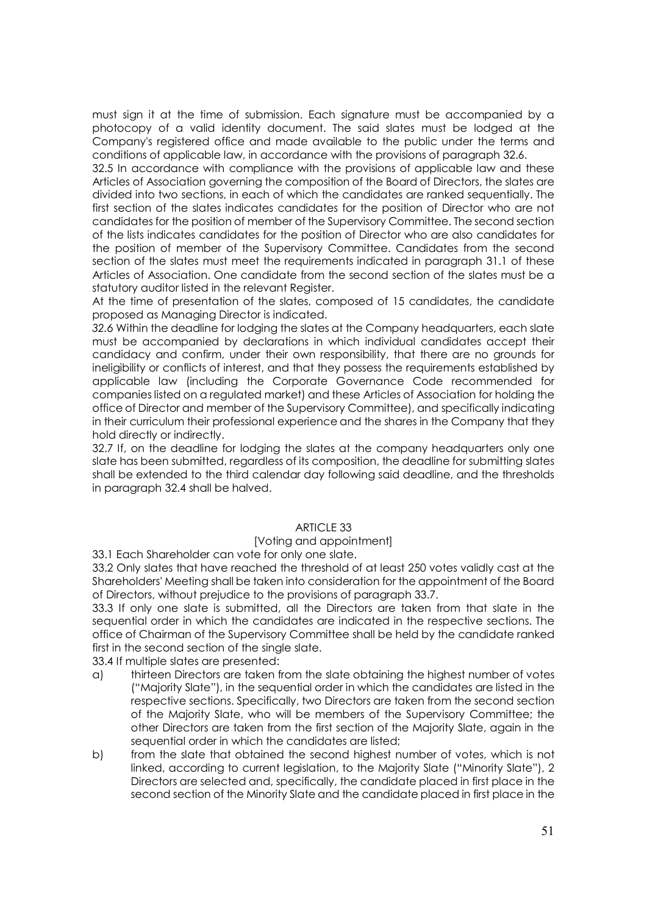must sign it at the time of submission. Each signature must be accompanied by a photocopy of a valid identity document. The said slates must be lodged at the Company's registered office and made available to the public under the terms and conditions of applicable law, in accordance with the provisions of paragraph 32.6.

32.5 In accordance with compliance with the provisions of applicable law and these Articles of Association governing the composition of the Board of Directors, the slates are divided into two sections, in each of which the candidates are ranked sequentially. The first section of the slates indicates candidates for the position of Director who are not candidates for the position of member of the Supervisory Committee. The second section of the lists indicates candidates for the position of Director who are also candidates for the position of member of the Supervisory Committee. Candidates from the second section of the slates must meet the requirements indicated in paragraph 31.1 of these Articles of Association. One candidate from the second section of the slates must be a statutory auditor listed in the relevant Register.

At the time of presentation of the slates, composed of 15 candidates, the candidate proposed as Managing Director is indicated.

32.6 Within the deadline for lodging the slates at the Company headquarters, each slate must be accompanied by declarations in which individual candidates accept their candidacy and confirm, under their own responsibility, that there are no grounds for ineligibility or conflicts of interest, and that they possess the requirements established by applicable law (including the Corporate Governance Code recommended for companies listed on a regulated market) and these Articles of Association for holding the office of Director and member of the Supervisory Committee), and specifically indicating in their curriculum their professional experience and the shares in the Company that they hold directly or indirectly.

32.7 If, on the deadline for lodging the slates at the company headquarters only one slate has been submitted, regardless of its composition, the deadline for submitting slates shall be extended to the third calendar day following said deadline, and the thresholds in paragraph 32.4 shall be halved.

## ARTICLE 33

### [Voting and appointment]

33.1 Each Shareholder can vote for only one slate.

33.2 Only slates that have reached the threshold of at least 250 votes validly cast at the Shareholders' Meeting shall be taken into consideration for the appointment of the Board of Directors, without prejudice to the provisions of paragraph 33.7.

33.3 If only one slate is submitted, all the Directors are taken from that slate in the sequential order in which the candidates are indicated in the respective sections. The office of Chairman of the Supervisory Committee shall be held by the candidate ranked first in the second section of the single slate.

33.4 If multiple slates are presented:

a) thirteen Directors are taken from the slate obtaining the highest number of votes ("Majority Slate"), in the sequential order in which the candidates are listed in the respective sections. Specifically, two Directors are taken from the second section of the Majority Slate, who will be members of the Supervisory Committee; the other Directors are taken from the first section of the Majority Slate, again in the sequential order in which the candidates are listed;

b) from the slate that obtained the second highest number of votes, which is not linked, according to current legislation, to the Majority Slate ("Minority Slate"), 2 Directors are selected and, specifically, the candidate placed in first place in the second section of the Minority Slate and the candidate placed in first place in the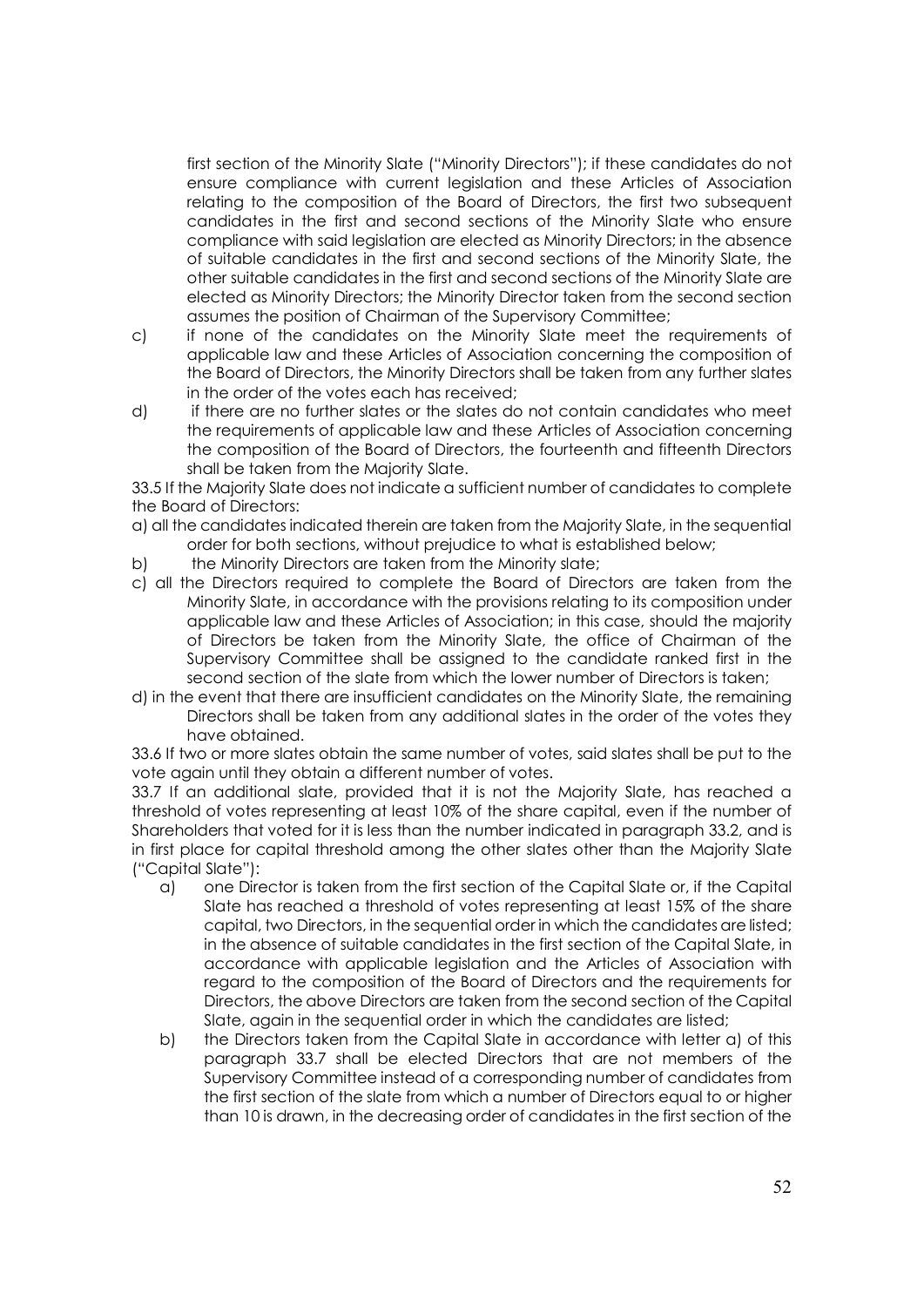first section of the Minority Slate ("Minority Directors"); if these candidates do not ensure compliance with current legislation and these Articles of Association relating to the composition of the Board of Directors, the first two subsequent candidates in the first and second sections of the Minority Slate who ensure compliance with said legislation are elected as Minority Directors; in the absence of suitable candidates in the first and second sections of the Minority Slate, the other suitable candidates in the first and second sections of the Minority Slate are elected as Minority Directors; the Minority Director taken from the second section assumes the position of Chairman of the Supervisory Committee;

c) if none of the candidates on the Minority Slate meet the requirements of applicable law and these Articles of Association concerning the composition of the Board of Directors, the Minority Directors shall be taken from any further slates in the order of the votes each has received;

d) if there are no further slates or the slates do not contain candidates who meet the requirements of applicable law and these Articles of Association concerning the composition of the Board of Directors, the fourteenth and fifteenth Directors shall be taken from the Majority Slate.

33.5 If the Majority Slate does not indicate a sufficient number of candidates to complete the Board of Directors:

a) all the candidates indicated therein are taken from the Majority Slate, in the sequential order for both sections, without prejudice to what is established below;

b) the Minority Directors are taken from the Minority slate;

c) all the Directors required to complete the Board of Directors are taken from the Minority Slate, in accordance with the provisions relating to its composition under applicable law and these Articles of Association; in this case, should the majority of Directors be taken from the Minority Slate, the office of Chairman of the Supervisory Committee shall be assigned to the candidate ranked first in the second section of the slate from which the lower number of Directors is taken;

d) in the event that there are insufficient candidates on the Minority Slate, the remaining Directors shall be taken from any additional slates in the order of the votes they have obtained.

33.6 If two or more slates obtain the same number of votes, said slates shall be put to the vote again until they obtain a different number of votes.

33.7 If an additional slate, provided that it is not the Majority Slate, has reached a threshold of votes representing at least 10% of the share capital, even if the number of Shareholders that voted for it is less than the number indicated in paragraph 33.2, and is in first place for capital threshold among the other slates other than the Majority Slate ("Capital Slate"):

a) one Director is taken from the first section of the Capital Slate or, if the Capital Slate has reached a threshold of votes representing at least 15% of the share capital, two Directors, in the sequential order in which the candidates are listed; in the absence of suitable candidates in the first section of the Capital Slate, in accordance with applicable legislation and the Articles of Association with regard to the composition of the Board of Directors and the requirements for Directors, the above Directors are taken from the second section of the Capital Slate, again in the sequential order in which the candidates are listed;

b) the Directors taken from the Capital Slate in accordance with letter a) of this paragraph 33.7 shall be elected Directors that are not members of the Supervisory Committee instead of a corresponding number of candidates from the first section of the slate from which a number of Directors equal to or higher than 10 is drawn, in the decreasing order of candidates in the first section of the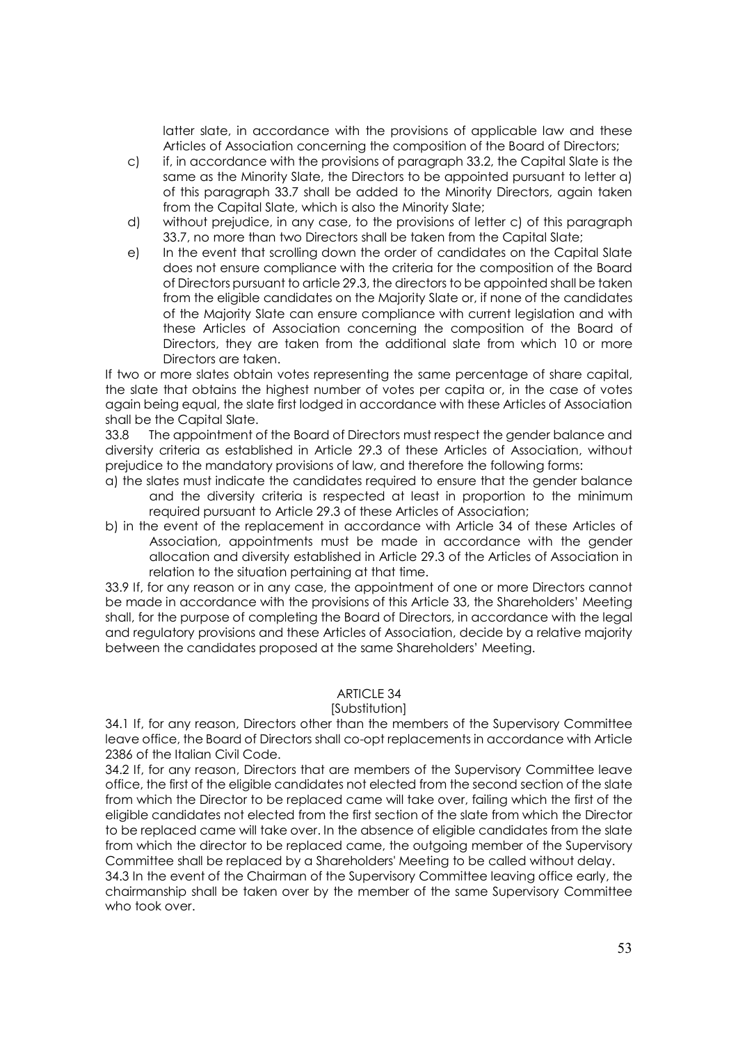latter slate, in accordance with the provisions of applicable law and these Articles of Association concerning the composition of the Board of Directors;

c) if, in accordance with the provisions of paragraph 33.2, the Capital Slate is the same as the Minority Slate, the Directors to be appointed pursuant to letter a) of this paragraph 33.7 shall be added to the Minority Directors, again taken from the Capital Slate, which is also the Minority Slate;

d) without prejudice, in any case, to the provisions of letter c) of this paragraph 33.7, no more than two Directors shall be taken from the Capital Slate;

e) In the event that scrolling down the order of candidates on the Capital Slate does not ensure compliance with the criteria for the composition of the Board of Directors pursuant to article 29.3, the directors to be appointed shall be taken from the eligible candidates on the Majority Slate or, if none of the candidates of the Majority Slate can ensure compliance with current legislation and with these Articles of Association concerning the composition of the Board of Directors, they are taken from the additional slate from which 10 or more Directors are taken.

If two or more slates obtain votes representing the same percentage of share capital, the slate that obtains the highest number of votes per capita or, in the case of votes again being equal, the slate first lodged in accordance with these Articles of Association shall be the Capital Slate.

33.8 The appointment of the Board of Directors must respect the gender balance and diversity criteria as established in Article 29.3 of these Articles of Association, without prejudice to the mandatory provisions of law, and therefore the following forms:

a) the slates must indicate the candidates required to ensure that the gender balance and the diversity criteria is respected at least in proportion to the minimum required pursuant to Article 29.3 of these Articles of Association;

b) in the event of the replacement in accordance with Article 34 of these Articles of Association, appointments must be made in accordance with the gender allocation and diversity established in Article 29.3 of the Articles of Association in relation to the situation pertaining at that time.

33.9 If, for any reason or in any case, the appointment of one or more Directors cannot be made in accordance with the provisions of this Article 33, the Shareholders' Meeting shall, for the purpose of completing the Board of Directors, in accordance with the legal and regulatory provisions and these Articles of Association, decide by a relative majority between the candidates proposed at the same Shareholders' Meeting.

## ARTICLE 34

### [Substitution]

34.1 If, for any reason, Directors other than the members of the Supervisory Committee leave office, the Board of Directors shall co-opt replacements in accordance with Article 2386 of the Italian Civil Code.

34.2 If, for any reason, Directors that are members of the Supervisory Committee leave office, the first of the eligible candidates not elected from the second section of the slate from which the Director to be replaced came will take over, failing which the first of the eligible candidates not elected from the first section of the slate from which the Director to be replaced came will take over. In the absence of eligible candidates from the slate from which the director to be replaced came, the outgoing member of the Supervisory Committee shall be replaced by a Shareholders' Meeting to be called without delay.

34.3 In the event of the Chairman of the Supervisory Committee leaving office early, the chairmanship shall be taken over by the member of the same Supervisory Committee who took over.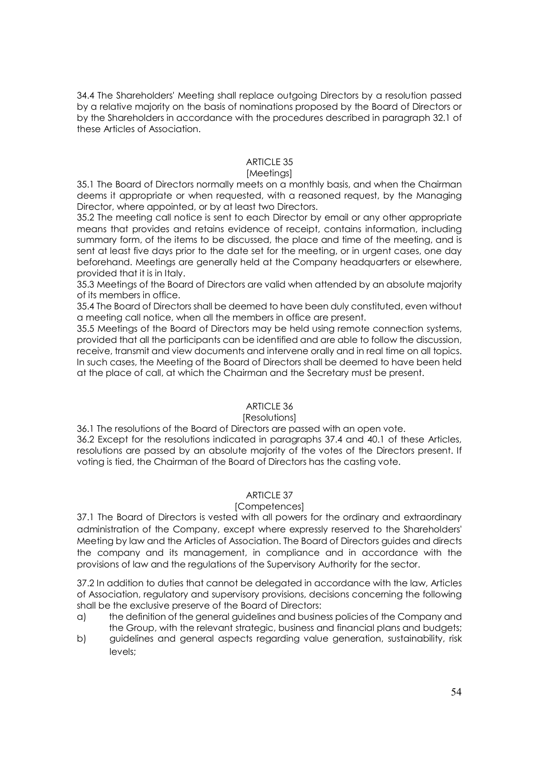34.4 The Shareholders' Meeting shall replace outgoing Directors by a resolution passed by a relative majority on the basis of nominations proposed by the Board of Directors or by the Shareholders in accordance with the procedures described in paragraph 32.1 of these Articles of Association.

## ARTICLE 35
### [Meetings]

35.1 The Board of Directors normally meets on a monthly basis, and when the Chairman deems it appropriate or when requested, with a reasoned request, by the Managing Director, where appointed, or by at least two Directors.

35.2 The meeting call notice is sent to each Director by email or any other appropriate means that provides and retains evidence of receipt, contains information, including summary form, of the items to be discussed, the place and time of the meeting, and is sent at least five days prior to the date set for the meeting, or in urgent cases, one day beforehand. Meetings are generally held at the Company headquarters or elsewhere, provided that it is in Italy.

35.3 Meetings of the Board of Directors are valid when attended by an absolute majority of its members in office.

35.4 The Board of Directors shall be deemed to have been duly constituted, even without a meeting call notice, when all the members in office are present.

35.5 Meetings of the Board of Directors may be held using remote connection systems, provided that all the participants can be identified and are able to follow the discussion, receive, transmit and view documents and intervene orally and in real time on all topics. In such cases, the Meeting of the Board of Directors shall be deemed to have been held at the place of call, at which the Chairman and the Secretary must be present.

## ARTICLE 36
### [Resolutions]

36.1 The resolutions of the Board of Directors are passed with an open vote.

36.2 Except for the resolutions indicated in paragraphs 37.4 and 40.1 of these Articles, resolutions are passed by an absolute majority of the votes of the Directors present. If voting is tied, the Chairman of the Board of Directors has the casting vote.

## ARTICLE 37
### [Competences]

37.1 The Board of Directors is vested with all powers for the ordinary and extraordinary administration of the Company, except where expressly reserved to the Shareholders' Meeting by law and the Articles of Association. The Board of Directors guides and directs the company and its management, in compliance and in accordance with the provisions of law and the regulations of the Supervisory Authority for the sector.

37.2 In addition to duties that cannot be delegated in accordance with the law, Articles of Association, regulatory and supervisory provisions, decisions concerning the following shall be the exclusive preserve of the Board of Directors:

a) the definition of the general guidelines and business policies of the Company and the Group, with the relevant strategic, business and financial plans and budgets;
b) guidelines and general aspects regarding value generation, sustainability, risk levels;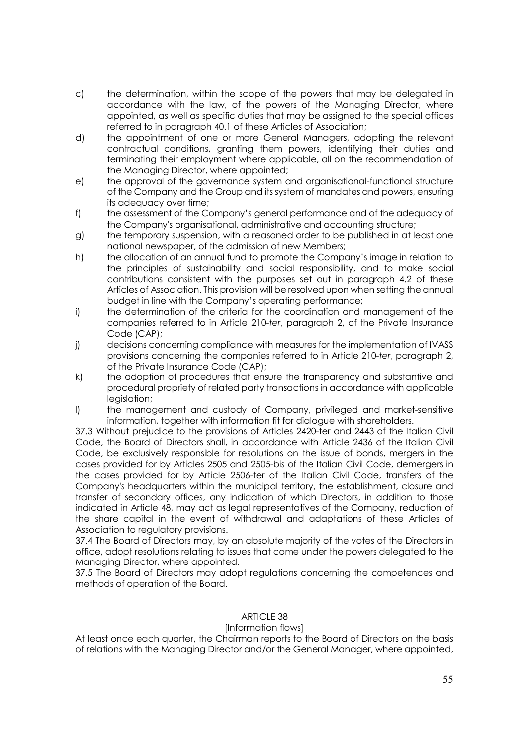c) the determination, within the scope of the powers that may be delegated in accordance with the law, of the powers of the Managing Director, where appointed, as well as specific duties that may be assigned to the special offices referred to in paragraph 40.1 of these Articles of Association;

d) the appointment of one or more General Managers, adopting the relevant contractual conditions, granting them powers, identifying their duties and terminating their employment where applicable, all on the recommendation of the Managing Director, where appointed;

e) the approval of the governance system and organisational-functional structure of the Company and the Group and its system of mandates and powers, ensuring its adequacy over time;

f) the assessment of the Company's general performance and of the adequacy of the Company's organisational, administrative and accounting structure;

g) the temporary suspension, with a reasoned order to be published in at least one national newspaper, of the admission of new Members;

h) the allocation of an annual fund to promote the Company's image in relation to the principles of sustainability and social responsibility, and to make social contributions consistent with the purposes set out in paragraph 4.2 of these Articles of Association. This provision will be resolved upon when setting the annual budget in line with the Company's operating performance;

i) the determination of the criteria for the coordination and management of the companies referred to in Article 210-*ter*, paragraph 2, of the Private Insurance Code (CAP);

j) decisions concerning compliance with measures for the implementation of IVASS provisions concerning the companies referred to in Article 210-*ter*, paragraph 2, of the Private Insurance Code (CAP);

k) the adoption of procedures that ensure the transparency and substantive and procedural propriety of related party transactions in accordance with applicable legislation;

l) the management and custody of Company, privileged and market-sensitive information, together with information fit for dialogue with shareholders.

37.3 Without prejudice to the provisions of Articles 2420-ter and 2443 of the Italian Civil Code, the Board of Directors shall, in accordance with Article 2436 of the Italian Civil Code, be exclusively responsible for resolutions on the issue of bonds, mergers in the cases provided for by Articles 2505 and 2505-bis of the Italian Civil Code, demergers in the cases provided for by Article 2506-ter of the Italian Civil Code, transfers of the Company's headquarters within the municipal territory, the establishment, closure and transfer of secondary offices, any indication of which Directors, in addition to those indicated in Article 48, may act as legal representatives of the Company, reduction of the share capital in the event of withdrawal and adaptations of these Articles of Association to regulatory provisions.

37.4 The Board of Directors may, by an absolute majority of the votes of the Directors in office, adopt resolutions relating to issues that come under the powers delegated to the Managing Director, where appointed.

37.5 The Board of Directors may adopt regulations concerning the competences and methods of operation of the Board.

## ARTICLE 38

### [Information flows]

At least once each quarter, the Chairman reports to the Board of Directors on the basis of relations with the Managing Director and/or the General Manager, where appointed,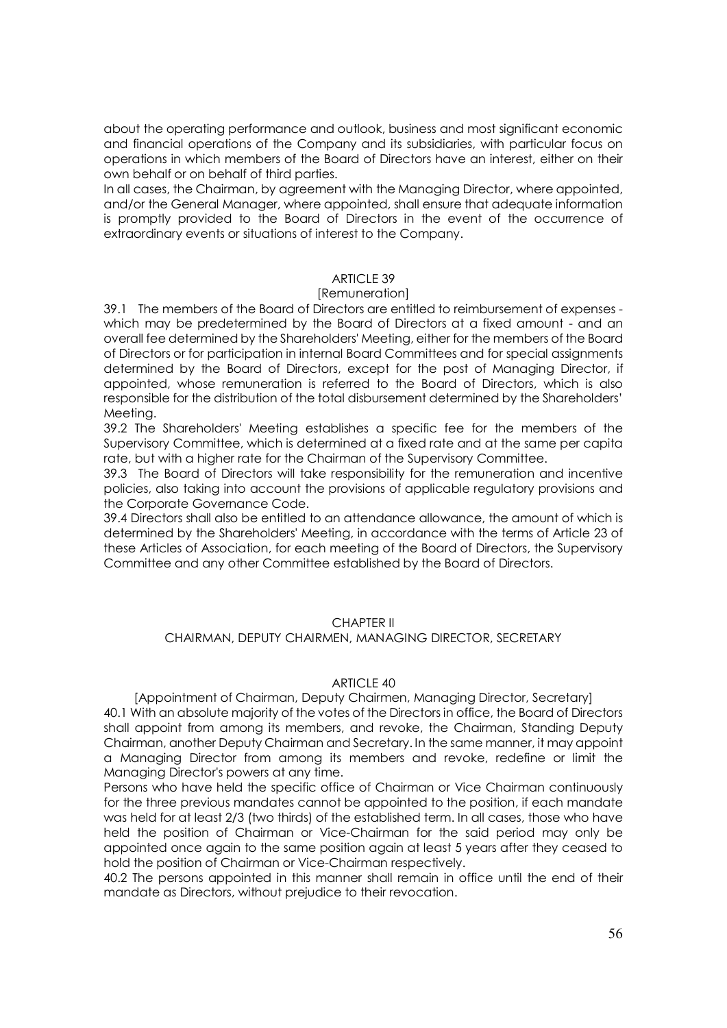about the operating performance and outlook, business and most significant economic and financial operations of the Company and its subsidiaries, with particular focus on operations in which members of the Board of Directors have an interest, either on their own behalf or on behalf of third parties.

In all cases, the Chairman, by agreement with the Managing Director, where appointed, and/or the General Manager, where appointed, shall ensure that adequate information is promptly provided to the Board of Directors in the event of the occurrence of extraordinary events or situations of interest to the Company.

### ARTICLE 39

[Remuneration]

39.1 The members of the Board of Directors are entitled to reimbursement of expenses - which may be predetermined by the Board of Directors at a fixed amount - and an overall fee determined by the Shareholders' Meeting, either for the members of the Board of Directors or for participation in internal Board Committees and for special assignments determined by the Board of Directors, except for the post of Managing Director, if appointed, whose remuneration is referred to the Board of Directors, which is also responsible for the distribution of the total disbursement determined by the Shareholders' Meeting.

39.2 The Shareholders' Meeting establishes a specific fee for the members of the Supervisory Committee, which is determined at a fixed rate and at the same per capita rate, but with a higher rate for the Chairman of the Supervisory Committee.

39.3 The Board of Directors will take responsibility for the remuneration and incentive policies, also taking into account the provisions of applicable regulatory provisions and the Corporate Governance Code.

39.4 Directors shall also be entitled to an attendance allowance, the amount of which is determined by the Shareholders' Meeting, in accordance with the terms of Article 23 of these Articles of Association, for each meeting of the Board of Directors, the Supervisory Committee and any other Committee established by the Board of Directors.

## CHAPTER II
## CHAIRMAN, DEPUTY CHAIRMEN, MANAGING DIRECTOR, SECRETARY

### ARTICLE 40

[Appointment of Chairman, Deputy Chairmen, Managing Director, Secretary]

40.1 With an absolute majority of the votes of the Directors in office, the Board of Directors shall appoint from among its members, and revoke, the Chairman, Standing Deputy Chairman, another Deputy Chairman and Secretary. In the same manner, it may appoint a Managing Director from among its members and revoke, redefine or limit the Managing Director's powers at any time.

Persons who have held the specific office of Chairman or Vice Chairman continuously for the three previous mandates cannot be appointed to the position, if each mandate was held for at least 2/3 (two thirds) of the established term. In all cases, those who have held the position of Chairman or Vice-Chairman for the said period may only be appointed once again to the same position again at least 5 years after they ceased to hold the position of Chairman or Vice-Chairman respectively.

40.2 The persons appointed in this manner shall remain in office until the end of their mandate as Directors, without prejudice to their revocation.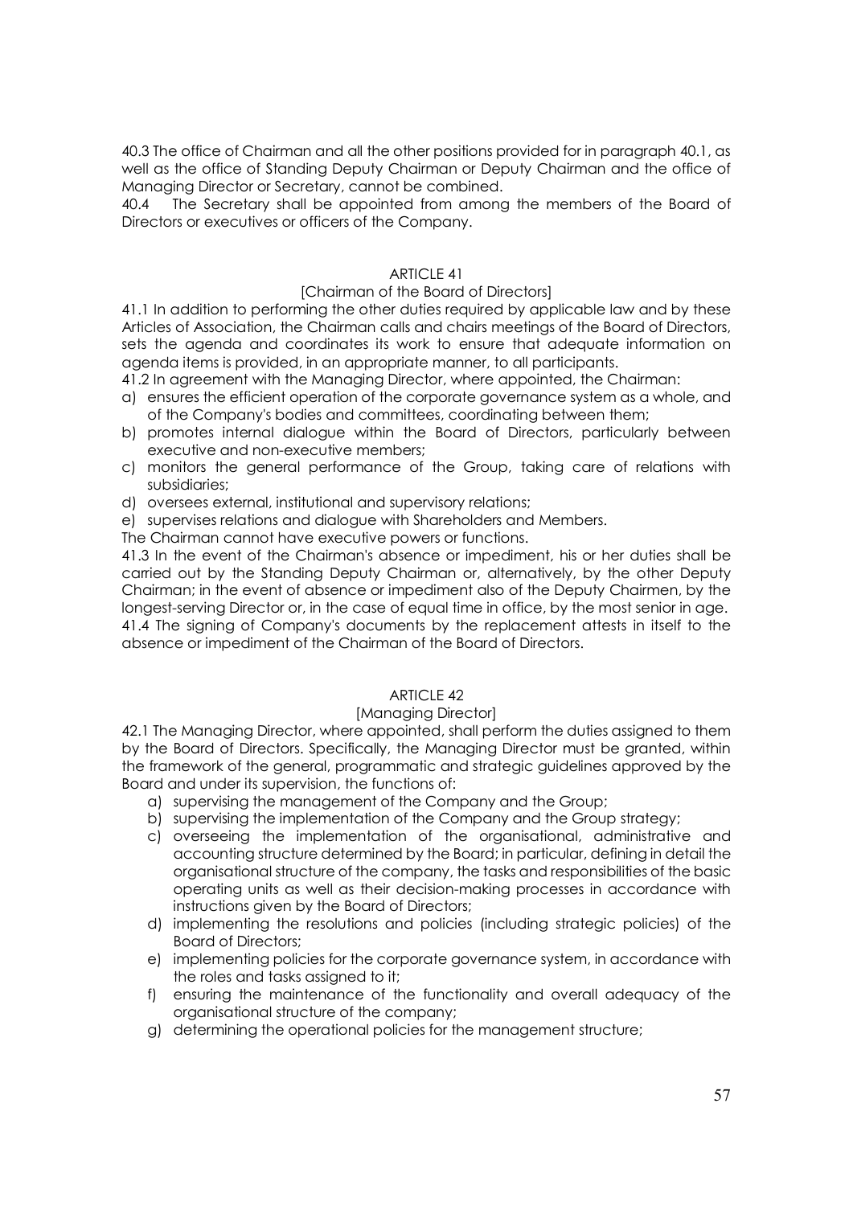40.3 The office of Chairman and all the other positions provided for in paragraph 40.1, as well as the office of Standing Deputy Chairman or Deputy Chairman and the office of Managing Director or Secretary, cannot be combined.

40.4 The Secretary shall be appointed from among the members of the Board of Directors or executives or officers of the Company.

## ARTICLE 41

### [Chairman of the Board of Directors]

41.1 In addition to performing the other duties required by applicable law and by these Articles of Association, the Chairman calls and chairs meetings of the Board of Directors, sets the agenda and coordinates its work to ensure that adequate information on agenda items is provided, in an appropriate manner, to all participants.

41.2 In agreement with the Managing Director, where appointed, the Chairman:

a) ensures the efficient operation of the corporate governance system as a whole, and of the Company's bodies and committees, coordinating between them;
b) promotes internal dialogue within the Board of Directors, particularly between executive and non-executive members;
c) monitors the general performance of the Group, taking care of relations with subsidiaries;
d) oversees external, institutional and supervisory relations;
e) supervises relations and dialogue with Shareholders and Members.

The Chairman cannot have executive powers or functions.

41.3 In the event of the Chairman's absence or impediment, his or her duties shall be carried out by the Standing Deputy Chairman or, alternatively, by the other Deputy Chairman; in the event of absence or impediment also of the Deputy Chairmen, by the longest-serving Director or, in the case of equal time in office, by the most senior in age.

41.4 The signing of Company's documents by the replacement attests in itself to the absence or impediment of the Chairman of the Board of Directors.

## ARTICLE 42

### [Managing Director]

42.1 The Managing Director, where appointed, shall perform the duties assigned to them by the Board of Directors. Specifically, the Managing Director must be granted, within the framework of the general, programmatic and strategic guidelines approved by the Board and under its supervision, the functions of:

a) supervising the management of the Company and the Group;
b) supervising the implementation of the Company and the Group strategy;
c) overseeing the implementation of the organisational, administrative and accounting structure determined by the Board; in particular, defining in detail the organisational structure of the company, the tasks and responsibilities of the basic operating units as well as their decision-making processes in accordance with instructions given by the Board of Directors;
d) implementing the resolutions and policies (including strategic policies) of the Board of Directors;
e) implementing policies for the corporate governance system, in accordance with the roles and tasks assigned to it;
f) ensuring the maintenance of the functionality and overall adequacy of the organisational structure of the company;
g) determining the operational policies for the management structure;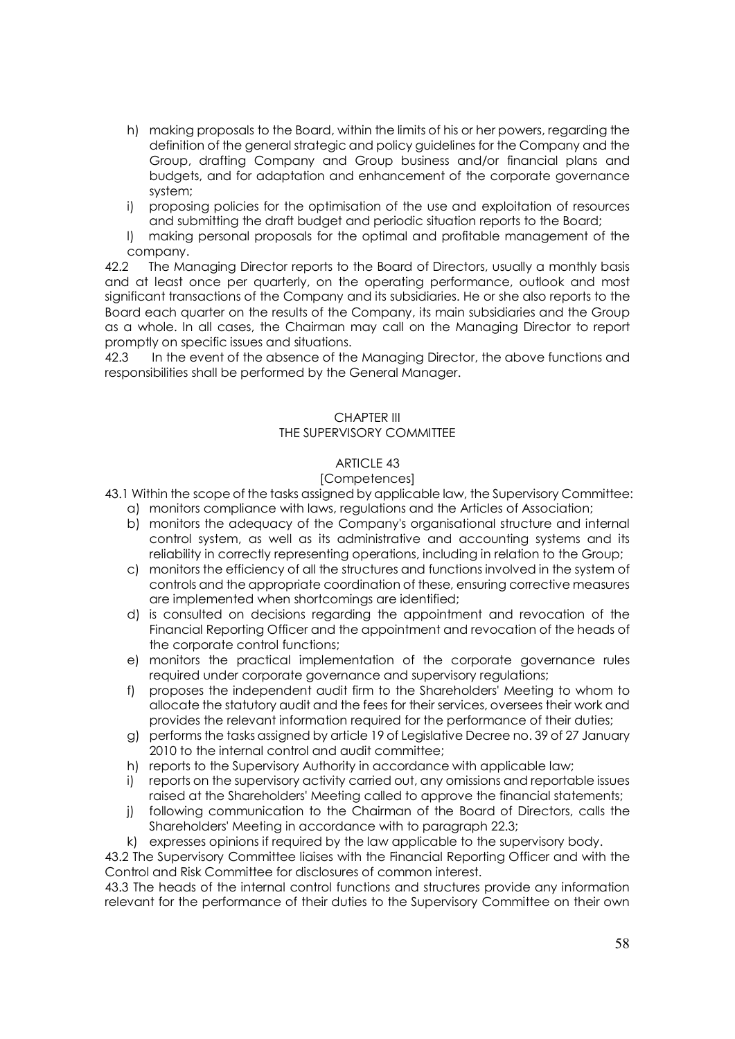h) making proposals to the Board, within the limits of his or her powers, regarding the definition of the general strategic and policy guidelines for the Company and the Group, drafting Company and Group business and/or financial plans and budgets, and for adaptation and enhancement of the corporate governance system;

i) proposing policies for the optimisation of the use and exploitation of resources and submitting the draft budget and periodic situation reports to the Board;

l) making personal proposals for the optimal and profitable management of the company.

42.2 The Managing Director reports to the Board of Directors, usually a monthly basis and at least once per quarterly, on the operating performance, outlook and most significant transactions of the Company and its subsidiaries. He or she also reports to the Board each quarter on the results of the Company, its main subsidiaries and the Group as a whole. In all cases, the Chairman may call on the Managing Director to report promptly on specific issues and situations.

42.3 In the event of the absence of the Managing Director, the above functions and responsibilities shall be performed by the General Manager.

## CHAPTER III
## THE SUPERVISORY COMMITTEE

### ARTICLE 43
### [Competences]

43.1 Within the scope of the tasks assigned by applicable law, the Supervisory Committee:

a) monitors compliance with laws, regulations and the Articles of Association;

b) monitors the adequacy of the Company's organisational structure and internal control system, as well as its administrative and accounting systems and its reliability in correctly representing operations, including in relation to the Group;

c) monitors the efficiency of all the structures and functions involved in the system of controls and the appropriate coordination of these, ensuring corrective measures are implemented when shortcomings are identified;

d) is consulted on decisions regarding the appointment and revocation of the Financial Reporting Officer and the appointment and revocation of the heads of the corporate control functions;

e) monitors the practical implementation of the corporate governance rules required under corporate governance and supervisory regulations;

f) proposes the independent audit firm to the Shareholders' Meeting to whom to allocate the statutory audit and the fees for their services, oversees their work and provides the relevant information required for the performance of their duties;

g) performs the tasks assigned by article 19 of Legislative Decree no. 39 of 27 January 2010 to the internal control and audit committee;

h) reports to the Supervisory Authority in accordance with applicable law;

i) reports on the supervisory activity carried out, any omissions and reportable issues raised at the Shareholders' Meeting called to approve the financial statements;

j) following communication to the Chairman of the Board of Directors, calls the Shareholders' Meeting in accordance with to paragraph 22.3;

k) expresses opinions if required by the law applicable to the supervisory body.

43.2 The Supervisory Committee liaises with the Financial Reporting Officer and with the Control and Risk Committee for disclosures of common interest.

43.3 The heads of the internal control functions and structures provide any information relevant for the performance of their duties to the Supervisory Committee on their own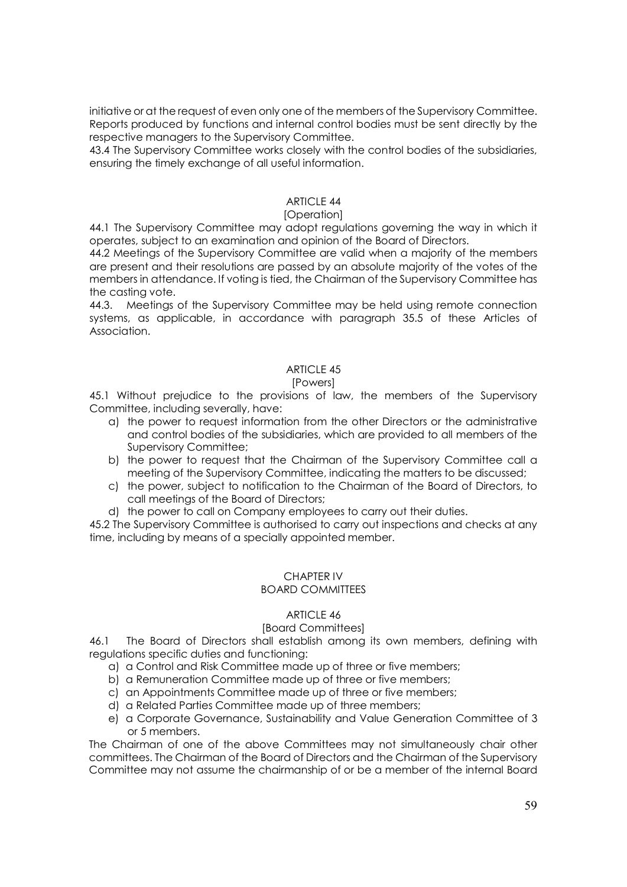initiative or at the request of even only one of the members of the Supervisory Committee. Reports produced by functions and internal control bodies must be sent directly by the respective managers to the Supervisory Committee.

43.4 The Supervisory Committee works closely with the control bodies of the subsidiaries, ensuring the timely exchange of all useful information.

## ARTICLE 44
### [Operation]

44.1 The Supervisory Committee may adopt regulations governing the way in which it operates, subject to an examination and opinion of the Board of Directors.

44.2 Meetings of the Supervisory Committee are valid when a majority of the members are present and their resolutions are passed by an absolute majority of the votes of the members in attendance. If voting is tied, the Chairman of the Supervisory Committee has the casting vote.

44.3. Meetings of the Supervisory Committee may be held using remote connection systems, as applicable, in accordance with paragraph 35.5 of these Articles of Association.

## ARTICLE 45
### [Powers]

45.1 Without prejudice to the provisions of law, the members of the Supervisory Committee, including severally, have:

a) the power to request information from the other Directors or the administrative and control bodies of the subsidiaries, which are provided to all members of the Supervisory Committee;
b) the power to request that the Chairman of the Supervisory Committee call a meeting of the Supervisory Committee, indicating the matters to be discussed;
c) the power, subject to notification to the Chairman of the Board of Directors, to call meetings of the Board of Directors;
d) the power to call on Company employees to carry out their duties.

45.2 The Supervisory Committee is authorised to carry out inspections and checks at any time, including by means of a specially appointed member.

# CHAPTER IV
# BOARD COMMITTEES

## ARTICLE 46
### [Board Committees]

46.1 The Board of Directors shall establish among its own members, defining with regulations specific duties and functioning:

a) a Control and Risk Committee made up of three or five members;
b) a Remuneration Committee made up of three or five members;
c) an Appointments Committee made up of three or five members;
d) a Related Parties Committee made up of three members;
e) a Corporate Governance, Sustainability and Value Generation Committee of 3 or 5 members.

The Chairman of one of the above Committees may not simultaneously chair other committees. The Chairman of the Board of Directors and the Chairman of the Supervisory Committee may not assume the chairmanship of or be a member of the internal Board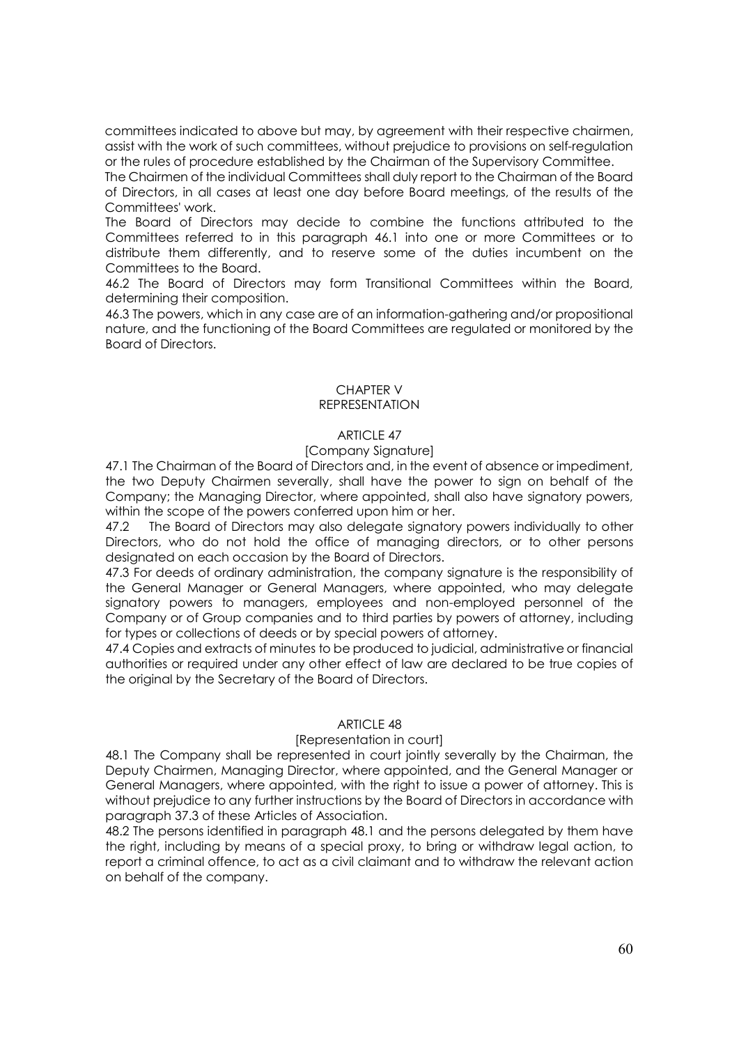committees indicated to above but may, by agreement with their respective chairmen, assist with the work of such committees, without prejudice to provisions on self-regulation or the rules of procedure established by the Chairman of the Supervisory Committee.

The Chairmen of the individual Committees shall duly report to the Chairman of the Board of Directors, in all cases at least one day before Board meetings, of the results of the Committees' work.

The Board of Directors may decide to combine the functions attributed to the Committees referred to in this paragraph 46.1 into one or more Committees or to distribute them differently, and to reserve some of the duties incumbent on the Committees to the Board.

46.2 The Board of Directors may form Transitional Committees within the Board, determining their composition.

46.3 The powers, which in any case are of an information-gathering and/or propositional nature, and the functioning of the Board Committees are regulated or monitored by the Board of Directors.

## CHAPTER V
## REPRESENTATION

### ARTICLE 47
### [Company Signature]

47.1 The Chairman of the Board of Directors and, in the event of absence or impediment, the two Deputy Chairmen severally, shall have the power to sign on behalf of the Company; the Managing Director, where appointed, shall also have signatory powers, within the scope of the powers conferred upon him or her.

47.2 The Board of Directors may also delegate signatory powers individually to other Directors, who do not hold the office of managing directors, or to other persons designated on each occasion by the Board of Directors.

47.3 For deeds of ordinary administration, the company signature is the responsibility of the General Manager or General Managers, where appointed, who may delegate signatory powers to managers, employees and non-employed personnel of the Company or of Group companies and to third parties by powers of attorney, including for types or collections of deeds or by special powers of attorney.

47.4 Copies and extracts of minutes to be produced to judicial, administrative or financial authorities or required under any other effect of law are declared to be true copies of the original by the Secretary of the Board of Directors.

### ARTICLE 48
### [Representation in court]

48.1 The Company shall be represented in court jointly severally by the Chairman, the Deputy Chairmen, Managing Director, where appointed, and the General Manager or General Managers, where appointed, with the right to issue a power of attorney. This is without prejudice to any further instructions by the Board of Directors in accordance with paragraph 37.3 of these Articles of Association.

48.2 The persons identified in paragraph 48.1 and the persons delegated by them have the right, including by means of a special proxy, to bring or withdraw legal action, to report a criminal offence, to act as a civil claimant and to withdraw the relevant action on behalf of the company.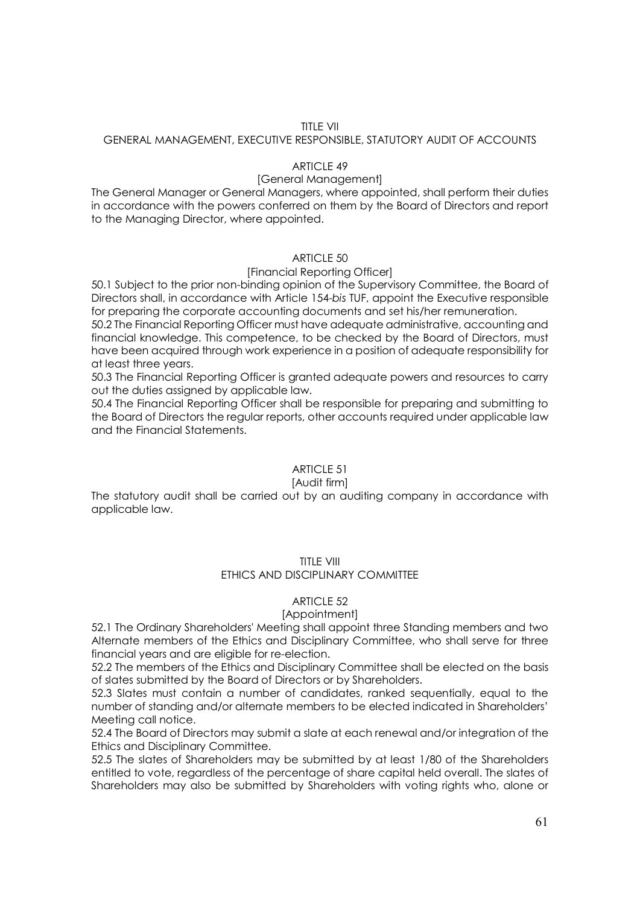## TITLE VII
## GENERAL MANAGEMENT, EXECUTIVE RESPONSIBLE, STATUTORY AUDIT OF ACCOUNTS

### ARTICLE 49
### [General Management]

The General Manager or General Managers, where appointed, shall perform their duties in accordance with the powers conferred on them by the Board of Directors and report to the Managing Director, where appointed.

### ARTICLE 50
### [Financial Reporting Officer]

50.1 Subject to the prior non-binding opinion of the Supervisory Committee, the Board of Directors shall, in accordance with Article 154-*bis* TUF, appoint the Executive responsible for preparing the corporate accounting documents and set his/her remuneration.

50.2 The Financial Reporting Officer must have adequate administrative, accounting and financial knowledge. This competence, to be checked by the Board of Directors, must have been acquired through work experience in a position of adequate responsibility for at least three years.

50.3 The Financial Reporting Officer is granted adequate powers and resources to carry out the duties assigned by applicable law.

50.4 The Financial Reporting Officer shall be responsible for preparing and submitting to the Board of Directors the regular reports, other accounts required under applicable law and the Financial Statements.

### ARTICLE 51
### [Audit firm]

The statutory audit shall be carried out by an auditing company in accordance with applicable law.

## TITLE VIII
## ETHICS AND DISCIPLINARY COMMITTEE

### ARTICLE 52
### [Appointment]

52.1 The Ordinary Shareholders' Meeting shall appoint three Standing members and two Alternate members of the Ethics and Disciplinary Committee, who shall serve for three financial years and are eligible for re-election.

52.2 The members of the Ethics and Disciplinary Committee shall be elected on the basis of slates submitted by the Board of Directors or by Shareholders.

52.3 Slates must contain a number of candidates, ranked sequentially, equal to the number of standing and/or alternate members to be elected indicated in Shareholders' Meeting call notice.

52.4 The Board of Directors may submit a slate at each renewal and/or integration of the Ethics and Disciplinary Committee.

52.5 The slates of Shareholders may be submitted by at least 1/80 of the Shareholders entitled to vote, regardless of the percentage of share capital held overall. The slates of Shareholders may also be submitted by Shareholders with voting rights who, alone or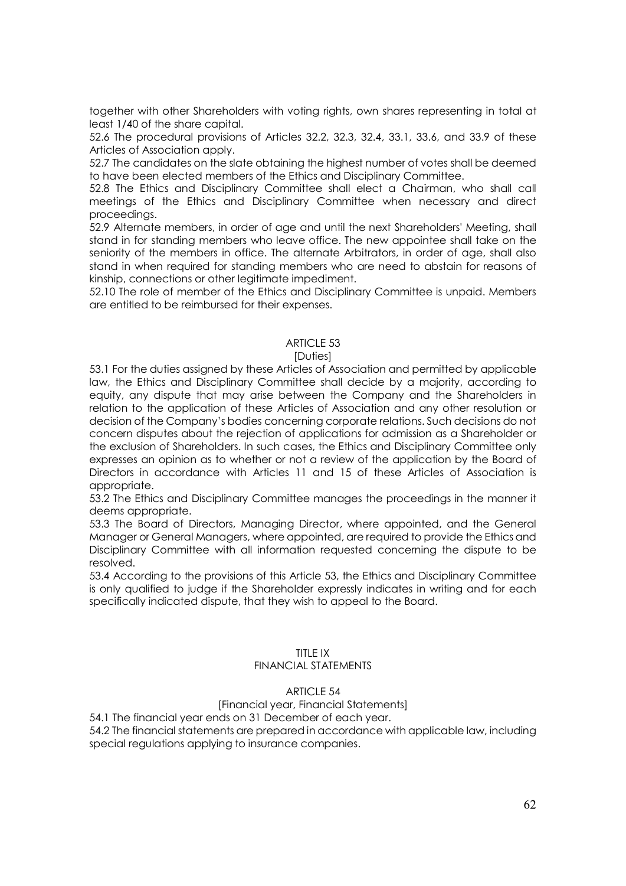together with other Shareholders with voting rights, own shares representing in total at least 1/40 of the share capital.

52.6 The procedural provisions of Articles 32.2, 32.3, 32.4, 33.1, 33.6, and 33.9 of these Articles of Association apply.

52.7 The candidates on the slate obtaining the highest number of votes shall be deemed to have been elected members of the Ethics and Disciplinary Committee.

52.8 The Ethics and Disciplinary Committee shall elect a Chairman, who shall call meetings of the Ethics and Disciplinary Committee when necessary and direct proceedings.

52.9 Alternate members, in order of age and until the next Shareholders' Meeting, shall stand in for standing members who leave office. The new appointee shall take on the seniority of the members in office. The alternate Arbitrators, in order of age, shall also stand in when required for standing members who are need to abstain for reasons of kinship, connections or other legitimate impediment.

52.10 The role of member of the Ethics and Disciplinary Committee is unpaid. Members are entitled to be reimbursed for their expenses.

### ARTICLE 53
[Duties]

53.1 For the duties assigned by these Articles of Association and permitted by applicable law, the Ethics and Disciplinary Committee shall decide by a majority, according to equity, any dispute that may arise between the Company and the Shareholders in relation to the application of these Articles of Association and any other resolution or decision of the Company's bodies concerning corporate relations. Such decisions do not concern disputes about the rejection of applications for admission as a Shareholder or the exclusion of Shareholders. In such cases, the Ethics and Disciplinary Committee only expresses an opinion as to whether or not a review of the application by the Board of Directors in accordance with Articles 11 and 15 of these Articles of Association is appropriate.

53.2 The Ethics and Disciplinary Committee manages the proceedings in the manner it deems appropriate.

53.3 The Board of Directors, Managing Director, where appointed, and the General Manager or General Managers, where appointed, are required to provide the Ethics and Disciplinary Committee with all information requested concerning the dispute to be resolved.

53.4 According to the provisions of this Article 53, the Ethics and Disciplinary Committee is only qualified to judge if the Shareholder expressly indicates in writing and for each specifically indicated dispute, that they wish to appeal to the Board.

## TITLE IX
## FINANCIAL STATEMENTS

### ARTICLE 54
[Financial year, Financial Statements]

54.1 The financial year ends on 31 December of each year.

54.2 The financial statements are prepared in accordance with applicable law, including special regulations applying to insurance companies.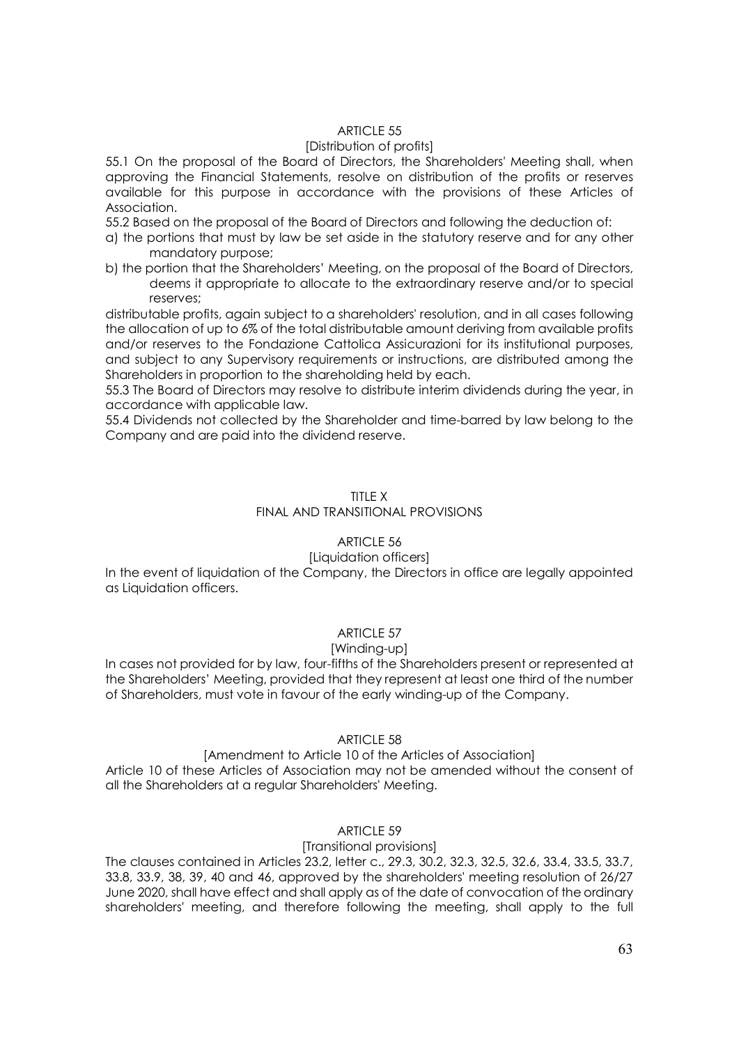## ARTICLE 55

[Distribution of profits]

55.1 On the proposal of the Board of Directors, the Shareholders' Meeting shall, when approving the Financial Statements, resolve on distribution of the profits or reserves available for this purpose in accordance with the provisions of these Articles of Association.

55.2 Based on the proposal of the Board of Directors and following the deduction of:

a) the portions that must by law be set aside in the statutory reserve and for any other mandatory purpose;

b) the portion that the Shareholders' Meeting, on the proposal of the Board of Directors, deems it appropriate to allocate to the extraordinary reserve and/or to special reserves;

distributable profits, again subject to a shareholders' resolution, and in all cases following the allocation of up to 6% of the total distributable amount deriving from available profits and/or reserves to the Fondazione Cattolica Assicurazioni for its institutional purposes, and subject to any Supervisory requirements or instructions, are distributed among the Shareholders in proportion to the shareholding held by each.

55.3 The Board of Directors may resolve to distribute interim dividends during the year, in accordance with applicable law.

55.4 Dividends not collected by the Shareholder and time-barred by law belong to the Company and are paid into the dividend reserve.

# TITLE X

# FINAL AND TRANSITIONAL PROVISIONS

## ARTICLE 56

[Liquidation officers]

In the event of liquidation of the Company, the Directors in office are legally appointed as Liquidation officers.

## ARTICLE 57

[Winding-up]

In cases not provided for by law, four-fifths of the Shareholders present or represented at the Shareholders' Meeting, provided that they represent at least one third of the number of Shareholders, must vote in favour of the early winding-up of the Company.

## ARTICLE 58

[Amendment to Article 10 of the Articles of Association]

Article 10 of these Articles of Association may not be amended without the consent of all the Shareholders at a regular Shareholders' Meeting.

## ARTICLE 59

[Transitional provisions]

The clauses contained in Articles 23.2, letter c., 29.3, 30.2, 32.3, 32.5, 32.6, 33.4, 33.5, 33.7, 33.8, 33.9, 38, 39, 40 and 46, approved by the shareholders' meeting resolution of 26/27 June 2020, shall have effect and shall apply as of the date of convocation of the ordinary shareholders' meeting, and therefore following the meeting, shall apply to the full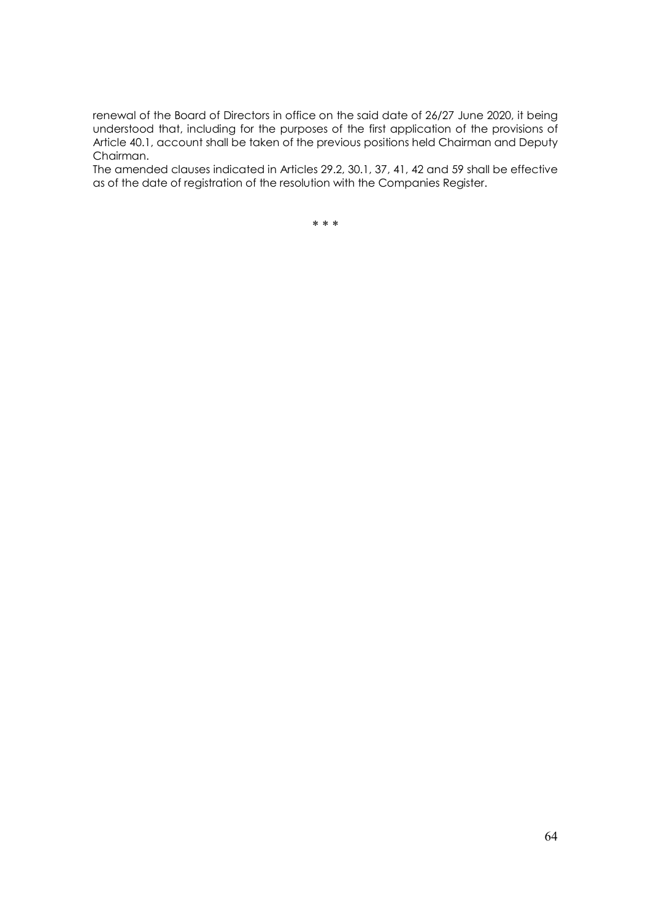renewal of the Board of Directors in office on the said date of 26/27 June 2020, it being understood that, including for the purposes of the first application of the provisions of Article 40.1, account shall be taken of the previous positions held Chairman and Deputy Chairman.

The amended clauses indicated in Articles 29.2, 30.1, 37, 41, 42 and 59 shall be effective as of the date of registration of the resolution with the Companies Register.

\* \* \*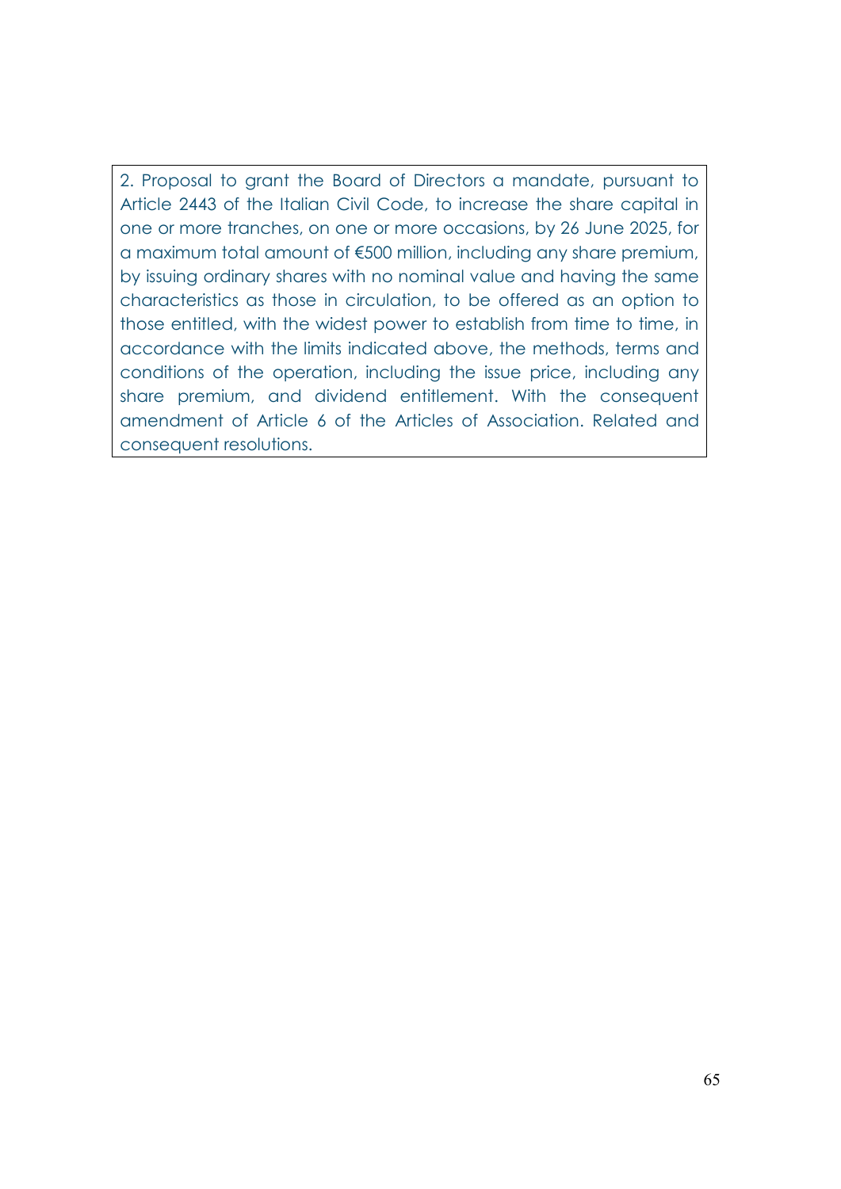2. Proposal to grant the Board of Directors a mandate, pursuant to Article 2443 of the Italian Civil Code, to increase the share capital in one or more tranches, on one or more occasions, by 26 June 2025, for a maximum total amount of €500 million, including any share premium, by issuing ordinary shares with no nominal value and having the same characteristics as those in circulation, to be offered as an option to those entitled, with the widest power to establish from time to time, in accordance with the limits indicated above, the methods, terms and conditions of the operation, including the issue price, including any share premium, and dividend entitlement. With the consequent amendment of Article 6 of the Articles of Association. Related and consequent resolutions.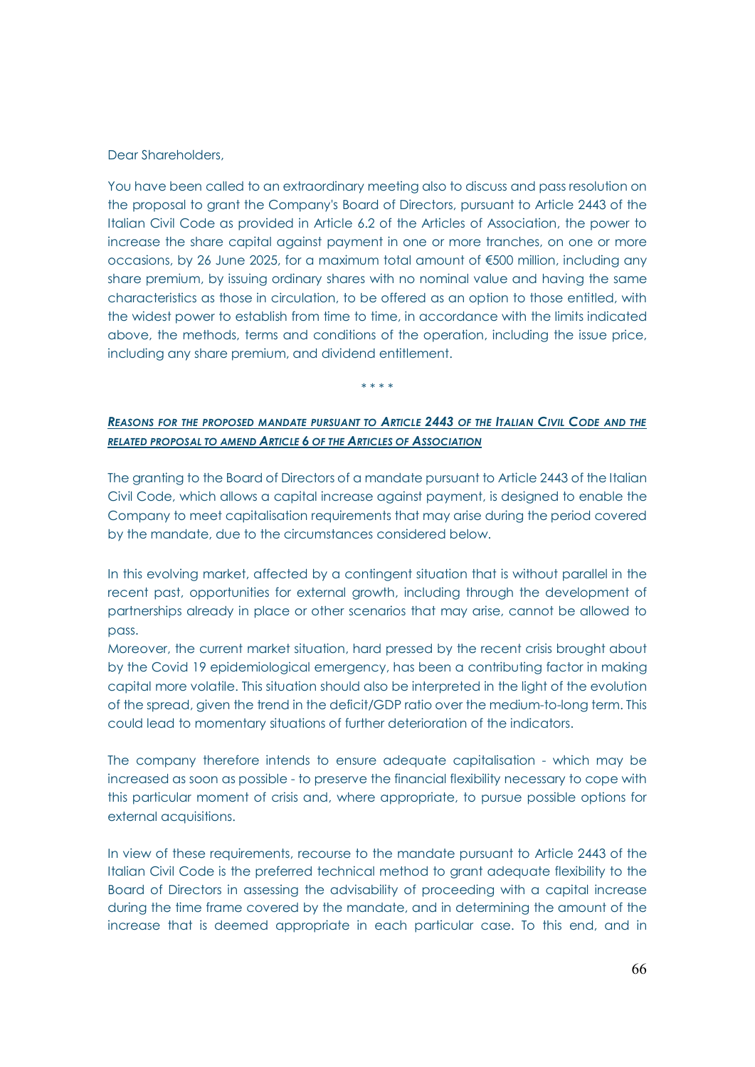Dear Shareholders,

You have been called to an extraordinary meeting also to discuss and pass resolution on the proposal to grant the Company's Board of Directors, pursuant to Article 2443 of the Italian Civil Code as provided in Article 6.2 of the Articles of Association, the power to increase the share capital against payment in one or more tranches, on one or more occasions, by 26 June 2025, for a maximum total amount of €500 million, including any share premium, by issuing ordinary shares with no nominal value and having the same characteristics as those in circulation, to be offered as an option to those entitled, with the widest power to establish from time to time, in accordance with the limits indicated above, the methods, terms and conditions of the operation, including the issue price, including any share premium, and dividend entitlement.

\* \* \* \*

***REASONS FOR THE PROPOSED MANDATE PURSUANT TO ARTICLE 2443 OF THE ITALIAN CIVIL CODE AND THE RELATED PROPOSAL TO AMEND ARTICLE 6 OF THE ARTICLES OF ASSOCIATION***

The granting to the Board of Directors of a mandate pursuant to Article 2443 of the Italian Civil Code, which allows a capital increase against payment, is designed to enable the Company to meet capitalisation requirements that may arise during the period covered by the mandate, due to the circumstances considered below.

In this evolving market, affected by a contingent situation that is without parallel in the recent past, opportunities for external growth, including through the development of partnerships already in place or other scenarios that may arise, cannot be allowed to pass.

Moreover, the current market situation, hard pressed by the recent crisis brought about by the Covid 19 epidemiological emergency, has been a contributing factor in making capital more volatile. This situation should also be interpreted in the light of the evolution of the spread, given the trend in the deficit/GDP ratio over the medium-to-long term. This could lead to momentary situations of further deterioration of the indicators.

The company therefore intends to ensure adequate capitalisation - which may be increased as soon as possible - to preserve the financial flexibility necessary to cope with this particular moment of crisis and, where appropriate, to pursue possible options for external acquisitions.

In view of these requirements, recourse to the mandate pursuant to Article 2443 of the Italian Civil Code is the preferred technical method to grant adequate flexibility to the Board of Directors in assessing the advisability of proceeding with a capital increase during the time frame covered by the mandate, and in determining the amount of the increase that is deemed appropriate in each particular case. To this end, and in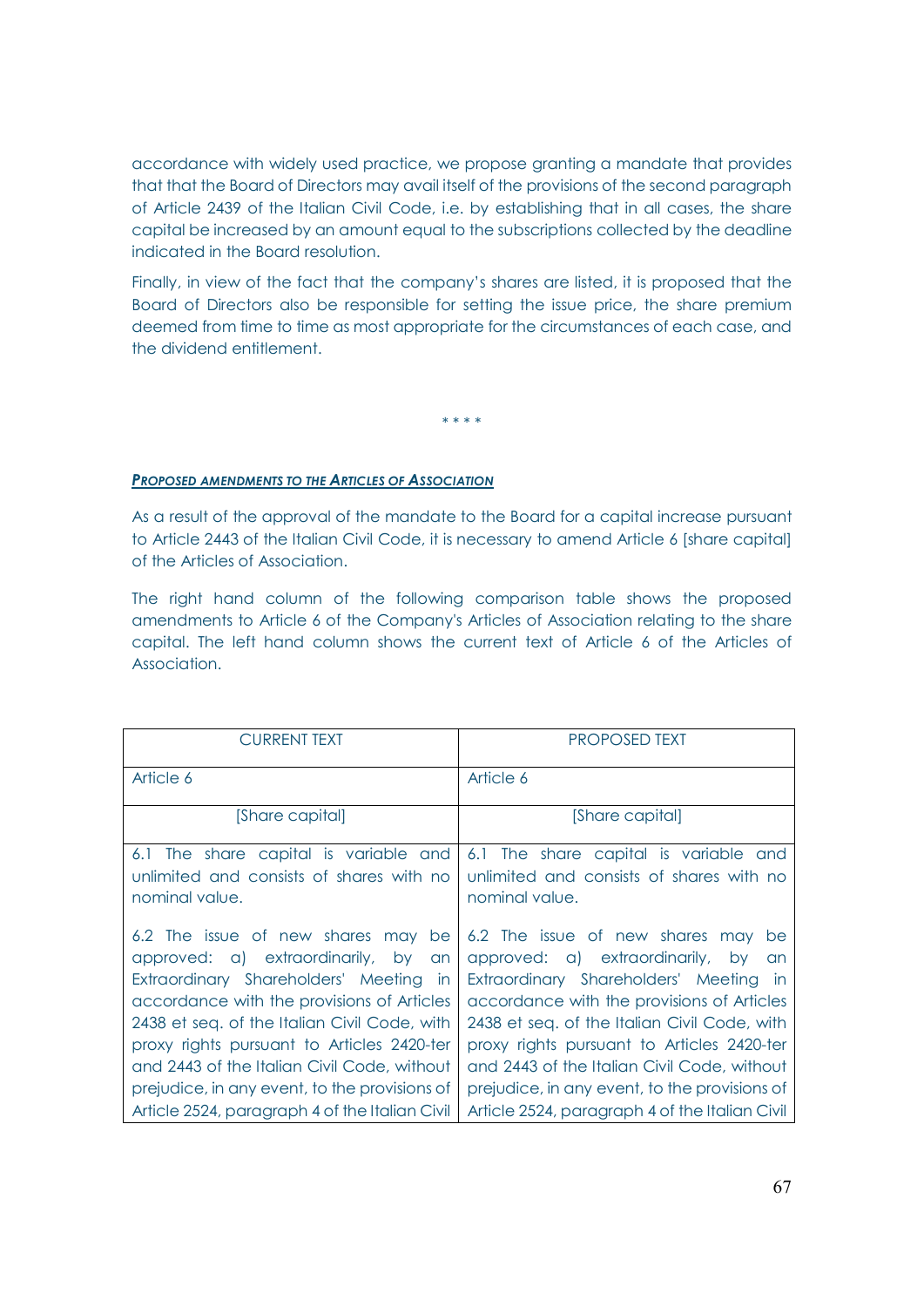accordance with widely used practice, we propose granting a mandate that provides that that the Board of Directors may avail itself of the provisions of the second paragraph of Article 2439 of the Italian Civil Code, i.e. by establishing that in all cases, the share capital be increased by an amount equal to the subscriptions collected by the deadline indicated in the Board resolution.

Finally, in view of the fact that the company's shares are listed, it is proposed that the Board of Directors also be responsible for setting the issue price, the share premium deemed from time to time as most appropriate for the circumstances of each case, and the dividend entitlement.

\* \* \* \*

***PROPOSED AMENDMENTS TO THE ARTICLES OF ASSOCIATION***

As a result of the approval of the mandate to the Board for a capital increase pursuant to Article 2443 of the Italian Civil Code, it is necessary to amend Article 6 [share capital] of the Articles of Association.

The right hand column of the following comparison table shows the proposed amendments to Article 6 of the Company's Articles of Association relating to the share capital. The left hand column shows the current text of Article 6 of the Articles of Association.

| CURRENT TEXT | PROPOSED TEXT |
|---|---|
| Article 6 | Article 6 |
| [Share capital] | [Share capital] |
| 6.1 The share capital is variable and unlimited and consists of shares with no nominal value.<br><br>6.2 The issue of new shares may be approved: a) extraordinarily, by an Extraordinary Shareholders' Meeting in accordance with the provisions of Articles 2438 et seq. of the Italian Civil Code, with proxy rights pursuant to Articles 2420-ter and 2443 of the Italian Civil Code, without prejudice, in any event, to the provisions of Article 2524, paragraph 4 of the Italian Civil | 6.1 The share capital is variable and unlimited and consists of shares with no nominal value.<br><br>6.2 The issue of new shares may be approved: a) extraordinarily, by an Extraordinary Shareholders' Meeting in accordance with the provisions of Articles 2438 et seq. of the Italian Civil Code, with proxy rights pursuant to Articles 2420-ter and 2443 of the Italian Civil Code, without prejudice, in any event, to the provisions of Article 2524, paragraph 4 of the Italian Civil |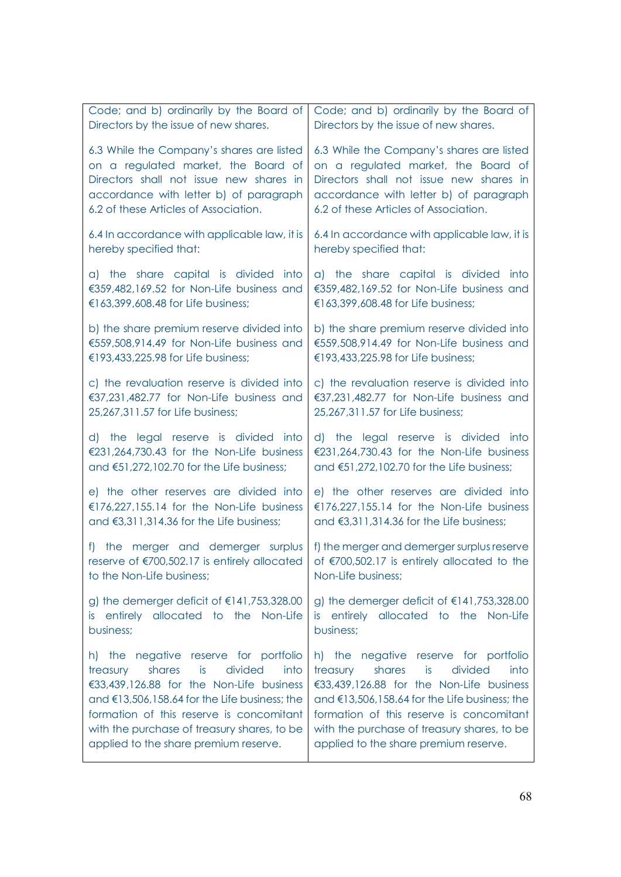| Code; and b) ordinarily by the Board of Directors by the issue of new shares. | Code; and b) ordinarily by the Board of Directors by the issue of new shares. |
|---|---|
| 6.3 While the Company's shares are listed on a regulated market, the Board of Directors shall not issue new shares in accordance with letter b) of paragraph 6.2 of these Articles of Association. | 6.3 While the Company's shares are listed on a regulated market, the Board of Directors shall not issue new shares in accordance with letter b) of paragraph 6.2 of these Articles of Association. |
| 6.4 In accordance with applicable law, it is hereby specified that: | 6.4 In accordance with applicable law, it is hereby specified that: |
| a) the share capital is divided into €359,482,169.52 for Non-Life business and €163,399,608.48 for Life business; | a) the share capital is divided into €359,482,169.52 for Non-Life business and €163,399,608.48 for Life business; |
| b) the share premium reserve divided into €559,508,914.49 for Non-Life business and €193,433,225.98 for Life business; | b) the share premium reserve divided into €559,508,914.49 for Non-Life business and €193,433,225.98 for Life business; |
| c) the revaluation reserve is divided into €37,231,482.77 for Non-Life business and 25,267,311.57 for Life business; | c) the revaluation reserve is divided into €37,231,482.77 for Non-Life business and 25,267,311.57 for Life business; |
| d) the legal reserve is divided into €231,264,730.43 for the Non-Life business and €51,272,102.70 for the Life business; | d) the legal reserve is divided into €231,264,730.43 for the Non-Life business and €51,272,102.70 for the Life business; |
| e) the other reserves are divided into €176,227,155.14 for the Non-Life business and €3,311,314.36 for the Life business; | e) the other reserves are divided into €176,227,155.14 for the Non-Life business and €3,311,314.36 for the Life business; |
| f) the merger and demerger surplus reserve of €700,502.17 is entirely allocated to the Non-Life business; | f) the merger and demerger surplus reserve of €700,502.17 is entirely allocated to the Non-Life business; |
| g) the demerger deficit of €141,753,328.00 is entirely allocated to the Non-Life business; | g) the demerger deficit of €141,753,328.00 is entirely allocated to the Non-Life business; |
| h) the negative reserve for portfolio treasury shares is divided into €33,439,126.88 for the Non-Life business and €13,506,158.64 for the Life business; the formation of this reserve is concomitant with the purchase of treasury shares, to be applied to the share premium reserve. | h) the negative reserve for portfolio treasury shares is divided into €33,439,126.88 for the Non-Life business and €13,506,158.64 for the Life business; the formation of this reserve is concomitant with the purchase of treasury shares, to be applied to the share premium reserve. |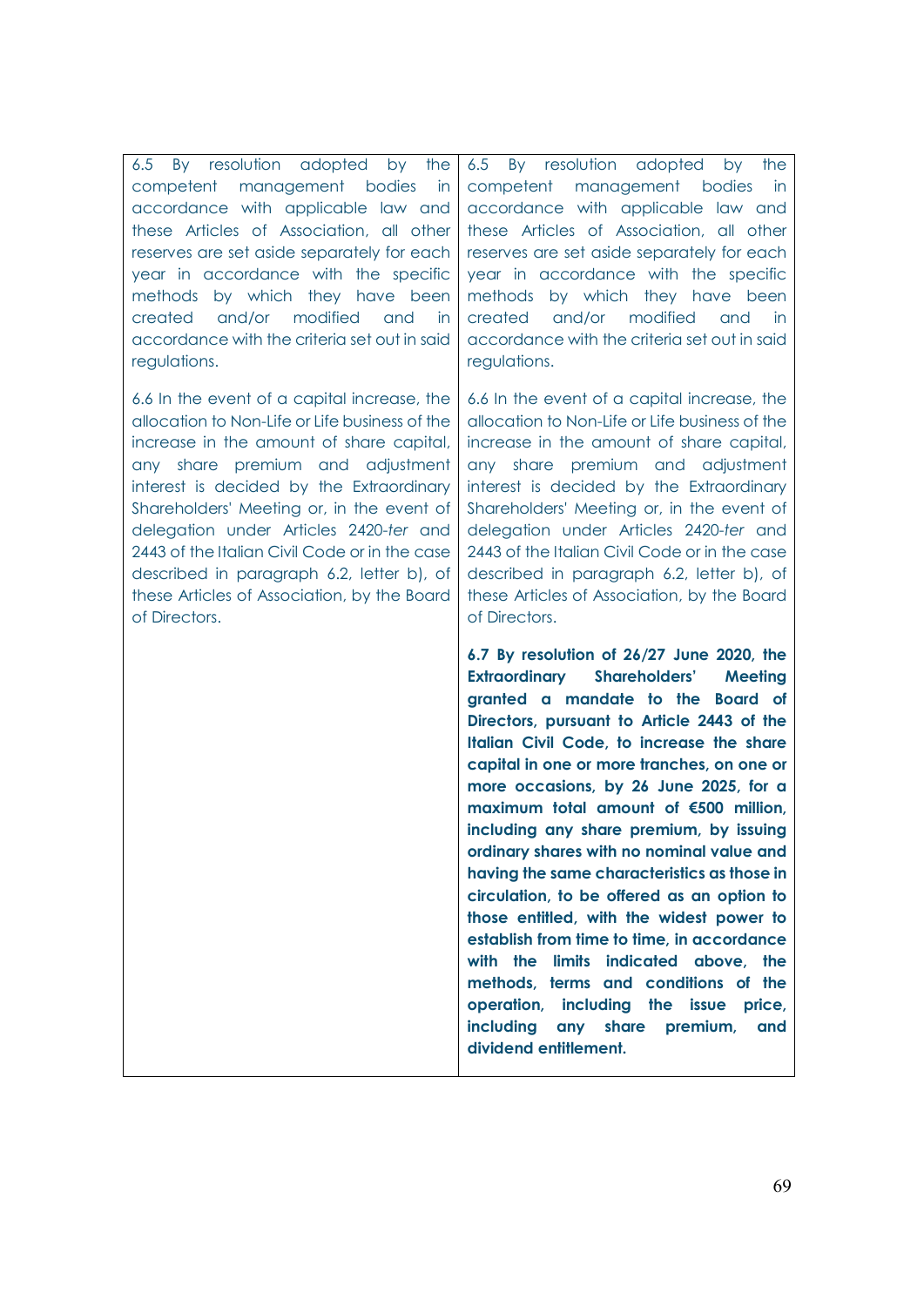| | |
|---|---|
| 6.5 By resolution adopted by the competent management bodies in accordance with applicable law and these Articles of Association, all other reserves are set aside separately for each year in accordance with the specific methods by which they have been created and/or modified and in accordance with the criteria set out in said regulations. | 6.5 By resolution adopted by the competent management bodies in accordance with applicable law and these Articles of Association, all other reserves are set aside separately for each year in accordance with the specific methods by which they have been created and/or modified and in accordance with the criteria set out in said regulations. |
| 6.6 In the event of a capital increase, the allocation to Non-Life or Life business of the increase in the amount of share capital, any share premium and adjustment interest is decided by the Extraordinary Shareholders' Meeting or, in the event of delegation under Articles 2420-*ter* and 2443 of the Italian Civil Code or in the case described in paragraph 6.2, letter b), of these Articles of Association, by the Board of Directors. | 6.6 In the event of a capital increase, the allocation to Non-Life or Life business of the increase in the amount of share capital, any share premium and adjustment interest is decided by the Extraordinary Shareholders' Meeting or, in the event of delegation under Articles 2420-*ter* and 2443 of the Italian Civil Code or in the case described in paragraph 6.2, letter b), of these Articles of Association, by the Board of Directors. |
| | **6.7 By resolution of 26/27 June 2020, the Extraordinary Shareholders' Meeting granted a mandate to the Board of Directors, pursuant to Article 2443 of the Italian Civil Code, to increase the share capital in one or more tranches, on one or more occasions, by 26 June 2025, for a maximum total amount of €500 million, including any share premium, by issuing ordinary shares with no nominal value and having the same characteristics as those in circulation, to be offered as an option to those entitled, with the widest power to establish from time to time, in accordance with the limits indicated above, the methods, terms and conditions of the operation, including the issue price, including any share premium, and dividend entitlement.** |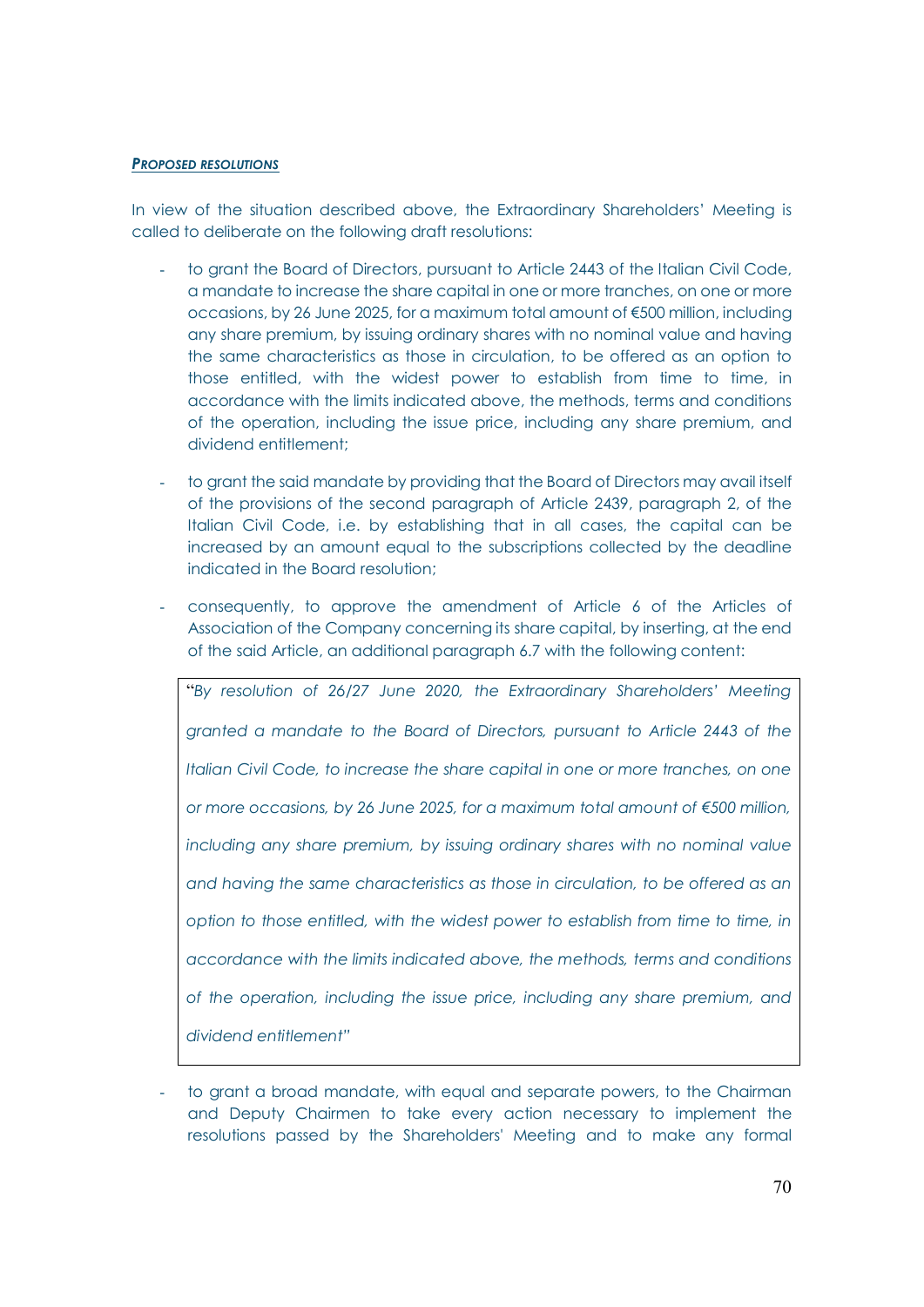***Proposed resolutions***

In view of the situation described above, the Extraordinary Shareholders' Meeting is called to deliberate on the following draft resolutions:

- to grant the Board of Directors, pursuant to Article 2443 of the Italian Civil Code, a mandate to increase the share capital in one or more tranches, on one or more occasions, by 26 June 2025, for a maximum total amount of €500 million, including any share premium, by issuing ordinary shares with no nominal value and having the same characteristics as those in circulation, to be offered as an option to those entitled, with the widest power to establish from time to time, in accordance with the limits indicated above, the methods, terms and conditions of the operation, including the issue price, including any share premium, and dividend entitlement;
- to grant the said mandate by providing that the Board of Directors may avail itself of the provisions of the second paragraph of Article 2439, paragraph 2, of the Italian Civil Code, i.e. by establishing that in all cases, the capital can be increased by an amount equal to the subscriptions collected by the deadline indicated in the Board resolution;
- consequently, to approve the amendment of Article 6 of the Articles of Association of the Company concerning its share capital, by inserting, at the end of the said Article, an additional paragraph 6.7 with the following content:

> "*By resolution of 26/27 June 2020, the Extraordinary Shareholders' Meeting granted a mandate to the Board of Directors, pursuant to Article 2443 of the Italian Civil Code, to increase the share capital in one or more tranches, on one or more occasions, by 26 June 2025, for a maximum total amount of €500 million, including any share premium, by issuing ordinary shares with no nominal value and having the same characteristics as those in circulation, to be offered as an option to those entitled, with the widest power to establish from time to time, in accordance with the limits indicated above, the methods, terms and conditions of the operation, including the issue price, including any share premium, and dividend entitlement*"

- to grant a broad mandate, with equal and separate powers, to the Chairman and Deputy Chairmen to take every action necessary to implement the resolutions passed by the Shareholders' Meeting and to make any formal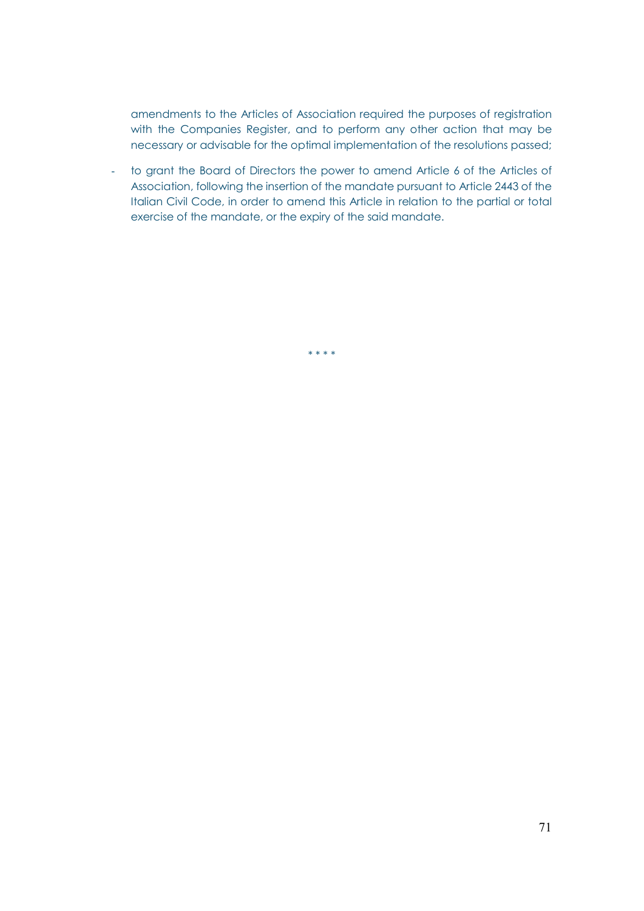amendments to the Articles of Association required the purposes of registration with the Companies Register, and to perform any other action that may be necessary or advisable for the optimal implementation of the resolutions passed;

- to grant the Board of Directors the power to amend Article 6 of the Articles of Association, following the insertion of the mandate pursuant to Article 2443 of the Italian Civil Code, in order to amend this Article in relation to the partial or total exercise of the mandate, or the expiry of the said mandate.

\* \* \* \*